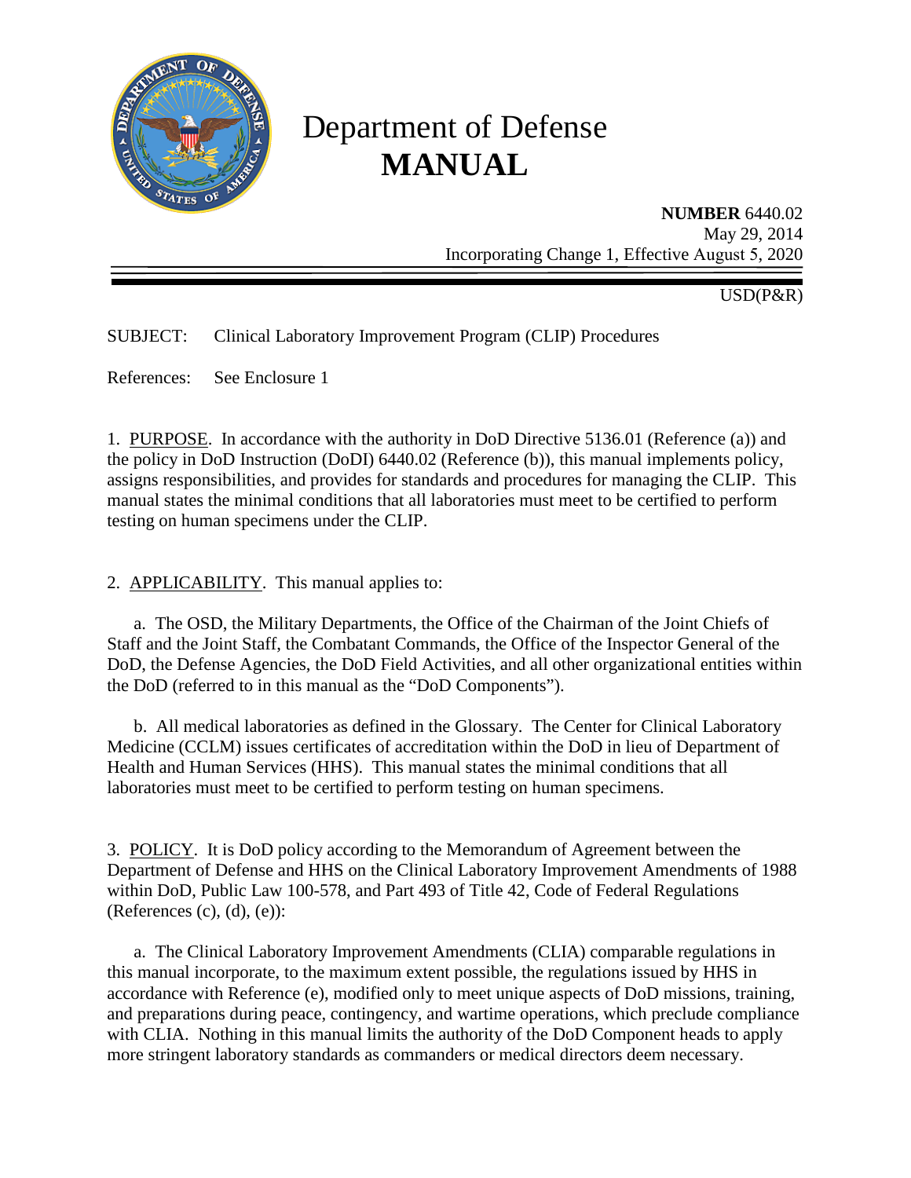# Department of Defense **MANUAL**

**NUMBER** 6440.02
May 29, 2014
Incorporating Change 1, Effective August 5, 2020

USD(P&R)

SUBJECT: Clinical Laboratory Improvement Program (CLIP) Procedures

References: See Enclosure 1

1. PURPOSE. In accordance with the authority in DoD Directive 5136.01 (Reference (a)) and the policy in DoD Instruction (DoDI) 6440.02 (Reference (b)), this manual implements policy, assigns responsibilities, and provides for standards and procedures for managing the CLIP. This manual states the minimal conditions that all laboratories must meet to be certified to perform testing on human specimens under the CLIP.

2. APPLICABILITY. This manual applies to:

a. The OSD, the Military Departments, the Office of the Chairman of the Joint Chiefs of Staff and the Joint Staff, the Combatant Commands, the Office of the Inspector General of the DoD, the Defense Agencies, the DoD Field Activities, and all other organizational entities within the DoD (referred to in this manual as the "DoD Components").

b. All medical laboratories as defined in the Glossary. The Center for Clinical Laboratory Medicine (CCLM) issues certificates of accreditation within the DoD in lieu of Department of Health and Human Services (HHS). This manual states the minimal conditions that all laboratories must meet to be certified to perform testing on human specimens.

3. POLICY. It is DoD policy according to the Memorandum of Agreement between the Department of Defense and HHS on the Clinical Laboratory Improvement Amendments of 1988 within DoD, Public Law 100-578, and Part 493 of Title 42, Code of Federal Regulations (References (c), (d), (e)):

a. The Clinical Laboratory Improvement Amendments (CLIA) comparable regulations in this manual incorporate, to the maximum extent possible, the regulations issued by HHS in accordance with Reference (e), modified only to meet unique aspects of DoD missions, training, and preparations during peace, contingency, and wartime operations, which preclude compliance with CLIA. Nothing in this manual limits the authority of the DoD Component heads to apply more stringent laboratory standards as commanders or medical directors deem necessary.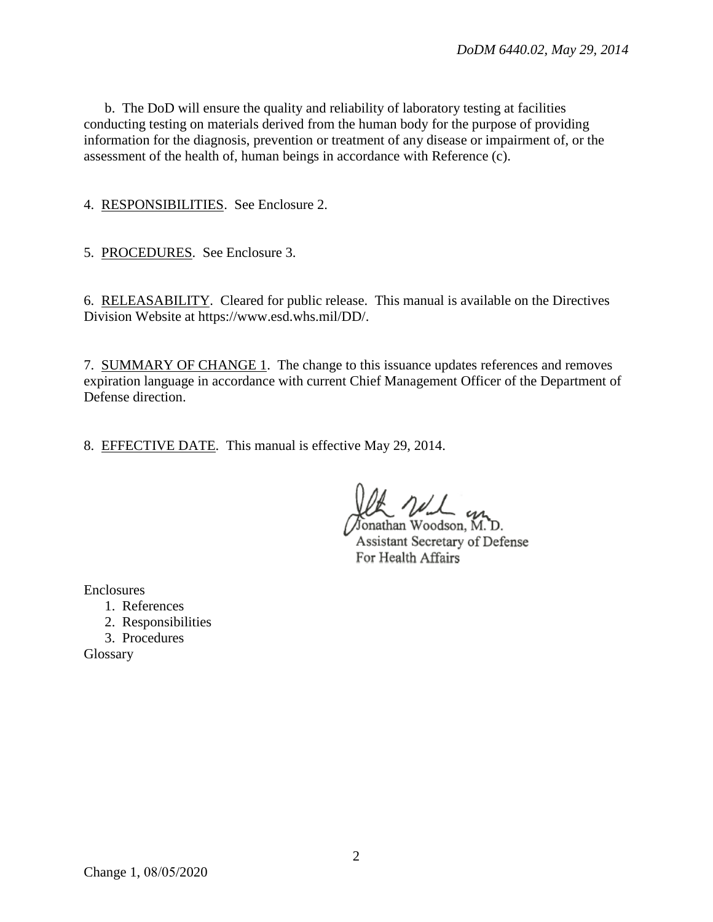b. The DoD will ensure the quality and reliability of laboratory testing at facilities conducting testing on materials derived from the human body for the purpose of providing information for the diagnosis, prevention or treatment of any disease or impairment of, or the assessment of the health of, human beings in accordance with Reference (c).

4. RESPONSIBILITIES. See Enclosure 2.

5. PROCEDURES. See Enclosure 3.

6. RELEASABILITY. Cleared for public release. This manual is available on the Directives Division Website at https://www.esd.whs.mil/DD/.

7. SUMMARY OF CHANGE 1. The change to this issuance updates references and removes expiration language in accordance with current Chief Management Officer of the Department of Defense direction.

8. EFFECTIVE DATE. This manual is effective May 29, 2014.

Jonathan Woodson, M. D.
Assistant Secretary of Defense
For Health Affairs

Enclosures
1. References
2. Responsibilities
3. Procedures
Glossary

Change 1, 08/05/2020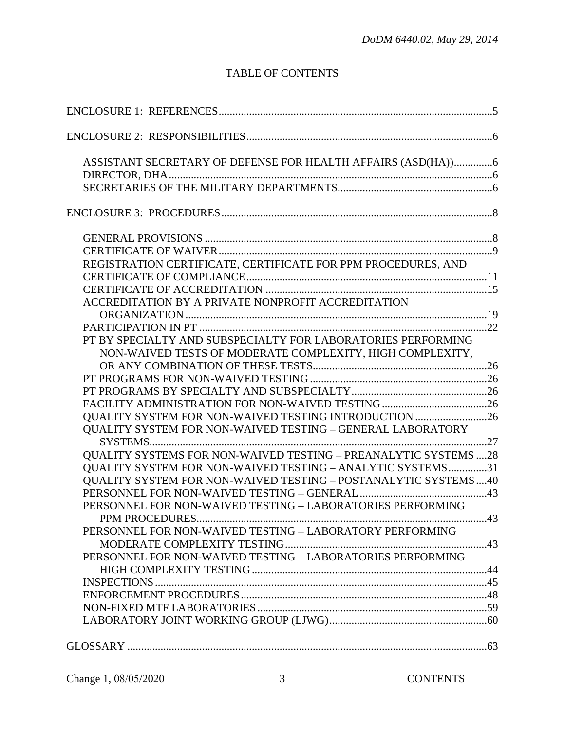# TABLE OF CONTENTS

ENCLOSURE 1: REFERENCES ... 5

ENCLOSURE 2: RESPONSIBILITIES ... 6

- ASSISTANT SECRETARY OF DEFENSE FOR HEALTH AFFAIRS (ASD(HA)) ... 6
- DIRECTOR, DHA ... 6
- SECRETARIES OF THE MILITARY DEPARTMENTS ... 6

ENCLOSURE 3: PROCEDURES ... 8

- GENERAL PROVISIONS ... 8
- CERTIFICATE OF WAIVER ... 9
- REGISTRATION CERTIFICATE, CERTIFICATE FOR PPM PROCEDURES, AND CERTIFICATE OF COMPLIANCE ... 11
- CERTIFICATE OF ACCREDITATION ... 15
- ACCREDITATION BY A PRIVATE NONPROFIT ACCREDITATION ORGANIZATION ... 19
- PARTICIPATION IN PT ... 22
- PT BY SPECIALTY AND SUBSPECIALTY FOR LABORATORIES PERFORMING NON-WAIVED TESTS OF MODERATE COMPLEXITY, HIGH COMPLEXITY, OR ANY COMBINATION OF THESE TESTS ... 26
- PT PROGRAMS FOR NON-WAIVED TESTING ... 26
- PT PROGRAMS BY SPECIALTY AND SUBSPECIALTY ... 26
- FACILITY ADMINISTRATION FOR NON-WAIVED TESTING ... 26
- QUALITY SYSTEM FOR NON-WAIVED TESTING INTRODUCTION ... 26
- QUALITY SYSTEM FOR NON-WAIVED TESTING – GENERAL LABORATORY SYSTEMS ... 27
- QUALITY SYSTEMS FOR NON-WAIVED TESTING – PREANALYTIC SYSTEMS ... 28
- QUALITY SYSTEM FOR NON-WAIVED TESTING – ANALYTIC SYSTEMS ... 31
- QUALITY SYSTEM FOR NON-WAIVED TESTING – POSTANALYTIC SYSTEMS ... 40
- PERSONNEL FOR NON-WAIVED TESTING – GENERAL ... 43
- PERSONNEL FOR NON-WAIVED TESTING – LABORATORIES PERFORMING PPM PROCEDURES ... 43
- PERSONNEL FOR NON-WAIVED TESTING – LABORATORY PERFORMING MODERATE COMPLEXITY TESTING ... 43
- PERSONNEL FOR NON-WAIVED TESTING – LABORATORIES PERFORMING HIGH COMPLEXITY TESTING ... 44
- INSPECTIONS ... 45
- ENFORCEMENT PROCEDURES ... 48
- NON-FIXED MTF LABORATORIES ... 59
- LABORATORY JOINT WORKING GROUP (LJWG) ... 60

GLOSSARY ... 63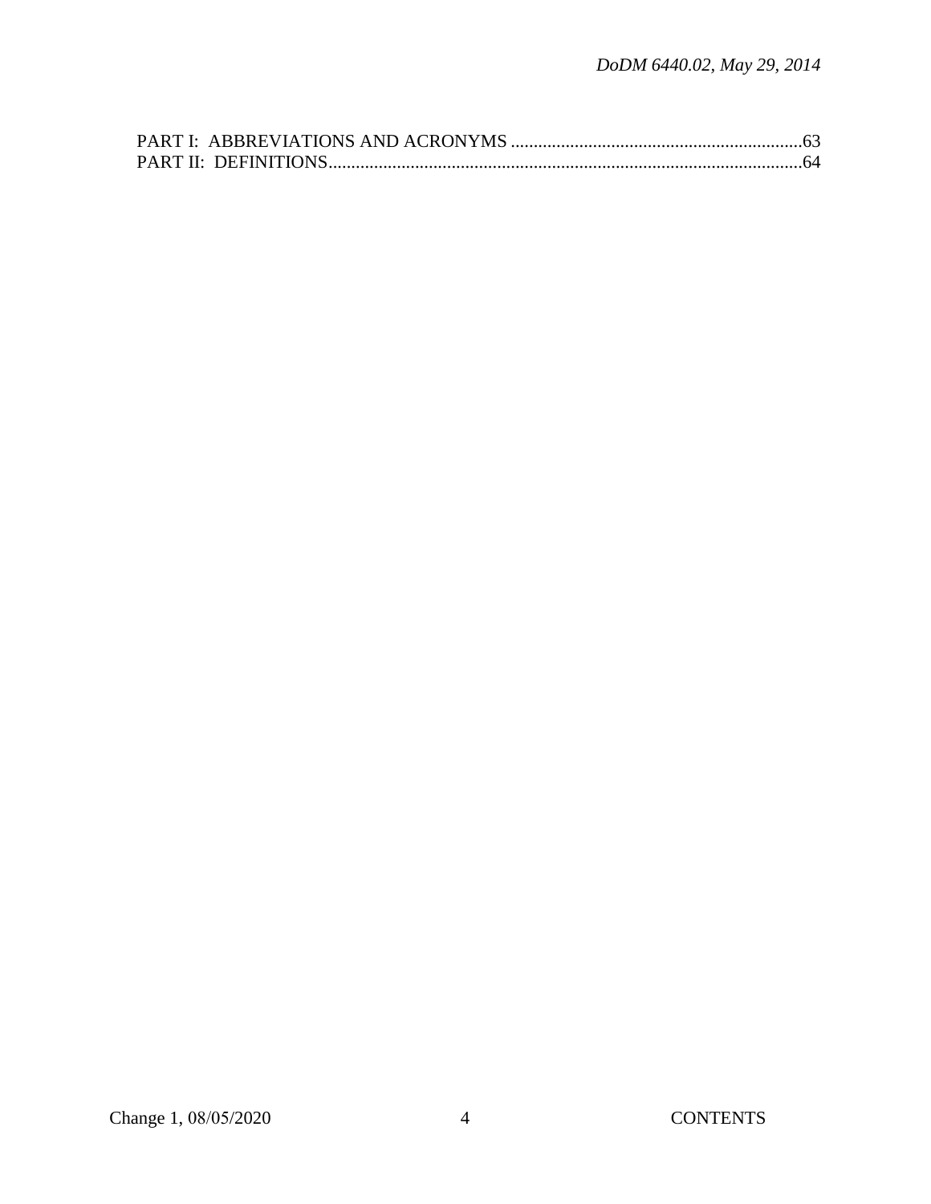PART I: ABBREVIATIONS AND ACRONYMS ....................................................................63
PART II: DEFINITIONS..........................................................................................................64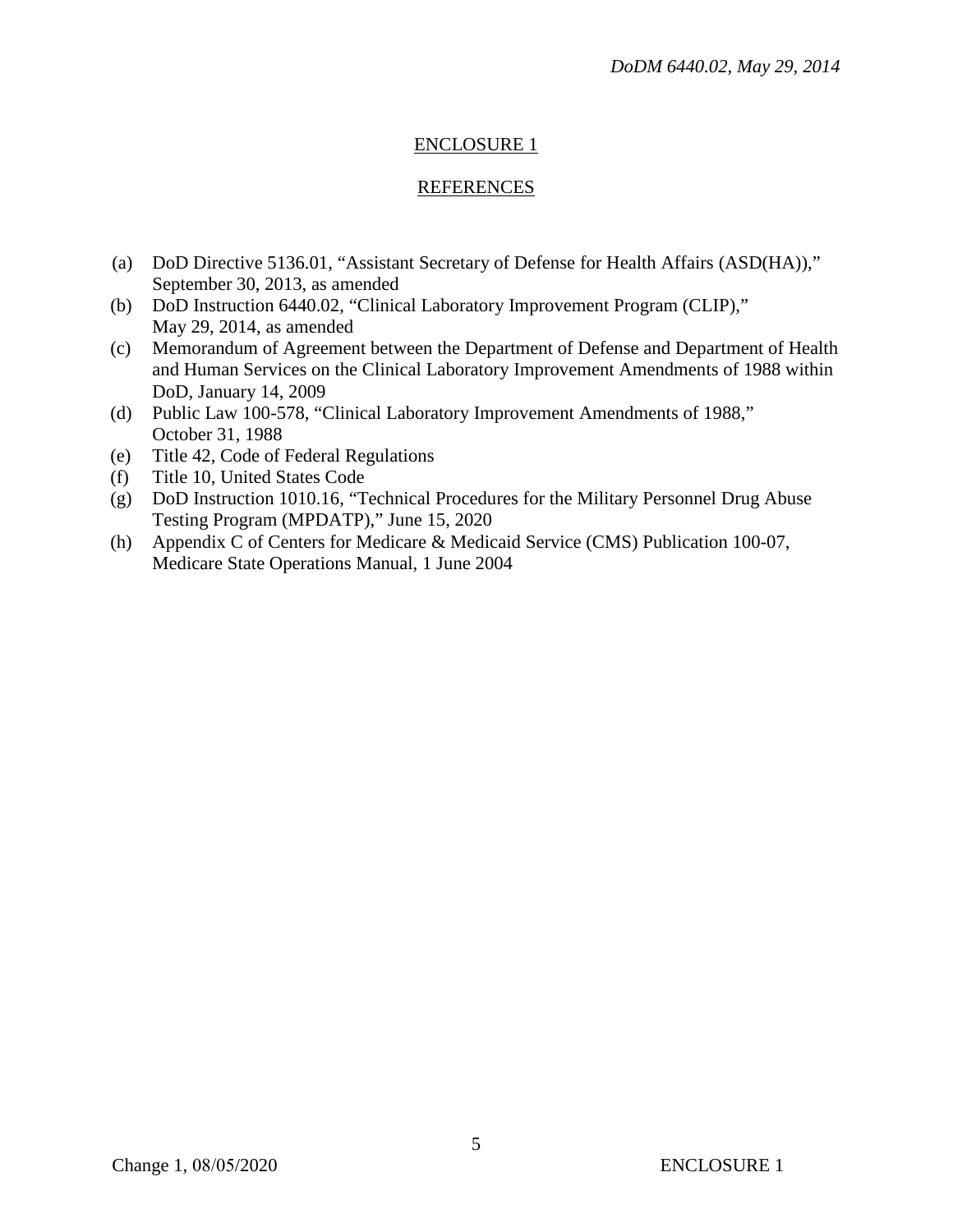## ENCLOSURE 1

## REFERENCES

(a) DoD Directive 5136.01, "Assistant Secretary of Defense for Health Affairs (ASD(HA))," September 30, 2013, as amended

(b) DoD Instruction 6440.02, "Clinical Laboratory Improvement Program (CLIP)," May 29, 2014, as amended

(c) Memorandum of Agreement between the Department of Defense and Department of Health and Human Services on the Clinical Laboratory Improvement Amendments of 1988 within DoD, January 14, 2009

(d) Public Law 100-578, "Clinical Laboratory Improvement Amendments of 1988," October 31, 1988

(e) Title 42, Code of Federal Regulations

(f) Title 10, United States Code

(g) DoD Instruction 1010.16, "Technical Procedures for the Military Personnel Drug Abuse Testing Program (MPDATP)," June 15, 2020

(h) Appendix C of Centers for Medicare & Medicaid Service (CMS) Publication 100-07, Medicare State Operations Manual, 1 June 2004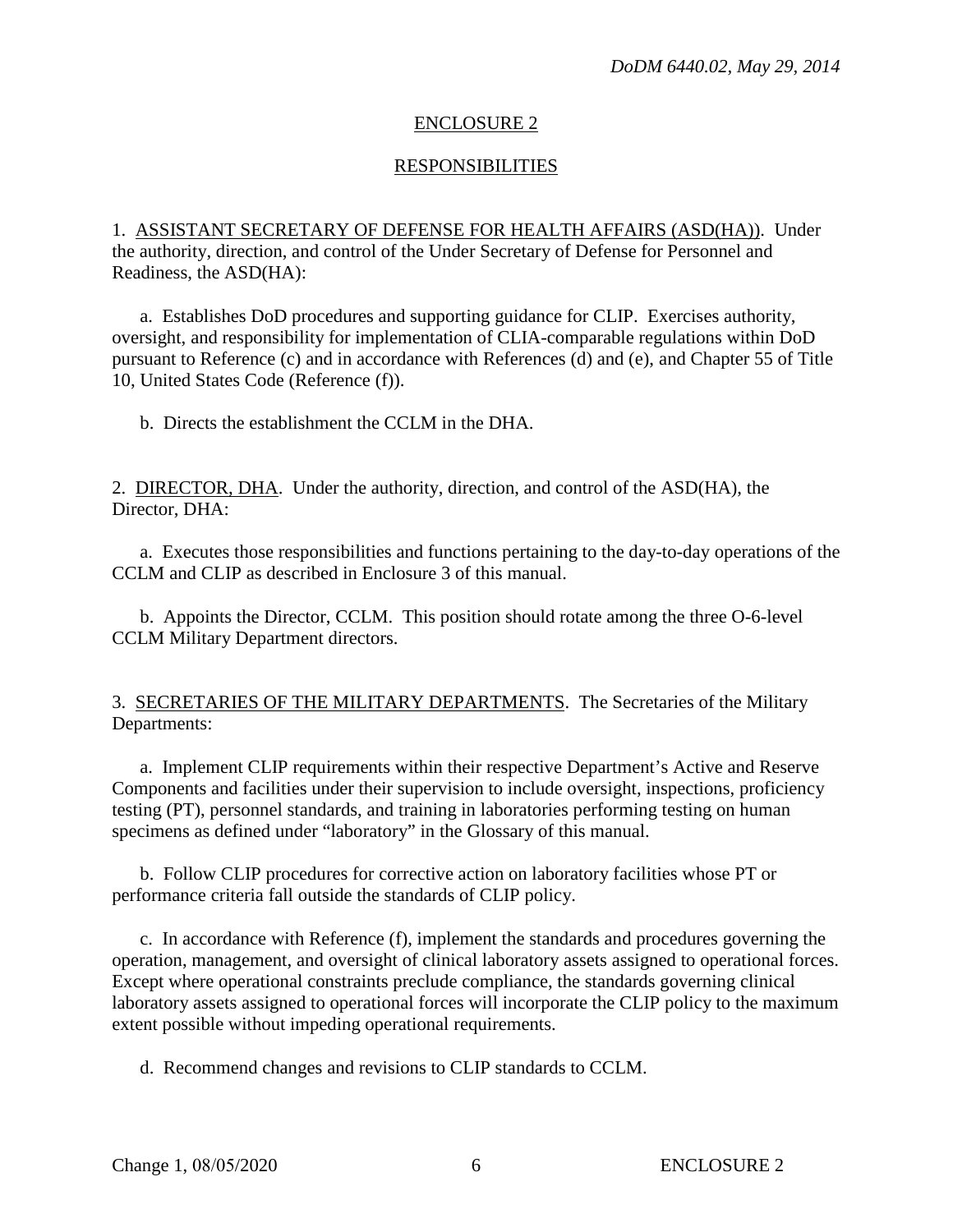## ENCLOSURE 2

## RESPONSIBILITIES

1. ASSISTANT SECRETARY OF DEFENSE FOR HEALTH AFFAIRS (ASD(HA)). Under the authority, direction, and control of the Under Secretary of Defense for Personnel and Readiness, the ASD(HA):

a. Establishes DoD procedures and supporting guidance for CLIP. Exercises authority, oversight, and responsibility for implementation of CLIA-comparable regulations within DoD pursuant to Reference (c) and in accordance with References (d) and (e), and Chapter 55 of Title 10, United States Code (Reference (f)).

b. Directs the establishment the CCLM in the DHA.

2. DIRECTOR, DHA. Under the authority, direction, and control of the ASD(HA), the Director, DHA:

a. Executes those responsibilities and functions pertaining to the day-to-day operations of the CCLM and CLIP as described in Enclosure 3 of this manual.

b. Appoints the Director, CCLM. This position should rotate among the three O-6-level CCLM Military Department directors.

3. SECRETARIES OF THE MILITARY DEPARTMENTS. The Secretaries of the Military Departments:

a. Implement CLIP requirements within their respective Department's Active and Reserve Components and facilities under their supervision to include oversight, inspections, proficiency testing (PT), personnel standards, and training in laboratories performing testing on human specimens as defined under "laboratory" in the Glossary of this manual.

b. Follow CLIP procedures for corrective action on laboratory facilities whose PT or performance criteria fall outside the standards of CLIP policy.

c. In accordance with Reference (f), implement the standards and procedures governing the operation, management, and oversight of clinical laboratory assets assigned to operational forces. Except where operational constraints preclude compliance, the standards governing clinical laboratory assets assigned to operational forces will incorporate the CLIP policy to the maximum extent possible without impeding operational requirements.

d. Recommend changes and revisions to CLIP standards to CCLM.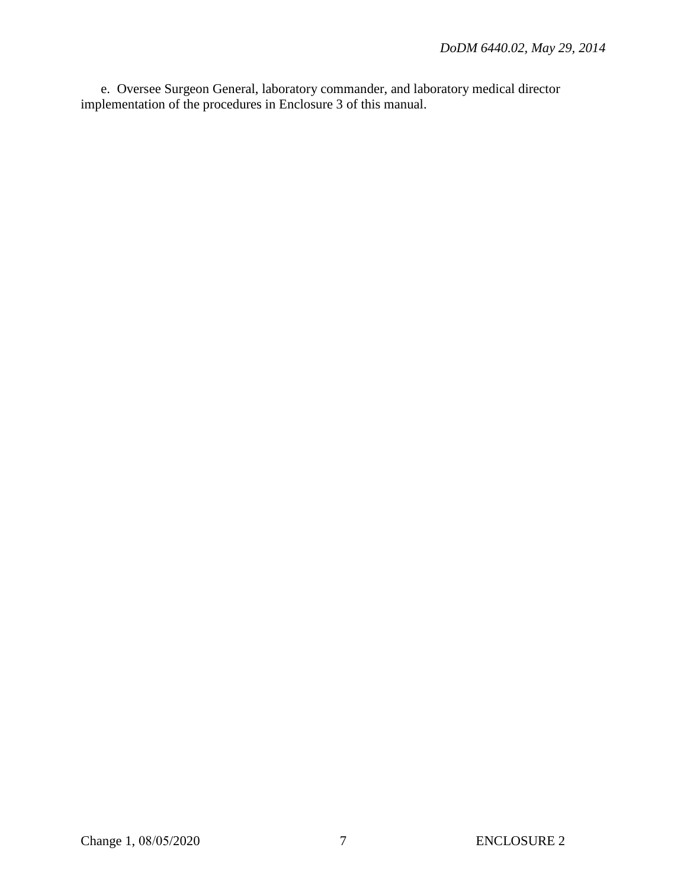e. Oversee Surgeon General, laboratory commander, and laboratory medical director implementation of the procedures in Enclosure 3 of this manual.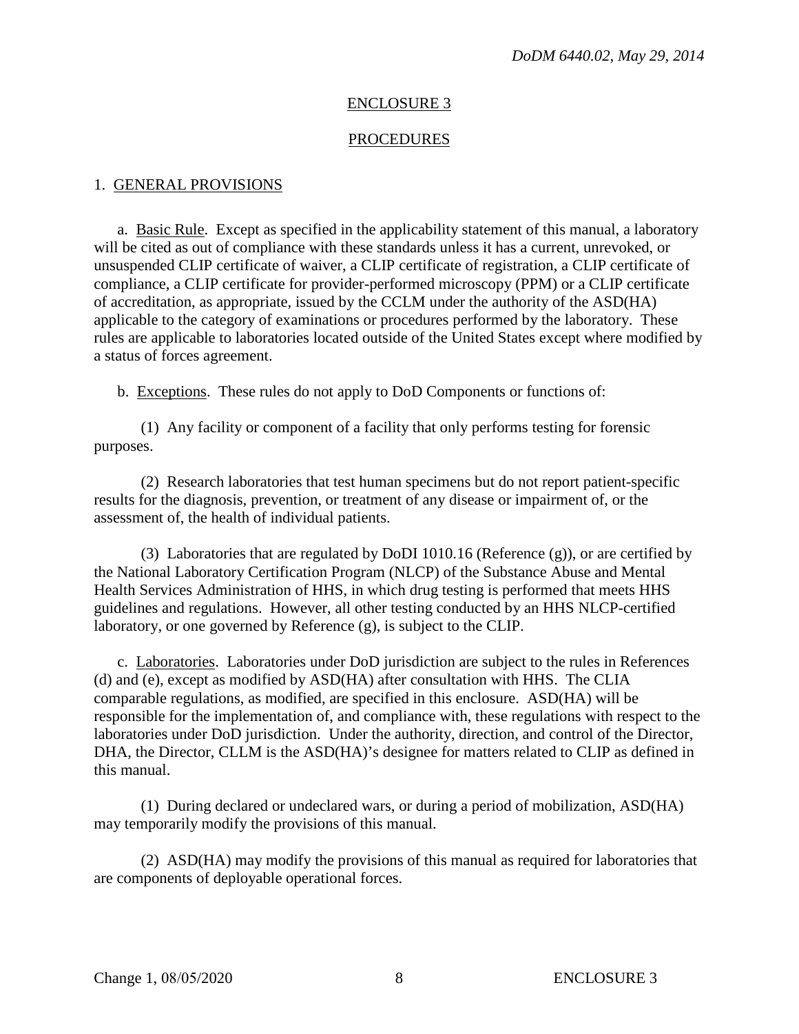## ENCLOSURE 3

## PROCEDURES

### 1. GENERAL PROVISIONS

a. Basic Rule. Except as specified in the applicability statement of this manual, a laboratory will be cited as out of compliance with these standards unless it has a current, unrevoked, or unsuspended CLIP certificate of waiver, a CLIP certificate of registration, a CLIP certificate of compliance, a CLIP certificate for provider-performed microscopy (PPM) or a CLIP certificate of accreditation, as appropriate, issued by the CCLM under the authority of the ASD(HA) applicable to the category of examinations or procedures performed by the laboratory. These rules are applicable to laboratories located outside of the United States except where modified by a status of forces agreement.

b. Exceptions. These rules do not apply to DoD Components or functions of:

(1) Any facility or component of a facility that only performs testing for forensic purposes.

(2) Research laboratories that test human specimens but do not report patient-specific results for the diagnosis, prevention, or treatment of any disease or impairment of, or the assessment of, the health of individual patients.

(3) Laboratories that are regulated by DoDI 1010.16 (Reference (g)), or are certified by the National Laboratory Certification Program (NLCP) of the Substance Abuse and Mental Health Services Administration of HHS, in which drug testing is performed that meets HHS guidelines and regulations. However, all other testing conducted by an HHS NLCP-certified laboratory, or one governed by Reference (g), is subject to the CLIP.

c. Laboratories. Laboratories under DoD jurisdiction are subject to the rules in References (d) and (e), except as modified by ASD(HA) after consultation with HHS. The CLIA comparable regulations, as modified, are specified in this enclosure. ASD(HA) will be responsible for the implementation of, and compliance with, these regulations with respect to the laboratories under DoD jurisdiction. Under the authority, direction, and control of the Director, DHA, the Director, CLLM is the ASD(HA)'s designee for matters related to CLIP as defined in this manual.

(1) During declared or undeclared wars, or during a period of mobilization, ASD(HA) may temporarily modify the provisions of this manual.

(2) ASD(HA) may modify the provisions of this manual as required for laboratories that are components of deployable operational forces.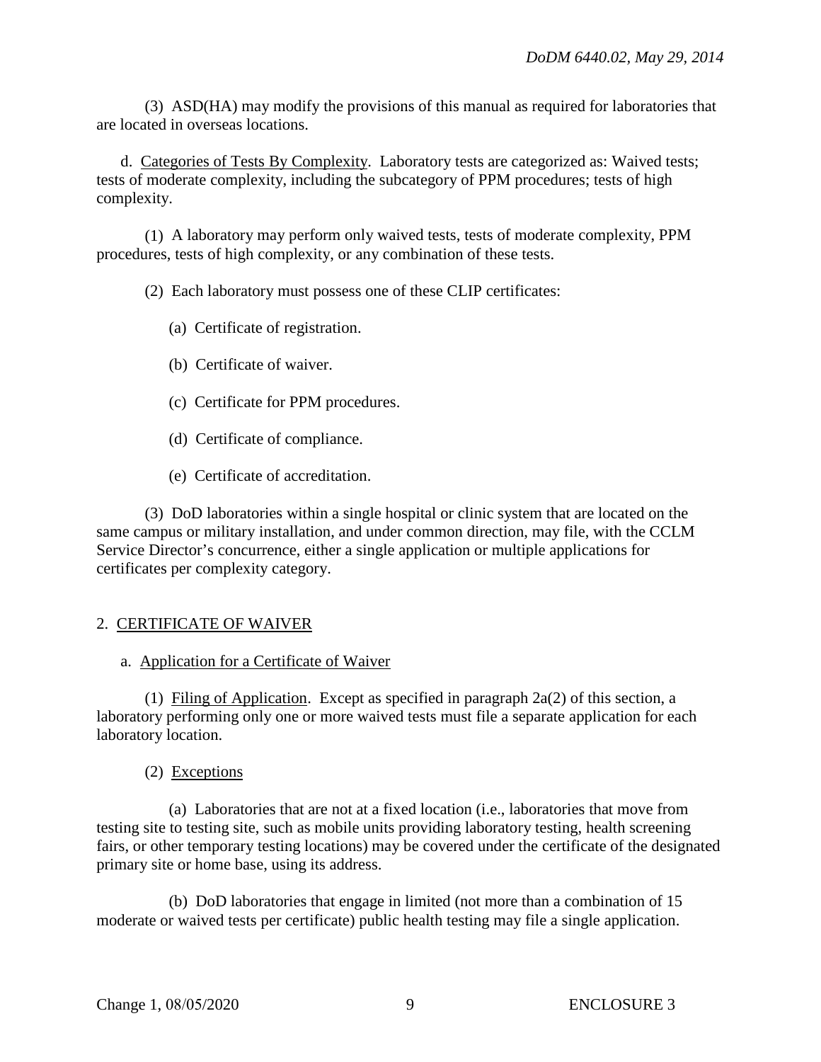(3) ASD(HA) may modify the provisions of this manual as required for laboratories that are located in overseas locations.

d. Categories of Tests By Complexity. Laboratory tests are categorized as: Waived tests; tests of moderate complexity, including the subcategory of PPM procedures; tests of high complexity.

(1) A laboratory may perform only waived tests, tests of moderate complexity, PPM procedures, tests of high complexity, or any combination of these tests.

(2) Each laboratory must possess one of these CLIP certificates:

(a) Certificate of registration.

(b) Certificate of waiver.

(c) Certificate for PPM procedures.

(d) Certificate of compliance.

(e) Certificate of accreditation.

(3) DoD laboratories within a single hospital or clinic system that are located on the same campus or military installation, and under common direction, may file, with the CCLM Service Director's concurrence, either a single application or multiple applications for certificates per complexity category.

## 2. CERTIFICATE OF WAIVER

a. Application for a Certificate of Waiver

(1) Filing of Application. Except as specified in paragraph 2a(2) of this section, a laboratory performing only one or more waived tests must file a separate application for each laboratory location.

(2) Exceptions

(a) Laboratories that are not at a fixed location (i.e., laboratories that move from testing site to testing site, such as mobile units providing laboratory testing, health screening fairs, or other temporary testing locations) may be covered under the certificate of the designated primary site or home base, using its address.

(b) DoD laboratories that engage in limited (not more than a combination of 15 moderate or waived tests per certificate) public health testing may file a single application.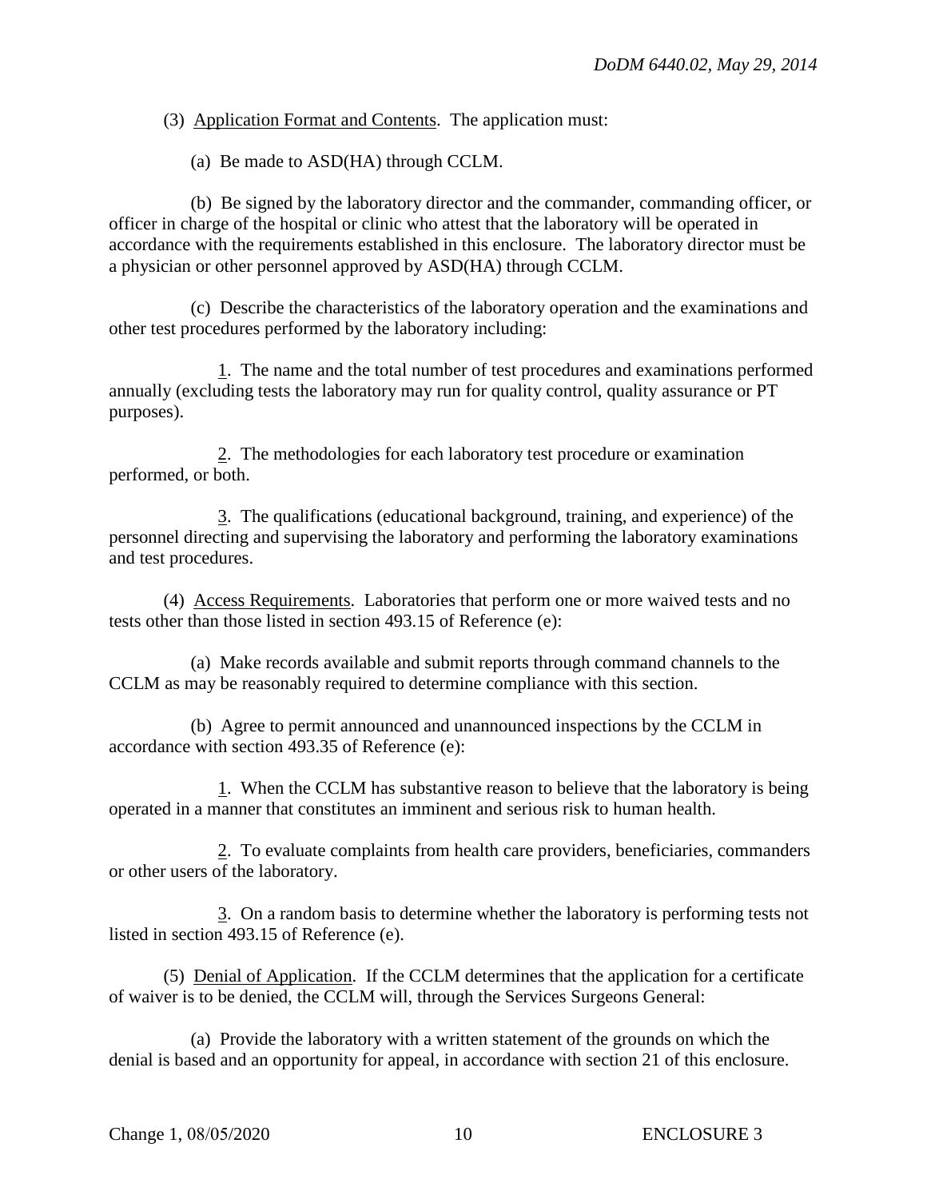(3) Application Format and Contents. The application must:

(a) Be made to ASD(HA) through CCLM.

(b) Be signed by the laboratory director and the commander, commanding officer, or officer in charge of the hospital or clinic who attest that the laboratory will be operated in accordance with the requirements established in this enclosure. The laboratory director must be a physician or other personnel approved by ASD(HA) through CCLM.

(c) Describe the characteristics of the laboratory operation and the examinations and other test procedures performed by the laboratory including:

1. The name and the total number of test procedures and examinations performed annually (excluding tests the laboratory may run for quality control, quality assurance or PT purposes).

2. The methodologies for each laboratory test procedure or examination performed, or both.

3. The qualifications (educational background, training, and experience) of the personnel directing and supervising the laboratory and performing the laboratory examinations and test procedures.

(4) Access Requirements. Laboratories that perform one or more waived tests and no tests other than those listed in section 493.15 of Reference (e):

(a) Make records available and submit reports through command channels to the CCLM as may be reasonably required to determine compliance with this section.

(b) Agree to permit announced and unannounced inspections by the CCLM in accordance with section 493.35 of Reference (e):

1. When the CCLM has substantive reason to believe that the laboratory is being operated in a manner that constitutes an imminent and serious risk to human health.

2. To evaluate complaints from health care providers, beneficiaries, commanders or other users of the laboratory.

3. On a random basis to determine whether the laboratory is performing tests not listed in section 493.15 of Reference (e).

(5) Denial of Application. If the CCLM determines that the application for a certificate of waiver is to be denied, the CCLM will, through the Services Surgeons General:

(a) Provide the laboratory with a written statement of the grounds on which the denial is based and an opportunity for appeal, in accordance with section 21 of this enclosure.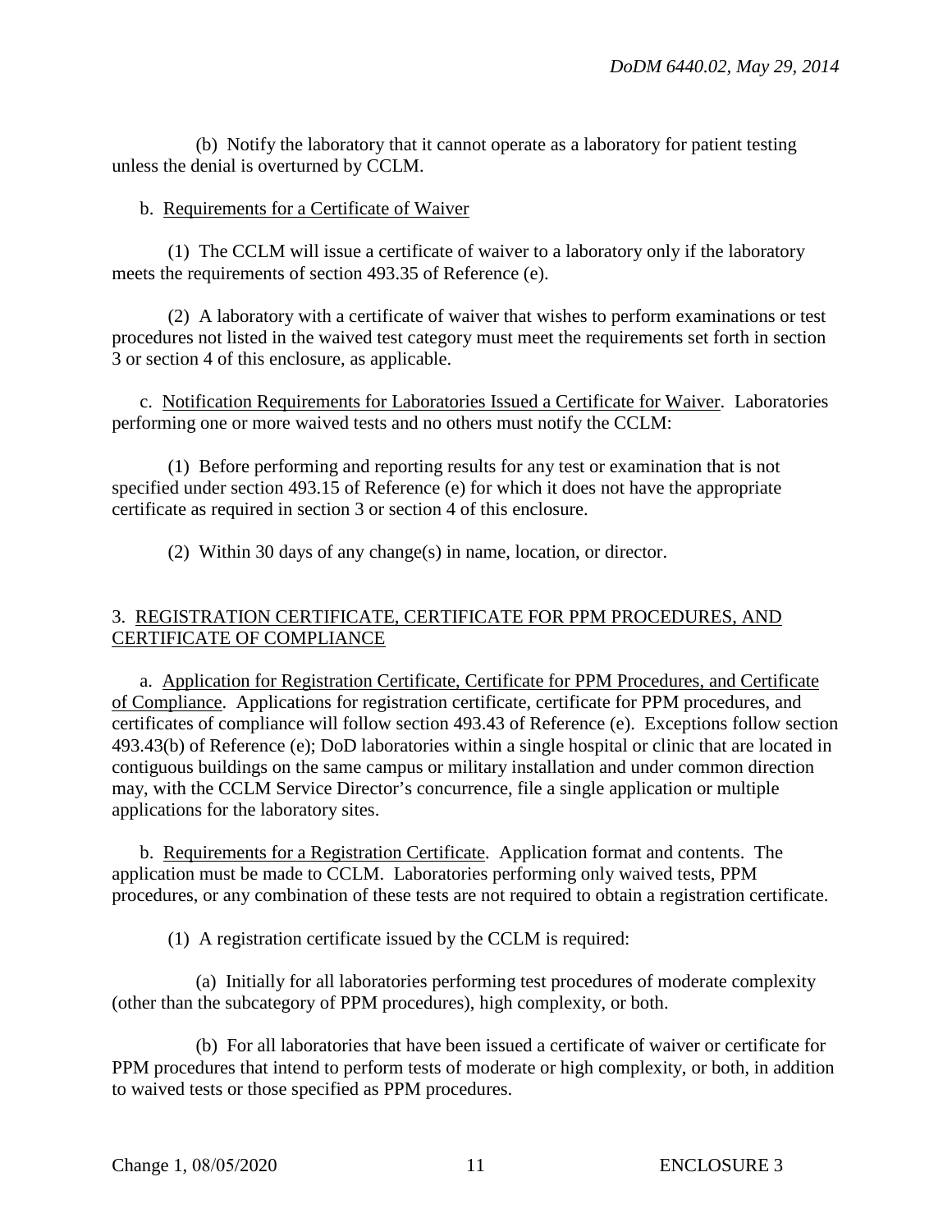(b) Notify the laboratory that it cannot operate as a laboratory for patient testing unless the denial is overturned by CCLM.

b. Requirements for a Certificate of Waiver

(1) The CCLM will issue a certificate of waiver to a laboratory only if the laboratory meets the requirements of section 493.35 of Reference (e).

(2) A laboratory with a certificate of waiver that wishes to perform examinations or test procedures not listed in the waived test category must meet the requirements set forth in section 3 or section 4 of this enclosure, as applicable.

c. Notification Requirements for Laboratories Issued a Certificate for Waiver. Laboratories performing one or more waived tests and no others must notify the CCLM:

(1) Before performing and reporting results for any test or examination that is not specified under section 493.15 of Reference (e) for which it does not have the appropriate certificate as required in section 3 or section 4 of this enclosure.

(2) Within 30 days of any change(s) in name, location, or director.

## 3. REGISTRATION CERTIFICATE, CERTIFICATE FOR PPM PROCEDURES, AND CERTIFICATE OF COMPLIANCE

a. Application for Registration Certificate, Certificate for PPM Procedures, and Certificate of Compliance. Applications for registration certificate, certificate for PPM procedures, and certificates of compliance will follow section 493.43 of Reference (e). Exceptions follow section 493.43(b) of Reference (e); DoD laboratories within a single hospital or clinic that are located in contiguous buildings on the same campus or military installation and under common direction may, with the CCLM Service Director's concurrence, file a single application or multiple applications for the laboratory sites.

b. Requirements for a Registration Certificate. Application format and contents. The application must be made to CCLM. Laboratories performing only waived tests, PPM procedures, or any combination of these tests are not required to obtain a registration certificate.

(1) A registration certificate issued by the CCLM is required:

(a) Initially for all laboratories performing test procedures of moderate complexity (other than the subcategory of PPM procedures), high complexity, or both.

(b) For all laboratories that have been issued a certificate of waiver or certificate for PPM procedures that intend to perform tests of moderate or high complexity, or both, in addition to waived tests or those specified as PPM procedures.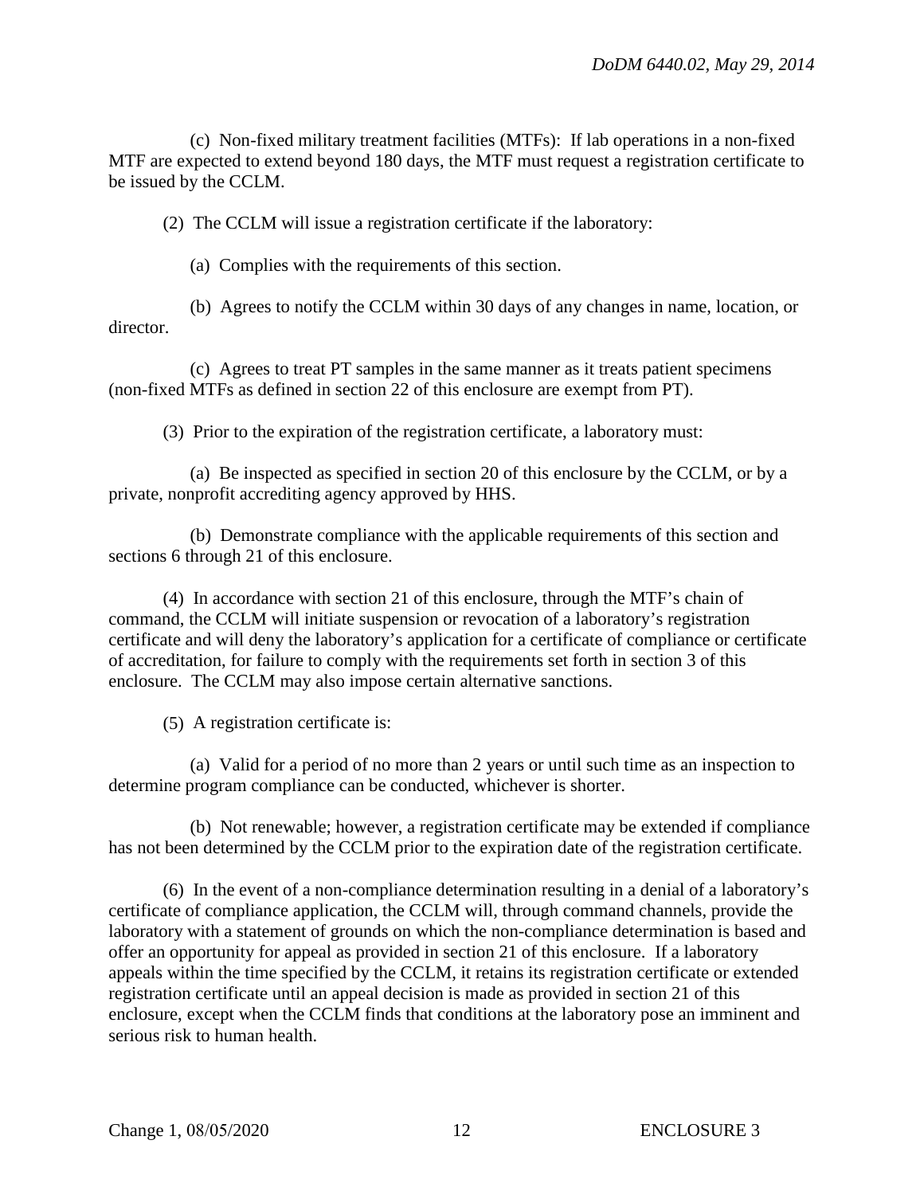(c) Non-fixed military treatment facilities (MTFs): If lab operations in a non-fixed MTF are expected to extend beyond 180 days, the MTF must request a registration certificate to be issued by the CCLM.

(2) The CCLM will issue a registration certificate if the laboratory:

(a) Complies with the requirements of this section.

(b) Agrees to notify the CCLM within 30 days of any changes in name, location, or director.

(c) Agrees to treat PT samples in the same manner as it treats patient specimens (non-fixed MTFs as defined in section 22 of this enclosure are exempt from PT).

(3) Prior to the expiration of the registration certificate, a laboratory must:

(a) Be inspected as specified in section 20 of this enclosure by the CCLM, or by a private, nonprofit accrediting agency approved by HHS.

(b) Demonstrate compliance with the applicable requirements of this section and sections 6 through 21 of this enclosure.

(4) In accordance with section 21 of this enclosure, through the MTF's chain of command, the CCLM will initiate suspension or revocation of a laboratory's registration certificate and will deny the laboratory's application for a certificate of compliance or certificate of accreditation, for failure to comply with the requirements set forth in section 3 of this enclosure. The CCLM may also impose certain alternative sanctions.

(5) A registration certificate is:

(a) Valid for a period of no more than 2 years or until such time as an inspection to determine program compliance can be conducted, whichever is shorter.

(b) Not renewable; however, a registration certificate may be extended if compliance has not been determined by the CCLM prior to the expiration date of the registration certificate.

(6) In the event of a non-compliance determination resulting in a denial of a laboratory's certificate of compliance application, the CCLM will, through command channels, provide the laboratory with a statement of grounds on which the non-compliance determination is based and offer an opportunity for appeal as provided in section 21 of this enclosure. If a laboratory appeals within the time specified by the CCLM, it retains its registration certificate or extended registration certificate until an appeal decision is made as provided in section 21 of this enclosure, except when the CCLM finds that conditions at the laboratory pose an imminent and serious risk to human health.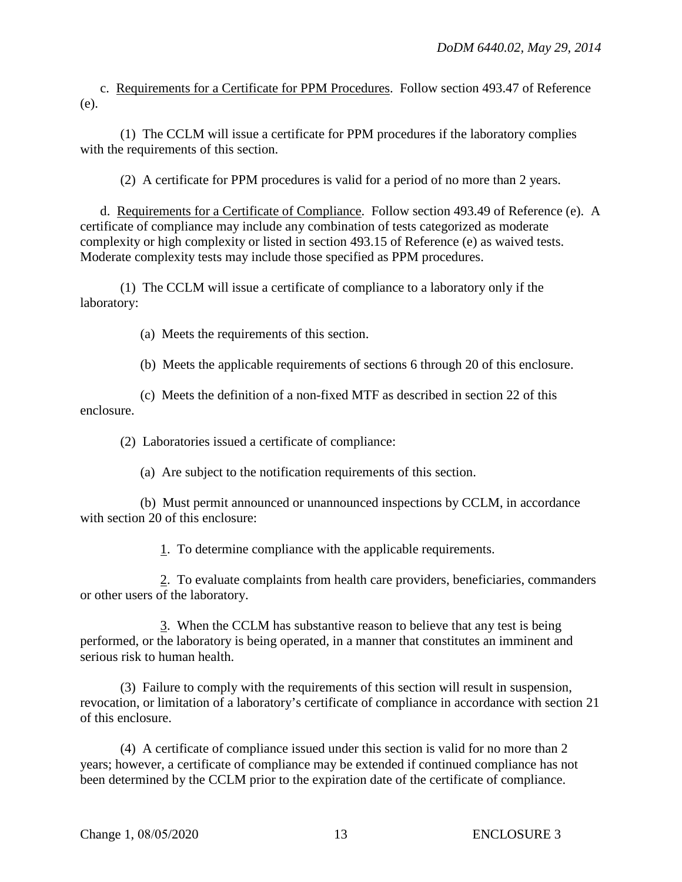c. Requirements for a Certificate for PPM Procedures. Follow section 493.47 of Reference (e).

(1) The CCLM will issue a certificate for PPM procedures if the laboratory complies with the requirements of this section.

(2) A certificate for PPM procedures is valid for a period of no more than 2 years.

d. Requirements for a Certificate of Compliance. Follow section 493.49 of Reference (e). A certificate of compliance may include any combination of tests categorized as moderate complexity or high complexity or listed in section 493.15 of Reference (e) as waived tests. Moderate complexity tests may include those specified as PPM procedures.

(1) The CCLM will issue a certificate of compliance to a laboratory only if the laboratory:

(a) Meets the requirements of this section.

(b) Meets the applicable requirements of sections 6 through 20 of this enclosure.

(c) Meets the definition of a non-fixed MTF as described in section 22 of this enclosure.

(2) Laboratories issued a certificate of compliance:

(a) Are subject to the notification requirements of this section.

(b) Must permit announced or unannounced inspections by CCLM, in accordance with section 20 of this enclosure:

1. To determine compliance with the applicable requirements.

2. To evaluate complaints from health care providers, beneficiaries, commanders or other users of the laboratory.

3. When the CCLM has substantive reason to believe that any test is being performed, or the laboratory is being operated, in a manner that constitutes an imminent and serious risk to human health.

(3) Failure to comply with the requirements of this section will result in suspension, revocation, or limitation of a laboratory's certificate of compliance in accordance with section 21 of this enclosure.

(4) A certificate of compliance issued under this section is valid for no more than 2 years; however, a certificate of compliance may be extended if continued compliance has not been determined by the CCLM prior to the expiration date of the certificate of compliance.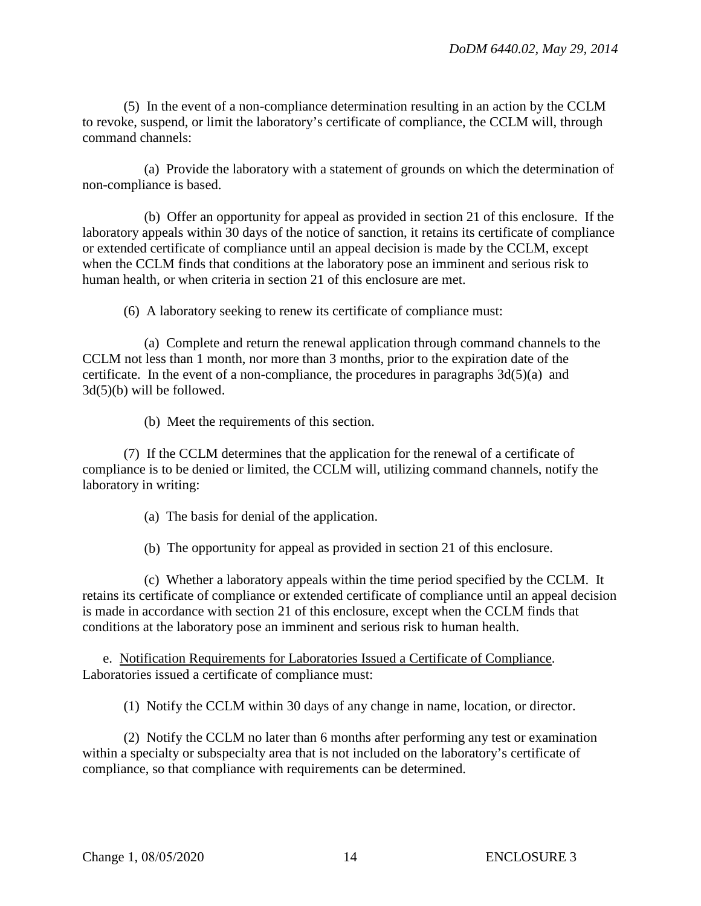(5) In the event of a non-compliance determination resulting in an action by the CCLM to revoke, suspend, or limit the laboratory's certificate of compliance, the CCLM will, through command channels:

(a) Provide the laboratory with a statement of grounds on which the determination of non-compliance is based.

(b) Offer an opportunity for appeal as provided in section 21 of this enclosure. If the laboratory appeals within 30 days of the notice of sanction, it retains its certificate of compliance or extended certificate of compliance until an appeal decision is made by the CCLM, except when the CCLM finds that conditions at the laboratory pose an imminent and serious risk to human health, or when criteria in section 21 of this enclosure are met.

(6) A laboratory seeking to renew its certificate of compliance must:

(a) Complete and return the renewal application through command channels to the CCLM not less than 1 month, nor more than 3 months, prior to the expiration date of the certificate. In the event of a non-compliance, the procedures in paragraphs 3d(5)(a) and 3d(5)(b) will be followed.

(b) Meet the requirements of this section.

(7) If the CCLM determines that the application for the renewal of a certificate of compliance is to be denied or limited, the CCLM will, utilizing command channels, notify the laboratory in writing:

(a) The basis for denial of the application.

(b) The opportunity for appeal as provided in section 21 of this enclosure.

(c) Whether a laboratory appeals within the time period specified by the CCLM. It retains its certificate of compliance or extended certificate of compliance until an appeal decision is made in accordance with section 21 of this enclosure, except when the CCLM finds that conditions at the laboratory pose an imminent and serious risk to human health.

e. <u>Notification Requirements for Laboratories Issued a Certificate of Compliance</u>. Laboratories issued a certificate of compliance must:

(1) Notify the CCLM within 30 days of any change in name, location, or director.

(2) Notify the CCLM no later than 6 months after performing any test or examination within a specialty or subspecialty area that is not included on the laboratory's certificate of compliance, so that compliance with requirements can be determined.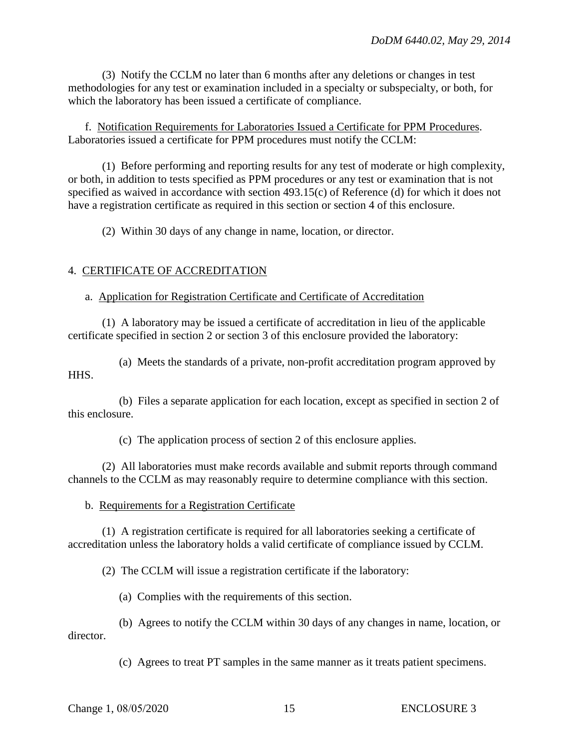(3) Notify the CCLM no later than 6 months after any deletions or changes in test methodologies for any test or examination included in a specialty or subspecialty, or both, for which the laboratory has been issued a certificate of compliance.

f. Notification Requirements for Laboratories Issued a Certificate for PPM Procedures. Laboratories issued a certificate for PPM procedures must notify the CCLM:

(1) Before performing and reporting results for any test of moderate or high complexity, or both, in addition to tests specified as PPM procedures or any test or examination that is not specified as waived in accordance with section 493.15(c) of Reference (d) for which it does not have a registration certificate as required in this section or section 4 of this enclosure.

(2) Within 30 days of any change in name, location, or director.

## 4. CERTIFICATE OF ACCREDITATION

a. Application for Registration Certificate and Certificate of Accreditation

(1) A laboratory may be issued a certificate of accreditation in lieu of the applicable certificate specified in section 2 or section 3 of this enclosure provided the laboratory:

(a) Meets the standards of a private, non-profit accreditation program approved by HHS.

(b) Files a separate application for each location, except as specified in section 2 of this enclosure.

(c) The application process of section 2 of this enclosure applies.

(2) All laboratories must make records available and submit reports through command channels to the CCLM as may reasonably require to determine compliance with this section.

b. Requirements for a Registration Certificate

(1) A registration certificate is required for all laboratories seeking a certificate of accreditation unless the laboratory holds a valid certificate of compliance issued by CCLM.

(2) The CCLM will issue a registration certificate if the laboratory:

(a) Complies with the requirements of this section.

(b) Agrees to notify the CCLM within 30 days of any changes in name, location, or director.

(c) Agrees to treat PT samples in the same manner as it treats patient specimens.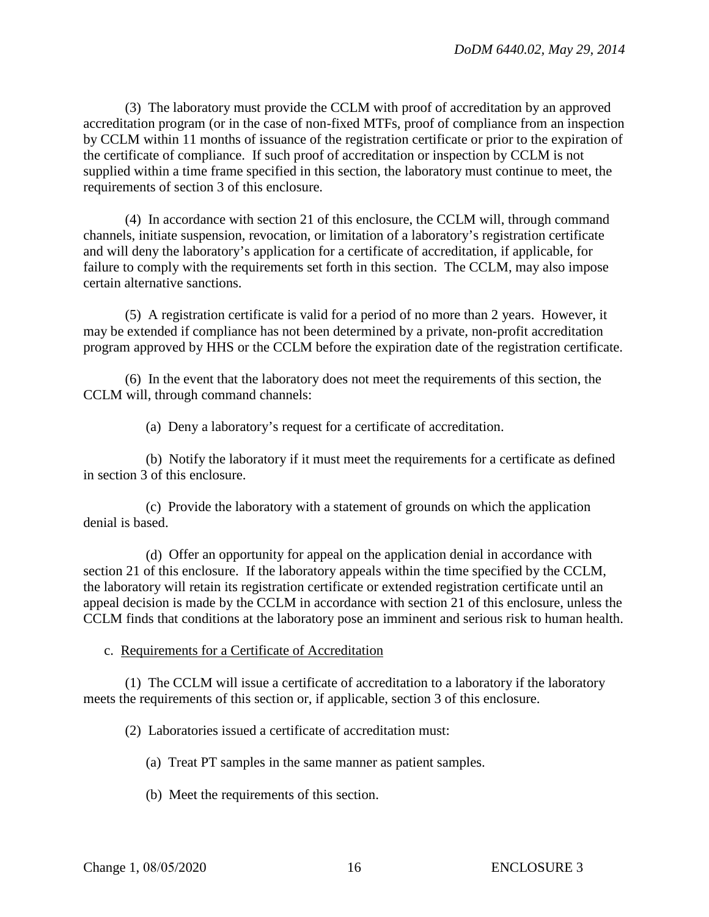(3) The laboratory must provide the CCLM with proof of accreditation by an approved accreditation program (or in the case of non-fixed MTFs, proof of compliance from an inspection by CCLM within 11 months of issuance of the registration certificate or prior to the expiration of the certificate of compliance. If such proof of accreditation or inspection by CCLM is not supplied within a time frame specified in this section, the laboratory must continue to meet, the requirements of section 3 of this enclosure.

(4) In accordance with section 21 of this enclosure, the CCLM will, through command channels, initiate suspension, revocation, or limitation of a laboratory's registration certificate and will deny the laboratory's application for a certificate of accreditation, if applicable, for failure to comply with the requirements set forth in this section. The CCLM, may also impose certain alternative sanctions.

(5) A registration certificate is valid for a period of no more than 2 years. However, it may be extended if compliance has not been determined by a private, non-profit accreditation program approved by HHS or the CCLM before the expiration date of the registration certificate.

(6) In the event that the laboratory does not meet the requirements of this section, the CCLM will, through command channels:

(a) Deny a laboratory's request for a certificate of accreditation.

(b) Notify the laboratory if it must meet the requirements for a certificate as defined in section 3 of this enclosure.

(c) Provide the laboratory with a statement of grounds on which the application denial is based.

(d) Offer an opportunity for appeal on the application denial in accordance with section 21 of this enclosure. If the laboratory appeals within the time specified by the CCLM, the laboratory will retain its registration certificate or extended registration certificate until an appeal decision is made by the CCLM in accordance with section 21 of this enclosure, unless the CCLM finds that conditions at the laboratory pose an imminent and serious risk to human health.

c. Requirements for a Certificate of Accreditation

(1) The CCLM will issue a certificate of accreditation to a laboratory if the laboratory meets the requirements of this section or, if applicable, section 3 of this enclosure.

(2) Laboratories issued a certificate of accreditation must:

(a) Treat PT samples in the same manner as patient samples.

(b) Meet the requirements of this section.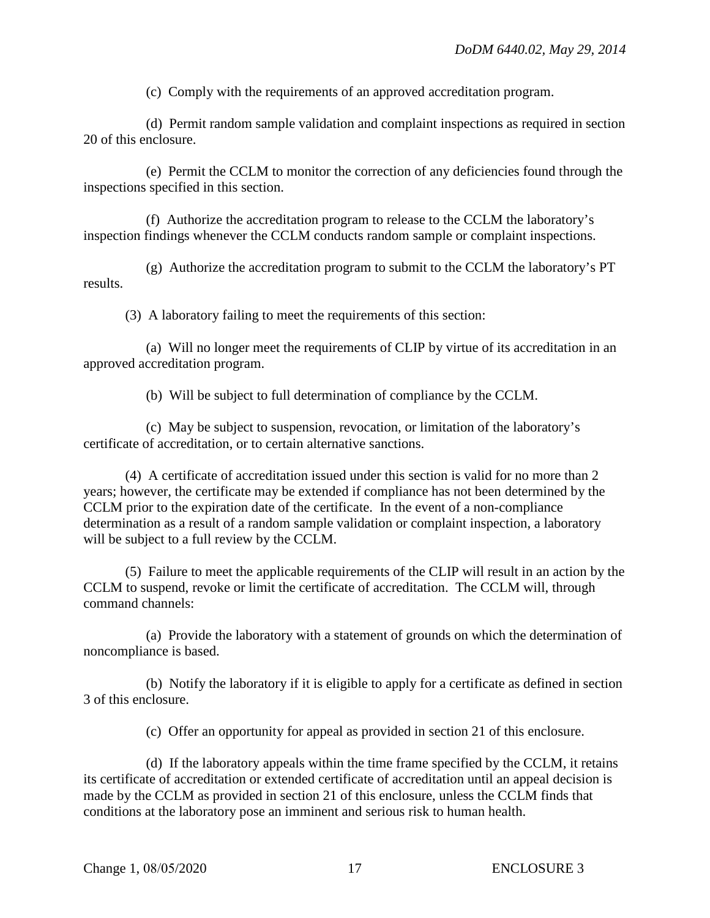(c) Comply with the requirements of an approved accreditation program.

(d) Permit random sample validation and complaint inspections as required in section 20 of this enclosure.

(e) Permit the CCLM to monitor the correction of any deficiencies found through the inspections specified in this section.

(f) Authorize the accreditation program to release to the CCLM the laboratory's inspection findings whenever the CCLM conducts random sample or complaint inspections.

(g) Authorize the accreditation program to submit to the CCLM the laboratory's PT results.

(3) A laboratory failing to meet the requirements of this section:

(a) Will no longer meet the requirements of CLIP by virtue of its accreditation in an approved accreditation program.

(b) Will be subject to full determination of compliance by the CCLM.

(c) May be subject to suspension, revocation, or limitation of the laboratory's certificate of accreditation, or to certain alternative sanctions.

(4) A certificate of accreditation issued under this section is valid for no more than 2 years; however, the certificate may be extended if compliance has not been determined by the CCLM prior to the expiration date of the certificate. In the event of a non-compliance determination as a result of a random sample validation or complaint inspection, a laboratory will be subject to a full review by the CCLM.

(5) Failure to meet the applicable requirements of the CLIP will result in an action by the CCLM to suspend, revoke or limit the certificate of accreditation. The CCLM will, through command channels:

(a) Provide the laboratory with a statement of grounds on which the determination of noncompliance is based.

(b) Notify the laboratory if it is eligible to apply for a certificate as defined in section 3 of this enclosure.

(c) Offer an opportunity for appeal as provided in section 21 of this enclosure.

(d) If the laboratory appeals within the time frame specified by the CCLM, it retains its certificate of accreditation or extended certificate of accreditation until an appeal decision is made by the CCLM as provided in section 21 of this enclosure, unless the CCLM finds that conditions at the laboratory pose an imminent and serious risk to human health.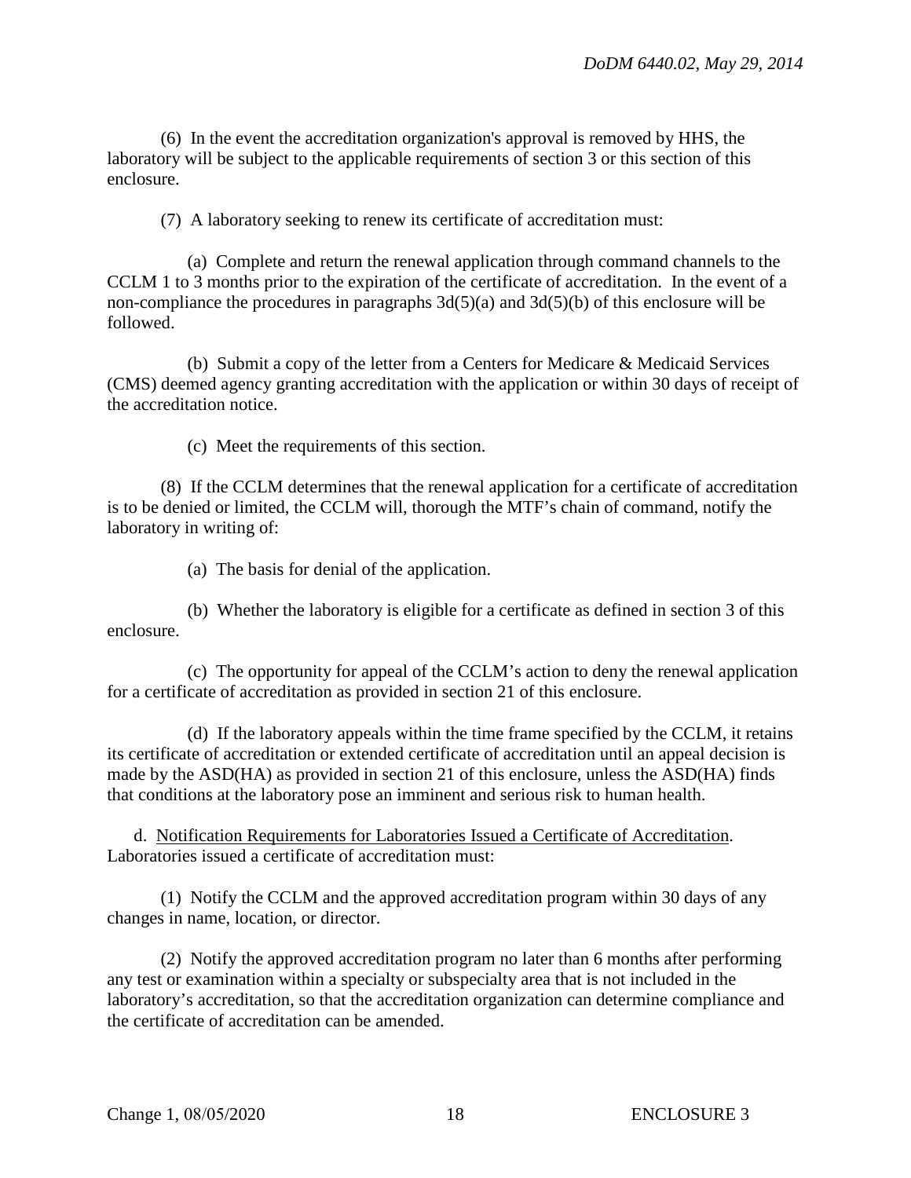(6) In the event the accreditation organization's approval is removed by HHS, the laboratory will be subject to the applicable requirements of section 3 or this section of this enclosure.

(7) A laboratory seeking to renew its certificate of accreditation must:

(a) Complete and return the renewal application through command channels to the CCLM 1 to 3 months prior to the expiration of the certificate of accreditation. In the event of a non-compliance the procedures in paragraphs 3d(5)(a) and 3d(5)(b) of this enclosure will be followed.

(b) Submit a copy of the letter from a Centers for Medicare & Medicaid Services (CMS) deemed agency granting accreditation with the application or within 30 days of receipt of the accreditation notice.

(c) Meet the requirements of this section.

(8) If the CCLM determines that the renewal application for a certificate of accreditation is to be denied or limited, the CCLM will, thorough the MTF's chain of command, notify the laboratory in writing of:

(a) The basis for denial of the application.

(b) Whether the laboratory is eligible for a certificate as defined in section 3 of this enclosure.

(c) The opportunity for appeal of the CCLM's action to deny the renewal application for a certificate of accreditation as provided in section 21 of this enclosure.

(d) If the laboratory appeals within the time frame specified by the CCLM, it retains its certificate of accreditation or extended certificate of accreditation until an appeal decision is made by the ASD(HA) as provided in section 21 of this enclosure, unless the ASD(HA) finds that conditions at the laboratory pose an imminent and serious risk to human health.

d. Notification Requirements for Laboratories Issued a Certificate of Accreditation. Laboratories issued a certificate of accreditation must:

(1) Notify the CCLM and the approved accreditation program within 30 days of any changes in name, location, or director.

(2) Notify the approved accreditation program no later than 6 months after performing any test or examination within a specialty or subspecialty area that is not included in the laboratory's accreditation, so that the accreditation organization can determine compliance and the certificate of accreditation can be amended.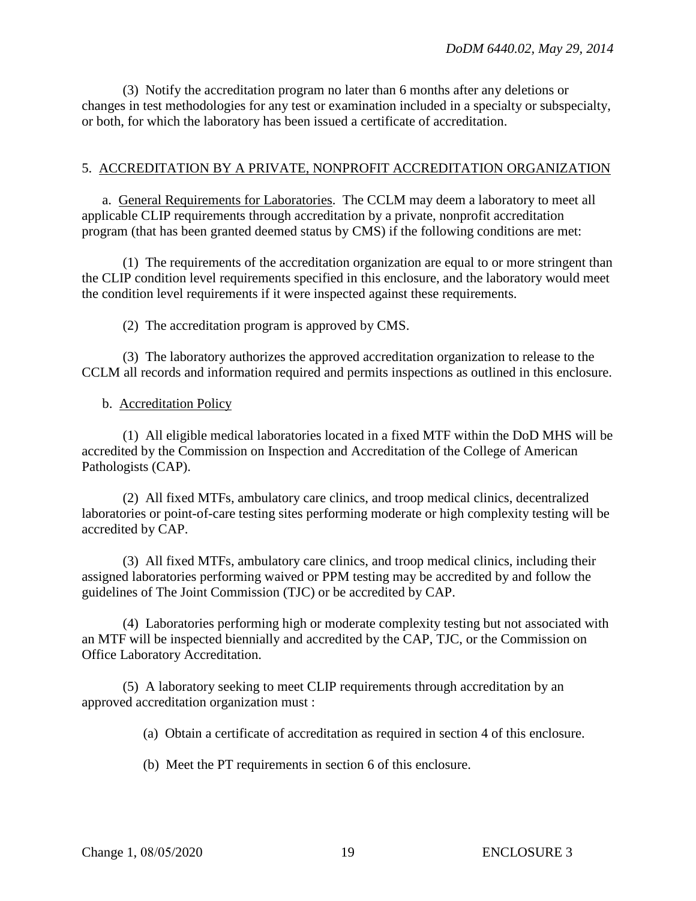(3) Notify the accreditation program no later than 6 months after any deletions or changes in test methodologies for any test or examination included in a specialty or subspecialty, or both, for which the laboratory has been issued a certificate of accreditation.

5. ACCREDITATION BY A PRIVATE, NONPROFIT ACCREDITATION ORGANIZATION

a. General Requirements for Laboratories. The CCLM may deem a laboratory to meet all applicable CLIP requirements through accreditation by a private, nonprofit accreditation program (that has been granted deemed status by CMS) if the following conditions are met:

(1) The requirements of the accreditation organization are equal to or more stringent than the CLIP condition level requirements specified in this enclosure, and the laboratory would meet the condition level requirements if it were inspected against these requirements.

(2) The accreditation program is approved by CMS.

(3) The laboratory authorizes the approved accreditation organization to release to the CCLM all records and information required and permits inspections as outlined in this enclosure.

b. Accreditation Policy

(1) All eligible medical laboratories located in a fixed MTF within the DoD MHS will be accredited by the Commission on Inspection and Accreditation of the College of American Pathologists (CAP).

(2) All fixed MTFs, ambulatory care clinics, and troop medical clinics, decentralized laboratories or point-of-care testing sites performing moderate or high complexity testing will be accredited by CAP.

(3) All fixed MTFs, ambulatory care clinics, and troop medical clinics, including their assigned laboratories performing waived or PPM testing may be accredited by and follow the guidelines of The Joint Commission (TJC) or be accredited by CAP.

(4) Laboratories performing high or moderate complexity testing but not associated with an MTF will be inspected biennially and accredited by the CAP, TJC, or the Commission on Office Laboratory Accreditation.

(5) A laboratory seeking to meet CLIP requirements through accreditation by an approved accreditation organization must :

(a) Obtain a certificate of accreditation as required in section 4 of this enclosure.

(b) Meet the PT requirements in section 6 of this enclosure.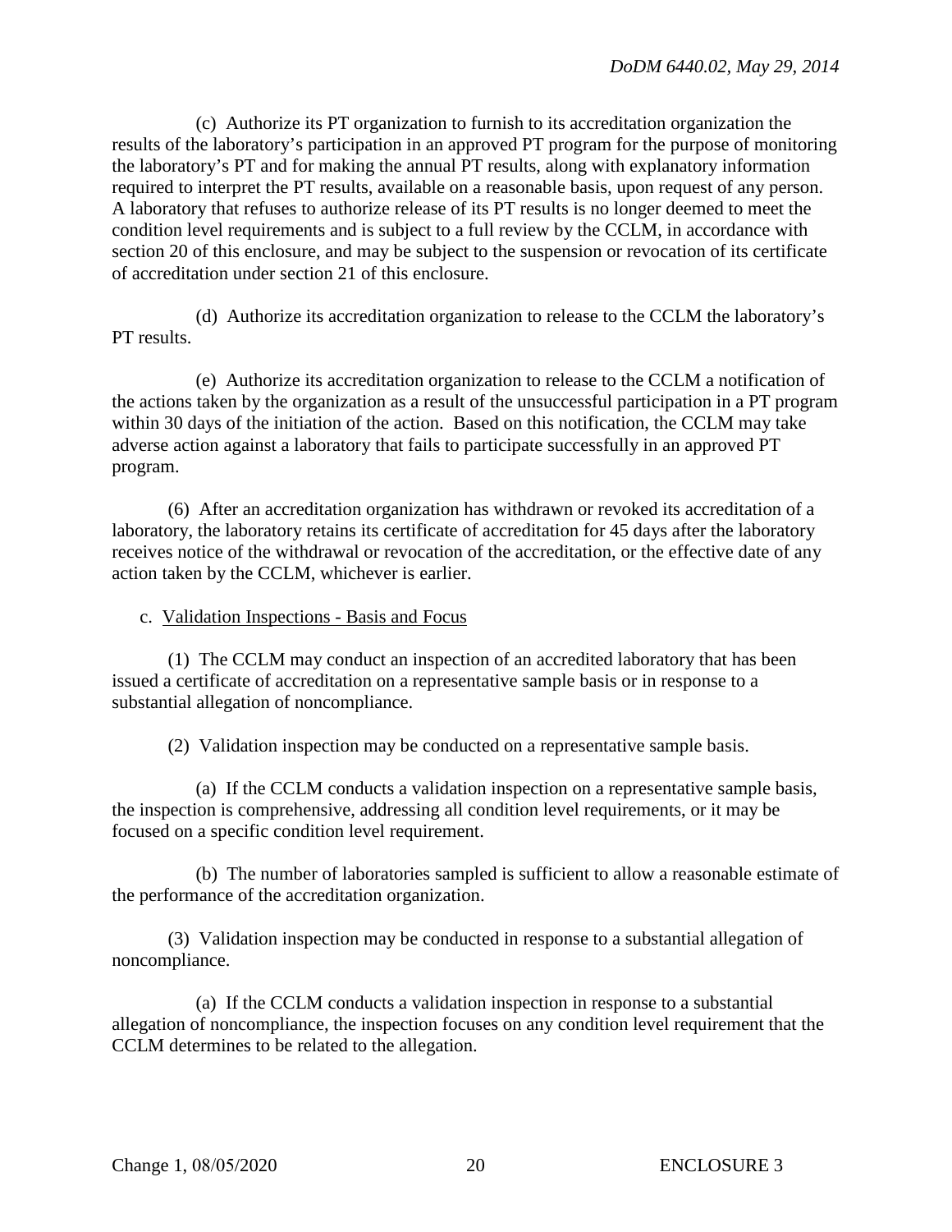(c) Authorize its PT organization to furnish to its accreditation organization the results of the laboratory's participation in an approved PT program for the purpose of monitoring the laboratory's PT and for making the annual PT results, along with explanatory information required to interpret the PT results, available on a reasonable basis, upon request of any person. A laboratory that refuses to authorize release of its PT results is no longer deemed to meet the condition level requirements and is subject to a full review by the CCLM, in accordance with section 20 of this enclosure, and may be subject to the suspension or revocation of its certificate of accreditation under section 21 of this enclosure.

(d) Authorize its accreditation organization to release to the CCLM the laboratory's PT results.

(e) Authorize its accreditation organization to release to the CCLM a notification of the actions taken by the organization as a result of the unsuccessful participation in a PT program within 30 days of the initiation of the action. Based on this notification, the CCLM may take adverse action against a laboratory that fails to participate successfully in an approved PT program.

(6) After an accreditation organization has withdrawn or revoked its accreditation of a laboratory, the laboratory retains its certificate of accreditation for 45 days after the laboratory receives notice of the withdrawal or revocation of the accreditation, or the effective date of any action taken by the CCLM, whichever is earlier.

c. Validation Inspections - Basis and Focus

(1) The CCLM may conduct an inspection of an accredited laboratory that has been issued a certificate of accreditation on a representative sample basis or in response to a substantial allegation of noncompliance.

(2) Validation inspection may be conducted on a representative sample basis.

(a) If the CCLM conducts a validation inspection on a representative sample basis, the inspection is comprehensive, addressing all condition level requirements, or it may be focused on a specific condition level requirement.

(b) The number of laboratories sampled is sufficient to allow a reasonable estimate of the performance of the accreditation organization.

(3) Validation inspection may be conducted in response to a substantial allegation of noncompliance.

(a) If the CCLM conducts a validation inspection in response to a substantial allegation of noncompliance, the inspection focuses on any condition level requirement that the CCLM determines to be related to the allegation.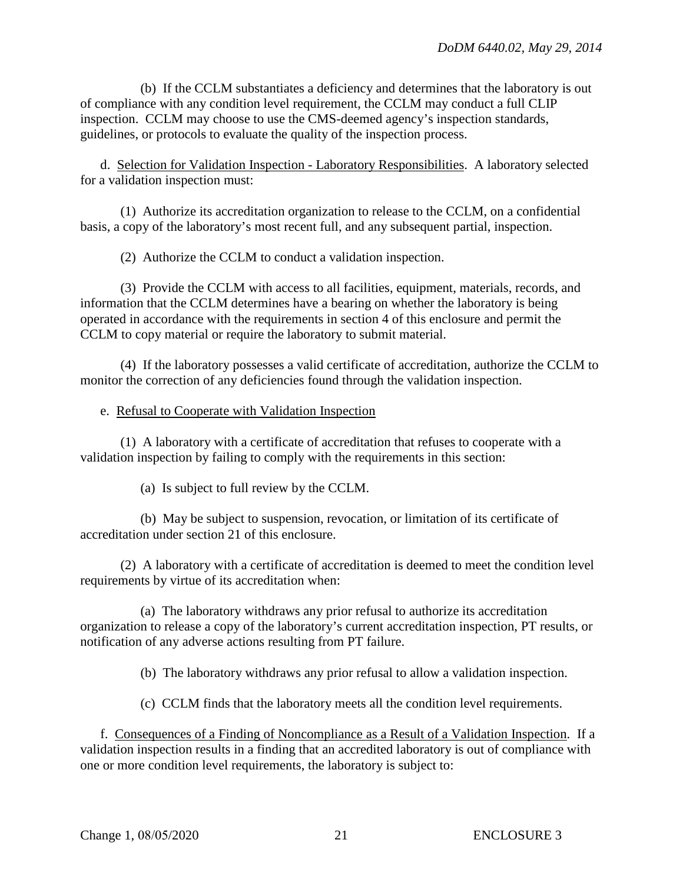(b) If the CCLM substantiates a deficiency and determines that the laboratory is out of compliance with any condition level requirement, the CCLM may conduct a full CLIP inspection. CCLM may choose to use the CMS-deemed agency's inspection standards, guidelines, or protocols to evaluate the quality of the inspection process.

d. Selection for Validation Inspection - Laboratory Responsibilities. A laboratory selected for a validation inspection must:

(1) Authorize its accreditation organization to release to the CCLM, on a confidential basis, a copy of the laboratory's most recent full, and any subsequent partial, inspection.

(2) Authorize the CCLM to conduct a validation inspection.

(3) Provide the CCLM with access to all facilities, equipment, materials, records, and information that the CCLM determines have a bearing on whether the laboratory is being operated in accordance with the requirements in section 4 of this enclosure and permit the CCLM to copy material or require the laboratory to submit material.

(4) If the laboratory possesses a valid certificate of accreditation, authorize the CCLM to monitor the correction of any deficiencies found through the validation inspection.

e. Refusal to Cooperate with Validation Inspection

(1) A laboratory with a certificate of accreditation that refuses to cooperate with a validation inspection by failing to comply with the requirements in this section:

(a) Is subject to full review by the CCLM.

(b) May be subject to suspension, revocation, or limitation of its certificate of accreditation under section 21 of this enclosure.

(2) A laboratory with a certificate of accreditation is deemed to meet the condition level requirements by virtue of its accreditation when:

(a) The laboratory withdraws any prior refusal to authorize its accreditation organization to release a copy of the laboratory's current accreditation inspection, PT results, or notification of any adverse actions resulting from PT failure.

(b) The laboratory withdraws any prior refusal to allow a validation inspection.

(c) CCLM finds that the laboratory meets all the condition level requirements.

f. Consequences of a Finding of Noncompliance as a Result of a Validation Inspection. If a validation inspection results in a finding that an accredited laboratory is out of compliance with one or more condition level requirements, the laboratory is subject to: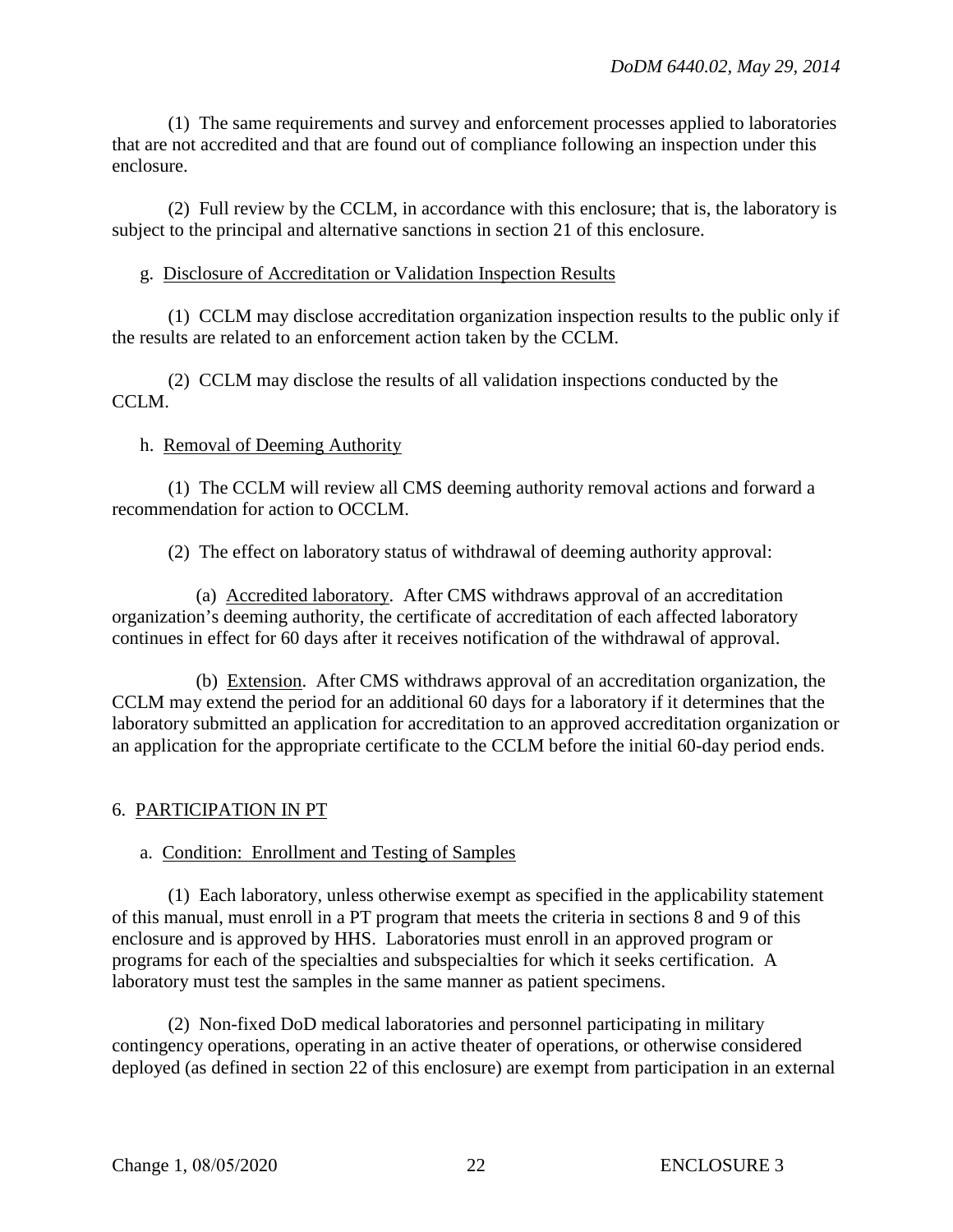(1) The same requirements and survey and enforcement processes applied to laboratories that are not accredited and that are found out of compliance following an inspection under this enclosure.

(2) Full review by the CCLM, in accordance with this enclosure; that is, the laboratory is subject to the principal and alternative sanctions in section 21 of this enclosure.

g. Disclosure of Accreditation or Validation Inspection Results

(1) CCLM may disclose accreditation organization inspection results to the public only if the results are related to an enforcement action taken by the CCLM.

(2) CCLM may disclose the results of all validation inspections conducted by the CCLM.

h. Removal of Deeming Authority

(1) The CCLM will review all CMS deeming authority removal actions and forward a recommendation for action to OCCLM.

(2) The effect on laboratory status of withdrawal of deeming authority approval:

(a) Accredited laboratory. After CMS withdraws approval of an accreditation organization's deeming authority, the certificate of accreditation of each affected laboratory continues in effect for 60 days after it receives notification of the withdrawal of approval.

(b) Extension. After CMS withdraws approval of an accreditation organization, the CCLM may extend the period for an additional 60 days for a laboratory if it determines that the laboratory submitted an application for accreditation to an approved accreditation organization or an application for the appropriate certificate to the CCLM before the initial 60-day period ends.

6. PARTICIPATION IN PT

a. Condition: Enrollment and Testing of Samples

(1) Each laboratory, unless otherwise exempt as specified in the applicability statement of this manual, must enroll in a PT program that meets the criteria in sections 8 and 9 of this enclosure and is approved by HHS. Laboratories must enroll in an approved program or programs for each of the specialties and subspecialties for which it seeks certification. A laboratory must test the samples in the same manner as patient specimens.

(2) Non-fixed DoD medical laboratories and personnel participating in military contingency operations, operating in an active theater of operations, or otherwise considered deployed (as defined in section 22 of this enclosure) are exempt from participation in an external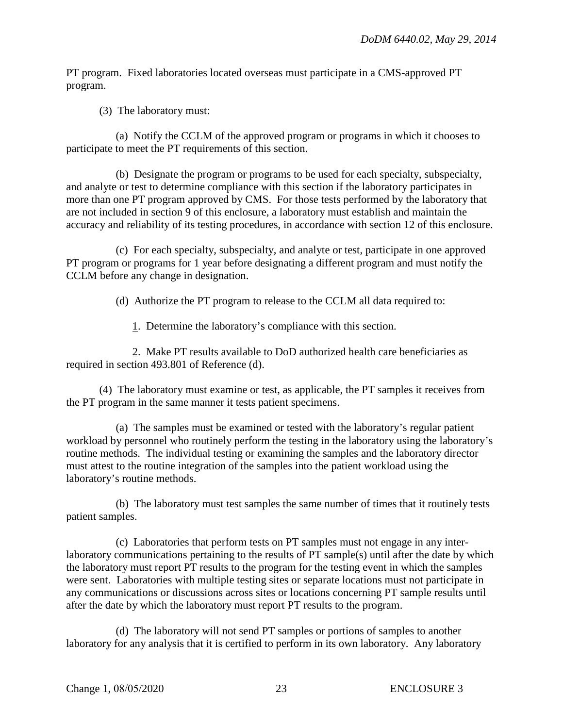PT program. Fixed laboratories located overseas must participate in a CMS-approved PT program.

(3) The laboratory must:

(a) Notify the CCLM of the approved program or programs in which it chooses to participate to meet the PT requirements of this section.

(b) Designate the program or programs to be used for each specialty, subspecialty, and analyte or test to determine compliance with this section if the laboratory participates in more than one PT program approved by CMS. For those tests performed by the laboratory that are not included in section 9 of this enclosure, a laboratory must establish and maintain the accuracy and reliability of its testing procedures, in accordance with section 12 of this enclosure.

(c) For each specialty, subspecialty, and analyte or test, participate in one approved PT program or programs for 1 year before designating a different program and must notify the CCLM before any change in designation.

(d) Authorize the PT program to release to the CCLM all data required to:

1. Determine the laboratory's compliance with this section.

2. Make PT results available to DoD authorized health care beneficiaries as required in section 493.801 of Reference (d).

(4) The laboratory must examine or test, as applicable, the PT samples it receives from the PT program in the same manner it tests patient specimens.

(a) The samples must be examined or tested with the laboratory's regular patient workload by personnel who routinely perform the testing in the laboratory using the laboratory's routine methods. The individual testing or examining the samples and the laboratory director must attest to the routine integration of the samples into the patient workload using the laboratory's routine methods.

(b) The laboratory must test samples the same number of times that it routinely tests patient samples.

(c) Laboratories that perform tests on PT samples must not engage in any inter-laboratory communications pertaining to the results of PT sample(s) until after the date by which the laboratory must report PT results to the program for the testing event in which the samples were sent. Laboratories with multiple testing sites or separate locations must not participate in any communications or discussions across sites or locations concerning PT sample results until after the date by which the laboratory must report PT results to the program.

(d) The laboratory will not send PT samples or portions of samples to another laboratory for any analysis that it is certified to perform in its own laboratory. Any laboratory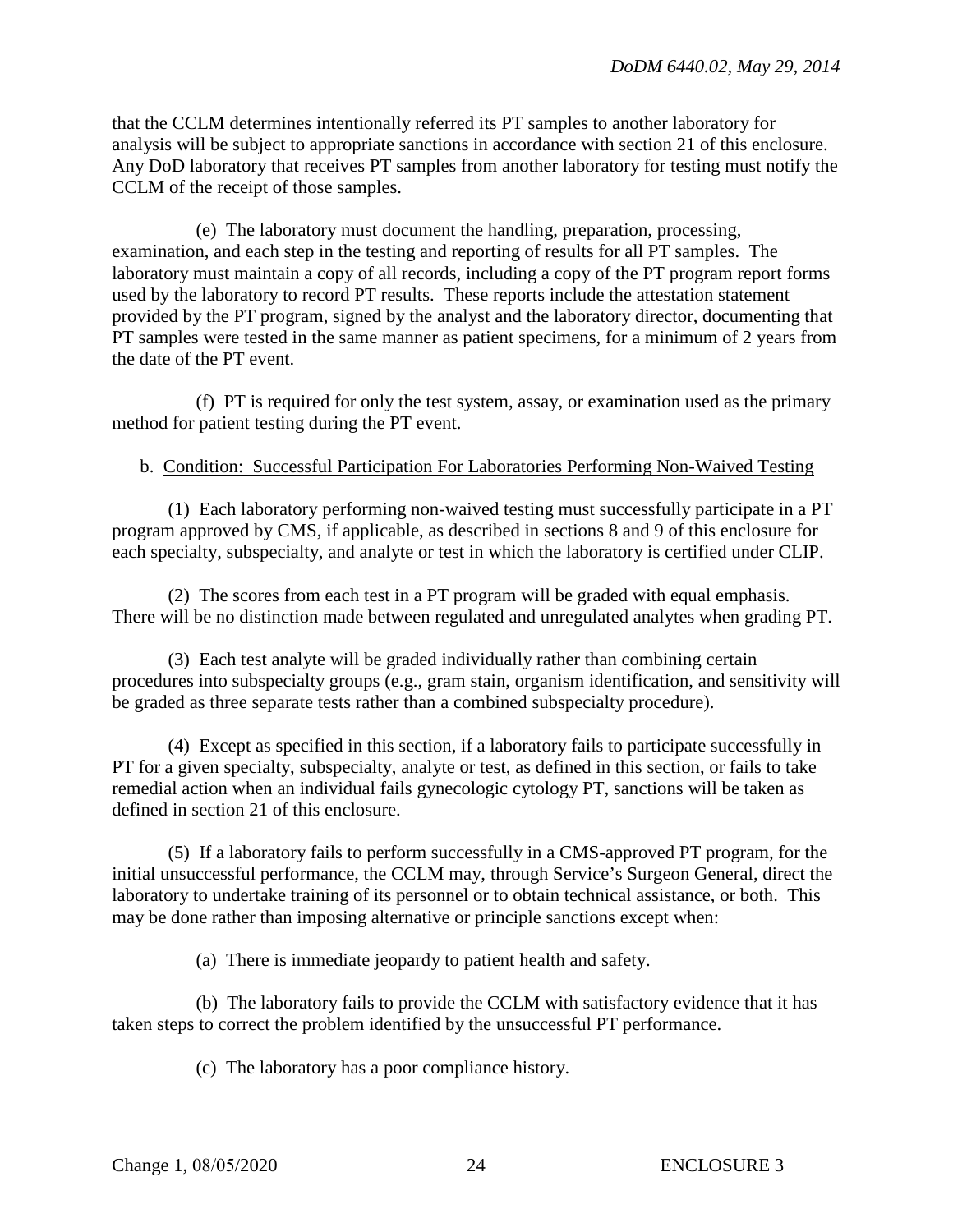that the CCLM determines intentionally referred its PT samples to another laboratory for analysis will be subject to appropriate sanctions in accordance with section 21 of this enclosure. Any DoD laboratory that receives PT samples from another laboratory for testing must notify the CCLM of the receipt of those samples.

(e) The laboratory must document the handling, preparation, processing, examination, and each step in the testing and reporting of results for all PT samples. The laboratory must maintain a copy of all records, including a copy of the PT program report forms used by the laboratory to record PT results. These reports include the attestation statement provided by the PT program, signed by the analyst and the laboratory director, documenting that PT samples were tested in the same manner as patient specimens, for a minimum of 2 years from the date of the PT event.

(f) PT is required for only the test system, assay, or examination used as the primary method for patient testing during the PT event.

b. <u>Condition: Successful Participation For Laboratories Performing Non-Waived Testing</u>

(1) Each laboratory performing non-waived testing must successfully participate in a PT program approved by CMS, if applicable, as described in sections 8 and 9 of this enclosure for each specialty, subspecialty, and analyte or test in which the laboratory is certified under CLIP.

(2) The scores from each test in a PT program will be graded with equal emphasis. There will be no distinction made between regulated and unregulated analytes when grading PT.

(3) Each test analyte will be graded individually rather than combining certain procedures into subspecialty groups (e.g., gram stain, organism identification, and sensitivity will be graded as three separate tests rather than a combined subspecialty procedure).

(4) Except as specified in this section, if a laboratory fails to participate successfully in PT for a given specialty, subspecialty, analyte or test, as defined in this section, or fails to take remedial action when an individual fails gynecologic cytology PT, sanctions will be taken as defined in section 21 of this enclosure.

(5) If a laboratory fails to perform successfully in a CMS-approved PT program, for the initial unsuccessful performance, the CCLM may, through Service's Surgeon General, direct the laboratory to undertake training of its personnel or to obtain technical assistance, or both. This may be done rather than imposing alternative or principle sanctions except when:

(a) There is immediate jeopardy to patient health and safety.

(b) The laboratory fails to provide the CCLM with satisfactory evidence that it has taken steps to correct the problem identified by the unsuccessful PT performance.

(c) The laboratory has a poor compliance history.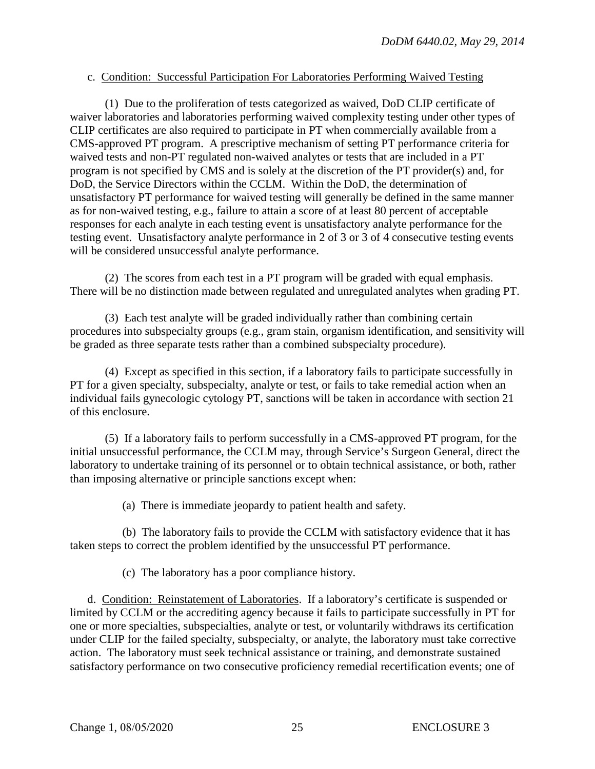c. Condition: Successful Participation For Laboratories Performing Waived Testing

(1) Due to the proliferation of tests categorized as waived, DoD CLIP certificate of waiver laboratories and laboratories performing waived complexity testing under other types of CLIP certificates are also required to participate in PT when commercially available from a CMS-approved PT program. A prescriptive mechanism of setting PT performance criteria for waived tests and non-PT regulated non-waived analytes or tests that are included in a PT program is not specified by CMS and is solely at the discretion of the PT provider(s) and, for DoD, the Service Directors within the CCLM. Within the DoD, the determination of unsatisfactory PT performance for waived testing will generally be defined in the same manner as for non-waived testing, e.g., failure to attain a score of at least 80 percent of acceptable responses for each analyte in each testing event is unsatisfactory analyte performance for the testing event. Unsatisfactory analyte performance in 2 of 3 or 3 of 4 consecutive testing events will be considered unsuccessful analyte performance.

(2) The scores from each test in a PT program will be graded with equal emphasis. There will be no distinction made between regulated and unregulated analytes when grading PT.

(3) Each test analyte will be graded individually rather than combining certain procedures into subspecialty groups (e.g., gram stain, organism identification, and sensitivity will be graded as three separate tests rather than a combined subspecialty procedure).

(4) Except as specified in this section, if a laboratory fails to participate successfully in PT for a given specialty, subspecialty, analyte or test, or fails to take remedial action when an individual fails gynecologic cytology PT, sanctions will be taken in accordance with section 21 of this enclosure.

(5) If a laboratory fails to perform successfully in a CMS-approved PT program, for the initial unsuccessful performance, the CCLM may, through Service's Surgeon General, direct the laboratory to undertake training of its personnel or to obtain technical assistance, or both, rather than imposing alternative or principle sanctions except when:

(a) There is immediate jeopardy to patient health and safety.

(b) The laboratory fails to provide the CCLM with satisfactory evidence that it has taken steps to correct the problem identified by the unsuccessful PT performance.

(c) The laboratory has a poor compliance history.

d. Condition: Reinstatement of Laboratories. If a laboratory's certificate is suspended or limited by CCLM or the accrediting agency because it fails to participate successfully in PT for one or more specialties, subspecialties, analyte or test, or voluntarily withdraws its certification under CLIP for the failed specialty, subspecialty, or analyte, the laboratory must take corrective action. The laboratory must seek technical assistance or training, and demonstrate sustained satisfactory performance on two consecutive proficiency remedial recertification events; one of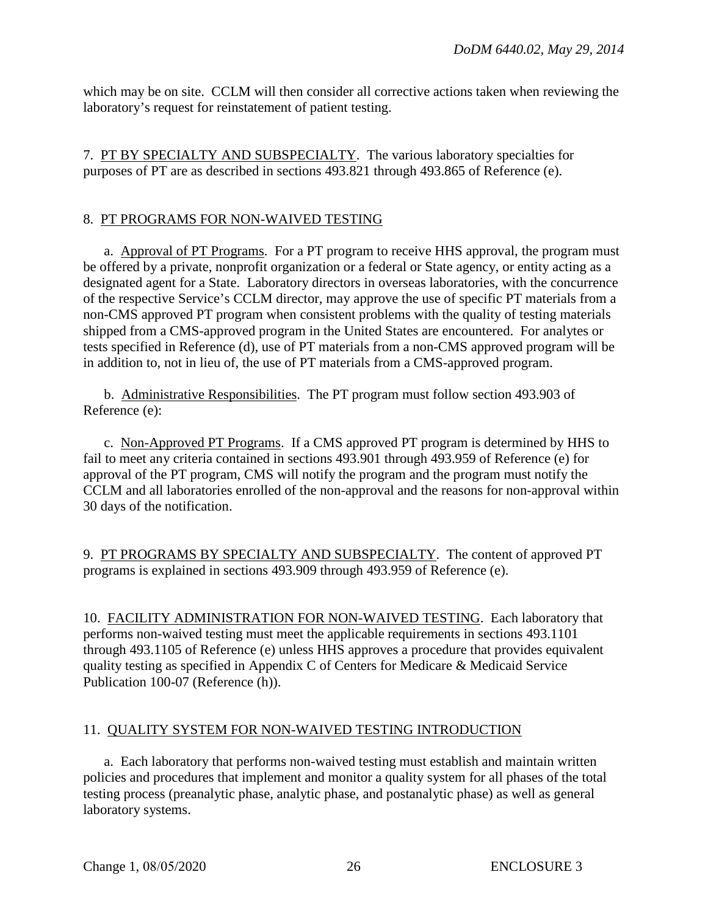which may be on site. CCLM will then consider all corrective actions taken when reviewing the laboratory's request for reinstatement of patient testing.

7. PT BY SPECIALTY AND SUBSPECIALTY. The various laboratory specialties for purposes of PT are as described in sections 493.821 through 493.865 of Reference (e).

8. PT PROGRAMS FOR NON-WAIVED TESTING

a. Approval of PT Programs. For a PT program to receive HHS approval, the program must be offered by a private, nonprofit organization or a federal or State agency, or entity acting as a designated agent for a State. Laboratory directors in overseas laboratories, with the concurrence of the respective Service's CCLM director, may approve the use of specific PT materials from a non-CMS approved PT program when consistent problems with the quality of testing materials shipped from a CMS-approved program in the United States are encountered. For analytes or tests specified in Reference (d), use of PT materials from a non-CMS approved program will be in addition to, not in lieu of, the use of PT materials from a CMS-approved program.

b. Administrative Responsibilities. The PT program must follow section 493.903 of Reference (e):

c. Non-Approved PT Programs. If a CMS approved PT program is determined by HHS to fail to meet any criteria contained in sections 493.901 through 493.959 of Reference (e) for approval of the PT program, CMS will notify the program and the program must notify the CCLM and all laboratories enrolled of the non-approval and the reasons for non-approval within 30 days of the notification.

9. PT PROGRAMS BY SPECIALTY AND SUBSPECIALTY. The content of approved PT programs is explained in sections 493.909 through 493.959 of Reference (e).

10. FACILITY ADMINISTRATION FOR NON-WAIVED TESTING. Each laboratory that performs non-waived testing must meet the applicable requirements in sections 493.1101 through 493.1105 of Reference (e) unless HHS approves a procedure that provides equivalent quality testing as specified in Appendix C of Centers for Medicare & Medicaid Service Publication 100-07 (Reference (h)).

11. QUALITY SYSTEM FOR NON-WAIVED TESTING INTRODUCTION

a. Each laboratory that performs non-waived testing must establish and maintain written policies and procedures that implement and monitor a quality system for all phases of the total testing process (preanalytic phase, analytic phase, and postanalytic phase) as well as general laboratory systems.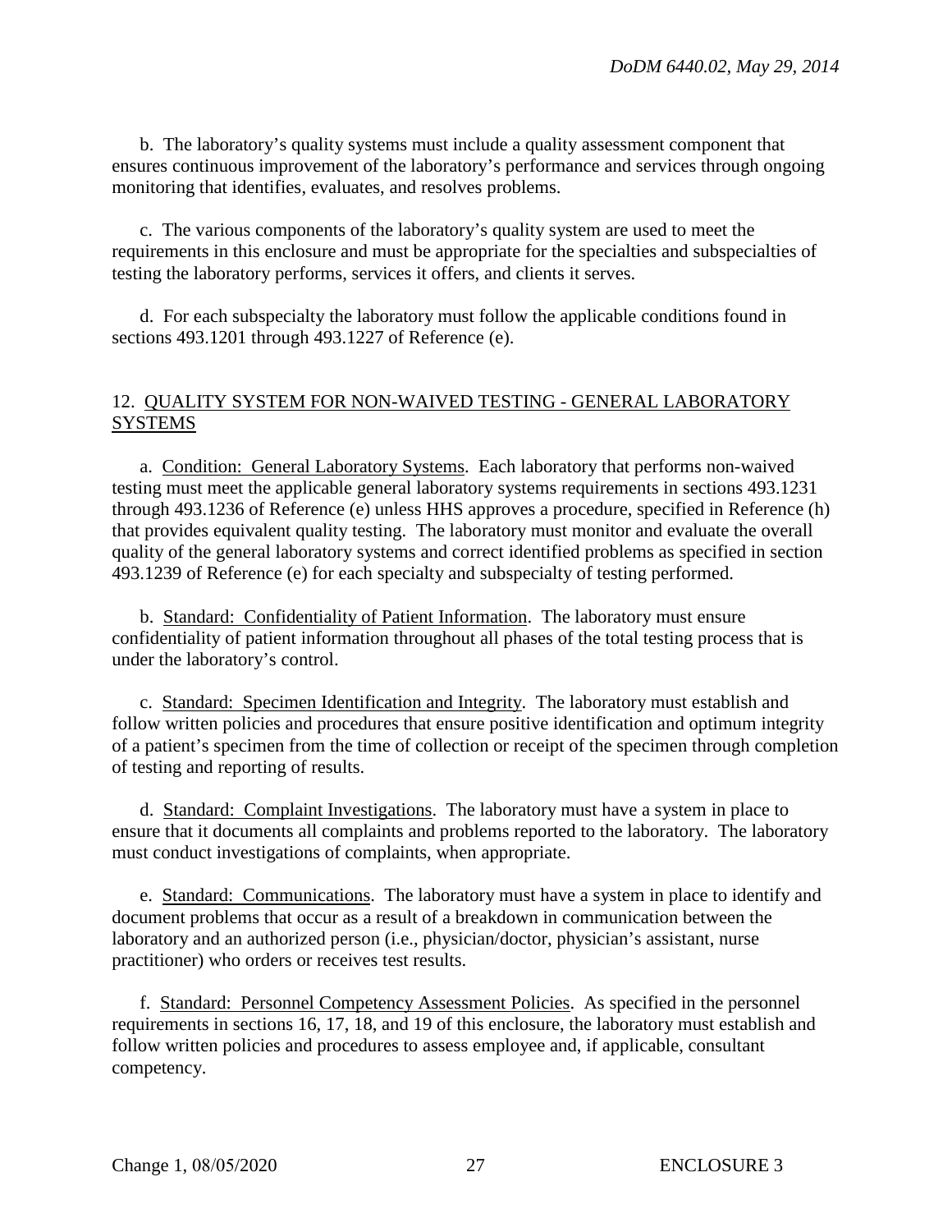b. The laboratory's quality systems must include a quality assessment component that ensures continuous improvement of the laboratory's performance and services through ongoing monitoring that identifies, evaluates, and resolves problems.

c. The various components of the laboratory's quality system are used to meet the requirements in this enclosure and must be appropriate for the specialties and subspecialties of testing the laboratory performs, services it offers, and clients it serves.

d. For each subspecialty the laboratory must follow the applicable conditions found in sections 493.1201 through 493.1227 of Reference (e).

## 12. QUALITY SYSTEM FOR NON-WAIVED TESTING - GENERAL LABORATORY SYSTEMS

a. Condition: General Laboratory Systems. Each laboratory that performs non-waived testing must meet the applicable general laboratory systems requirements in sections 493.1231 through 493.1236 of Reference (e) unless HHS approves a procedure, specified in Reference (h) that provides equivalent quality testing. The laboratory must monitor and evaluate the overall quality of the general laboratory systems and correct identified problems as specified in section 493.1239 of Reference (e) for each specialty and subspecialty of testing performed.

b. Standard: Confidentiality of Patient Information. The laboratory must ensure confidentiality of patient information throughout all phases of the total testing process that is under the laboratory's control.

c. Standard: Specimen Identification and Integrity. The laboratory must establish and follow written policies and procedures that ensure positive identification and optimum integrity of a patient's specimen from the time of collection or receipt of the specimen through completion of testing and reporting of results.

d. Standard: Complaint Investigations. The laboratory must have a system in place to ensure that it documents all complaints and problems reported to the laboratory. The laboratory must conduct investigations of complaints, when appropriate.

e. Standard: Communications. The laboratory must have a system in place to identify and document problems that occur as a result of a breakdown in communication between the laboratory and an authorized person (i.e., physician/doctor, physician's assistant, nurse practitioner) who orders or receives test results.

f. Standard: Personnel Competency Assessment Policies. As specified in the personnel requirements in sections 16, 17, 18, and 19 of this enclosure, the laboratory must establish and follow written policies and procedures to assess employee and, if applicable, consultant competency.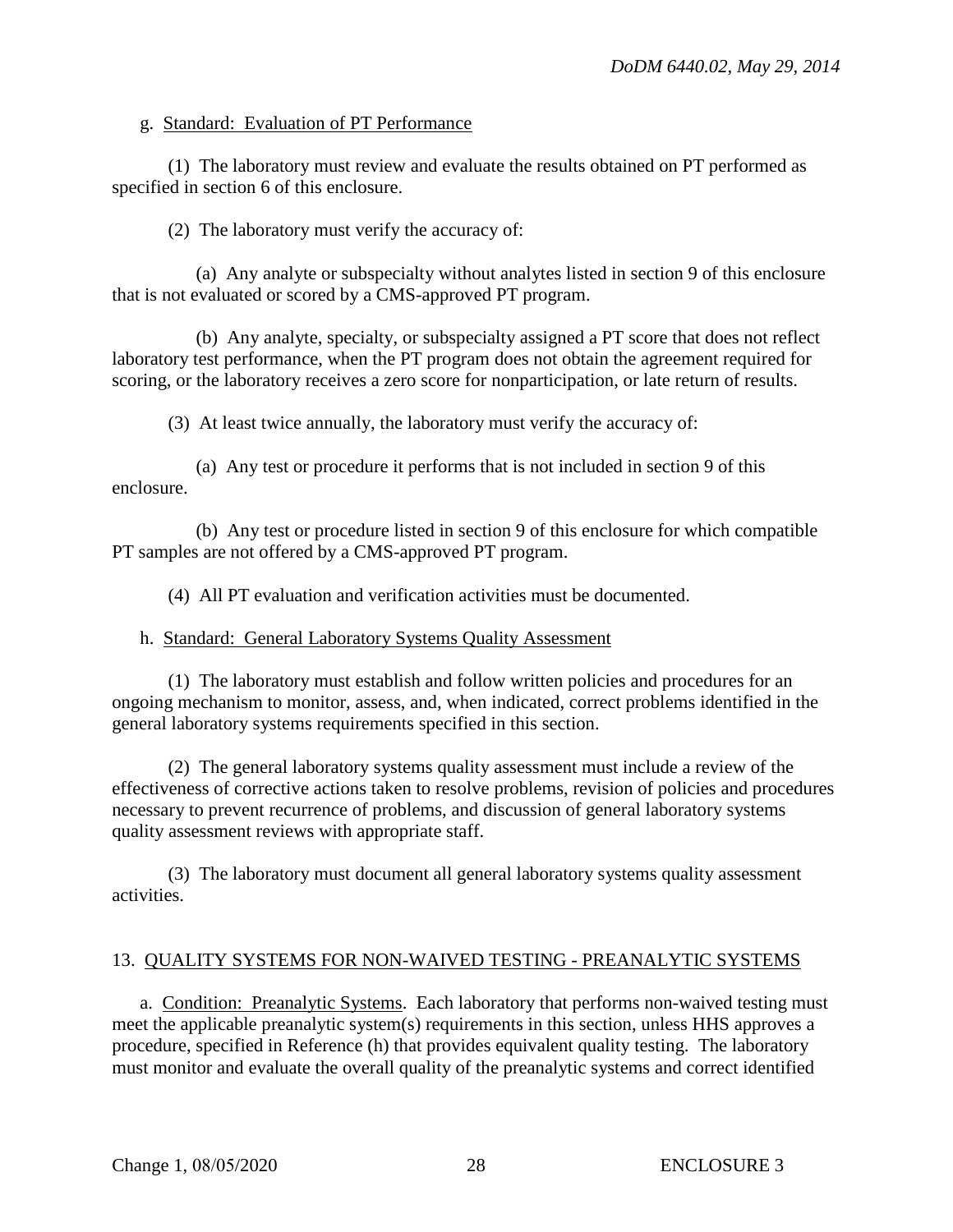g. Standard: Evaluation of PT Performance

(1) The laboratory must review and evaluate the results obtained on PT performed as specified in section 6 of this enclosure.

(2) The laboratory must verify the accuracy of:

(a) Any analyte or subspecialty without analytes listed in section 9 of this enclosure that is not evaluated or scored by a CMS-approved PT program.

(b) Any analyte, specialty, or subspecialty assigned a PT score that does not reflect laboratory test performance, when the PT program does not obtain the agreement required for scoring, or the laboratory receives a zero score for nonparticipation, or late return of results.

(3) At least twice annually, the laboratory must verify the accuracy of:

(a) Any test or procedure it performs that is not included in section 9 of this enclosure.

(b) Any test or procedure listed in section 9 of this enclosure for which compatible PT samples are not offered by a CMS-approved PT program.

(4) All PT evaluation and verification activities must be documented.

h. Standard: General Laboratory Systems Quality Assessment

(1) The laboratory must establish and follow written policies and procedures for an ongoing mechanism to monitor, assess, and, when indicated, correct problems identified in the general laboratory systems requirements specified in this section.

(2) The general laboratory systems quality assessment must include a review of the effectiveness of corrective actions taken to resolve problems, revision of policies and procedures necessary to prevent recurrence of problems, and discussion of general laboratory systems quality assessment reviews with appropriate staff.

(3) The laboratory must document all general laboratory systems quality assessment activities.

## 13. QUALITY SYSTEMS FOR NON-WAIVED TESTING - PREANALYTIC SYSTEMS

a. Condition: Preanalytic Systems. Each laboratory that performs non-waived testing must meet the applicable preanalytic system(s) requirements in this section, unless HHS approves a procedure, specified in Reference (h) that provides equivalent quality testing. The laboratory must monitor and evaluate the overall quality of the preanalytic systems and correct identified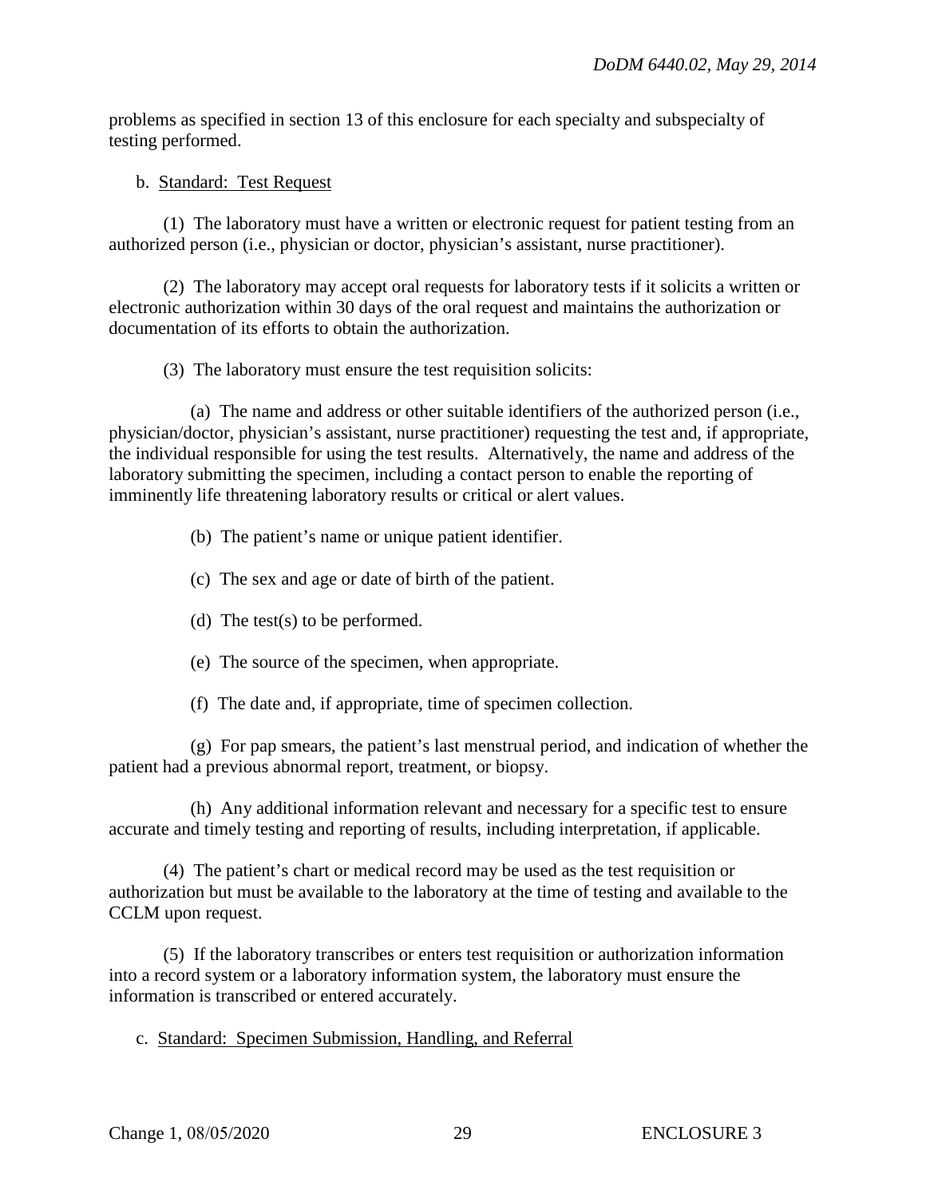problems as specified in section 13 of this enclosure for each specialty and subspecialty of testing performed.

b. Standard: Test Request

(1) The laboratory must have a written or electronic request for patient testing from an authorized person (i.e., physician or doctor, physician's assistant, nurse practitioner).

(2) The laboratory may accept oral requests for laboratory tests if it solicits a written or electronic authorization within 30 days of the oral request and maintains the authorization or documentation of its efforts to obtain the authorization.

(3) The laboratory must ensure the test requisition solicits:

(a) The name and address or other suitable identifiers of the authorized person (i.e., physician/doctor, physician's assistant, nurse practitioner) requesting the test and, if appropriate, the individual responsible for using the test results. Alternatively, the name and address of the laboratory submitting the specimen, including a contact person to enable the reporting of imminently life threatening laboratory results or critical or alert values.

(b) The patient's name or unique patient identifier.

(c) The sex and age or date of birth of the patient.

(d) The test(s) to be performed.

(e) The source of the specimen, when appropriate.

(f) The date and, if appropriate, time of specimen collection.

(g) For pap smears, the patient's last menstrual period, and indication of whether the patient had a previous abnormal report, treatment, or biopsy.

(h) Any additional information relevant and necessary for a specific test to ensure accurate and timely testing and reporting of results, including interpretation, if applicable.

(4) The patient's chart or medical record may be used as the test requisition or authorization but must be available to the laboratory at the time of testing and available to the CCLM upon request.

(5) If the laboratory transcribes or enters test requisition or authorization information into a record system or a laboratory information system, the laboratory must ensure the information is transcribed or entered accurately.

c. Standard: Specimen Submission, Handling, and Referral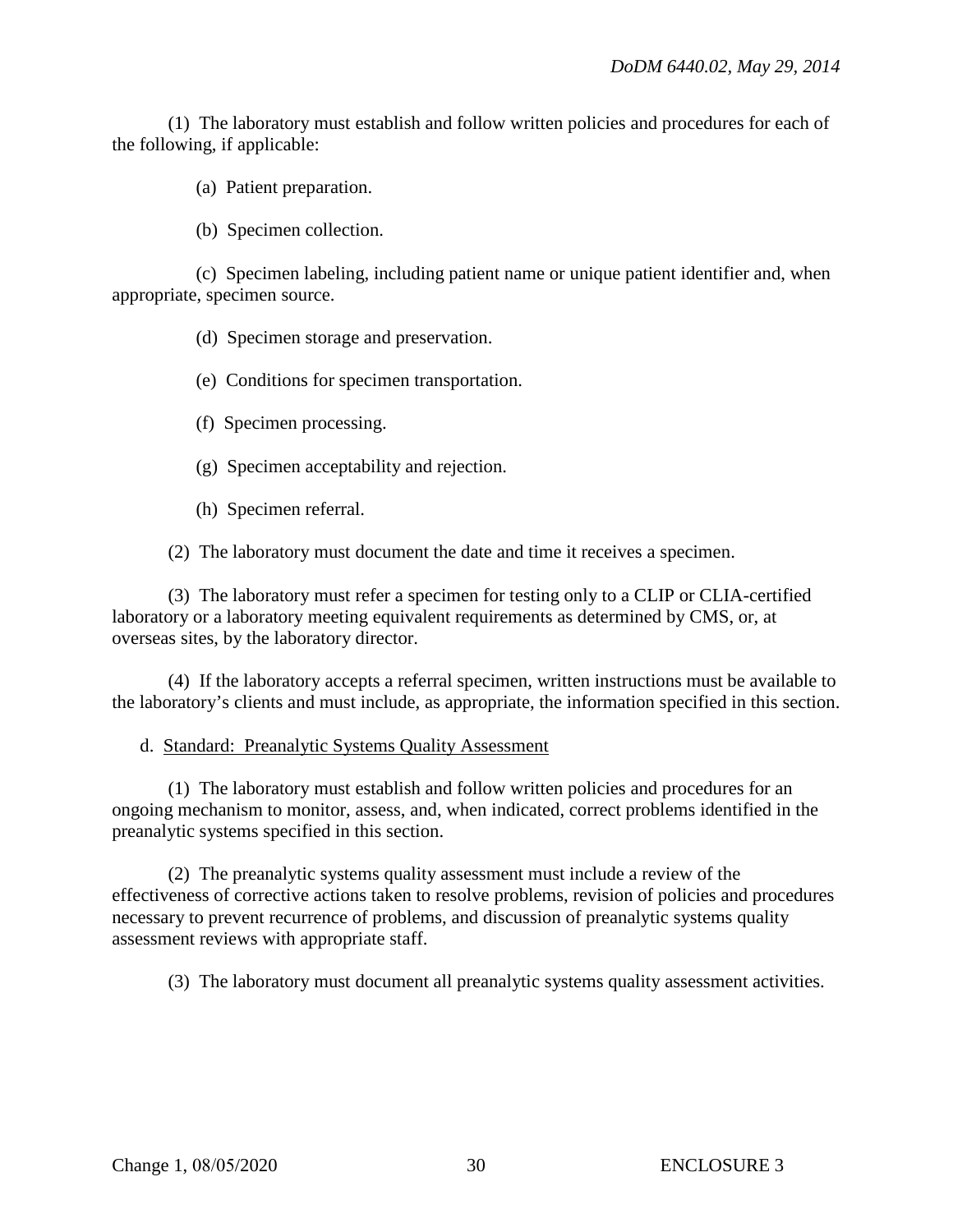(1) The laboratory must establish and follow written policies and procedures for each of the following, if applicable:

(a) Patient preparation.

(b) Specimen collection.

(c) Specimen labeling, including patient name or unique patient identifier and, when appropriate, specimen source.

(d) Specimen storage and preservation.

(e) Conditions for specimen transportation.

(f) Specimen processing.

(g) Specimen acceptability and rejection.

(h) Specimen referral.

(2) The laboratory must document the date and time it receives a specimen.

(3) The laboratory must refer a specimen for testing only to a CLIP or CLIA-certified laboratory or a laboratory meeting equivalent requirements as determined by CMS, or, at overseas sites, by the laboratory director.

(4) If the laboratory accepts a referral specimen, written instructions must be available to the laboratory's clients and must include, as appropriate, the information specified in this section.

d. Standard: Preanalytic Systems Quality Assessment

(1) The laboratory must establish and follow written policies and procedures for an ongoing mechanism to monitor, assess, and, when indicated, correct problems identified in the preanalytic systems specified in this section.

(2) The preanalytic systems quality assessment must include a review of the effectiveness of corrective actions taken to resolve problems, revision of policies and procedures necessary to prevent recurrence of problems, and discussion of preanalytic systems quality assessment reviews with appropriate staff.

(3) The laboratory must document all preanalytic systems quality assessment activities.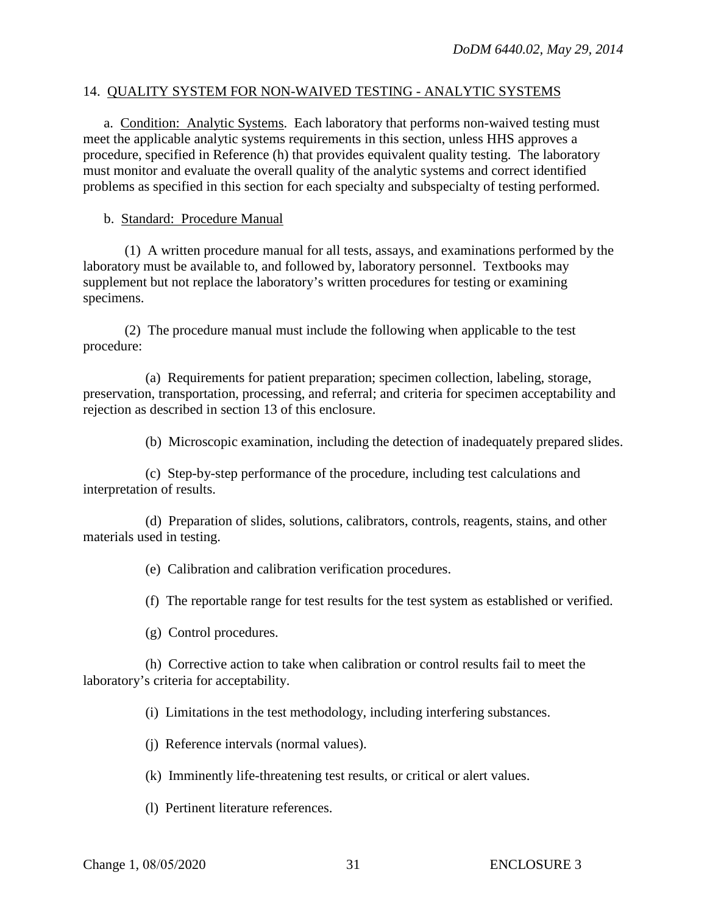14. QUALITY SYSTEM FOR NON-WAIVED TESTING - ANALYTIC SYSTEMS

a. Condition: Analytic Systems. Each laboratory that performs non-waived testing must meet the applicable analytic systems requirements in this section, unless HHS approves a procedure, specified in Reference (h) that provides equivalent quality testing. The laboratory must monitor and evaluate the overall quality of the analytic systems and correct identified problems as specified in this section for each specialty and subspecialty of testing performed.

b. Standard: Procedure Manual

(1) A written procedure manual for all tests, assays, and examinations performed by the laboratory must be available to, and followed by, laboratory personnel. Textbooks may supplement but not replace the laboratory's written procedures for testing or examining specimens.

(2) The procedure manual must include the following when applicable to the test procedure:

(a) Requirements for patient preparation; specimen collection, labeling, storage, preservation, transportation, processing, and referral; and criteria for specimen acceptability and rejection as described in section 13 of this enclosure.

(b) Microscopic examination, including the detection of inadequately prepared slides.

(c) Step-by-step performance of the procedure, including test calculations and interpretation of results.

(d) Preparation of slides, solutions, calibrators, controls, reagents, stains, and other materials used in testing.

(e) Calibration and calibration verification procedures.

(f) The reportable range for test results for the test system as established or verified.

(g) Control procedures.

(h) Corrective action to take when calibration or control results fail to meet the laboratory's criteria for acceptability.

(i) Limitations in the test methodology, including interfering substances.

(j) Reference intervals (normal values).

(k) Imminently life-threatening test results, or critical or alert values.

(l) Pertinent literature references.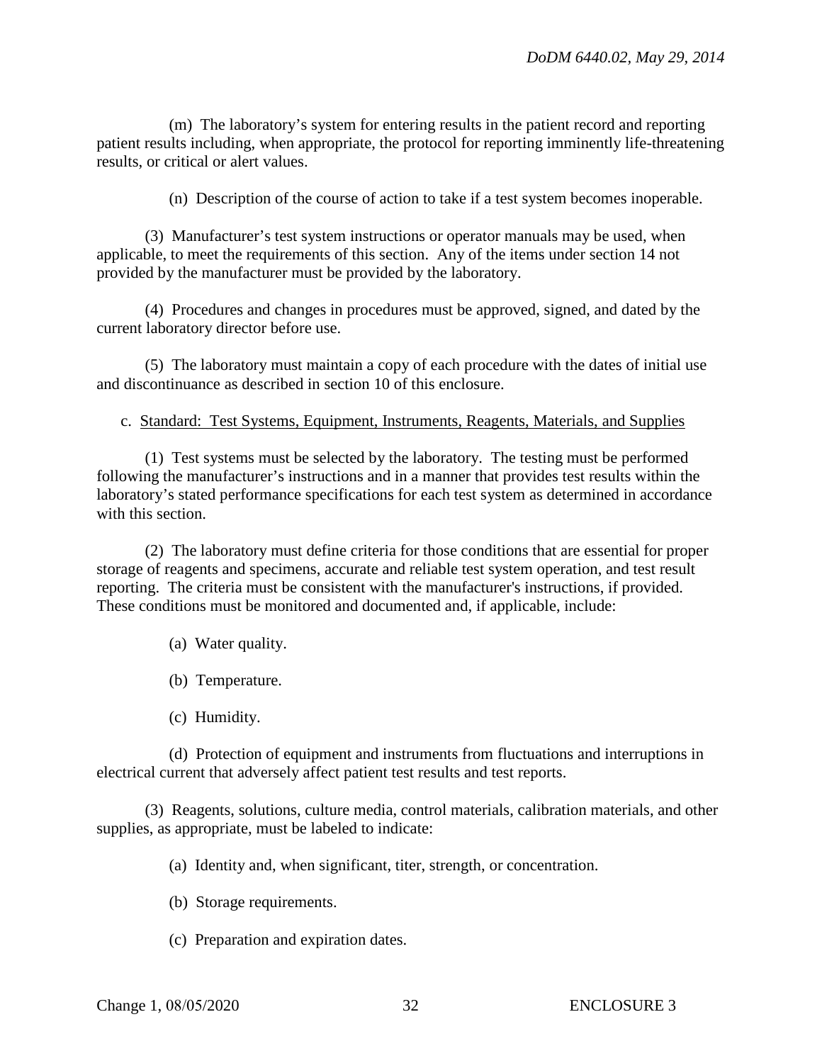(m) The laboratory's system for entering results in the patient record and reporting patient results including, when appropriate, the protocol for reporting imminently life-threatening results, or critical or alert values.

(n) Description of the course of action to take if a test system becomes inoperable.

(3) Manufacturer's test system instructions or operator manuals may be used, when applicable, to meet the requirements of this section. Any of the items under section 14 not provided by the manufacturer must be provided by the laboratory.

(4) Procedures and changes in procedures must be approved, signed, and dated by the current laboratory director before use.

(5) The laboratory must maintain a copy of each procedure with the dates of initial use and discontinuance as described in section 10 of this enclosure.

c. Standard: Test Systems, Equipment, Instruments, Reagents, Materials, and Supplies

(1) Test systems must be selected by the laboratory. The testing must be performed following the manufacturer's instructions and in a manner that provides test results within the laboratory's stated performance specifications for each test system as determined in accordance with this section.

(2) The laboratory must define criteria for those conditions that are essential for proper storage of reagents and specimens, accurate and reliable test system operation, and test result reporting. The criteria must be consistent with the manufacturer's instructions, if provided. These conditions must be monitored and documented and, if applicable, include:

(a) Water quality.

(b) Temperature.

(c) Humidity.

(d) Protection of equipment and instruments from fluctuations and interruptions in electrical current that adversely affect patient test results and test reports.

(3) Reagents, solutions, culture media, control materials, calibration materials, and other supplies, as appropriate, must be labeled to indicate:

(a) Identity and, when significant, titer, strength, or concentration.

(b) Storage requirements.

(c) Preparation and expiration dates.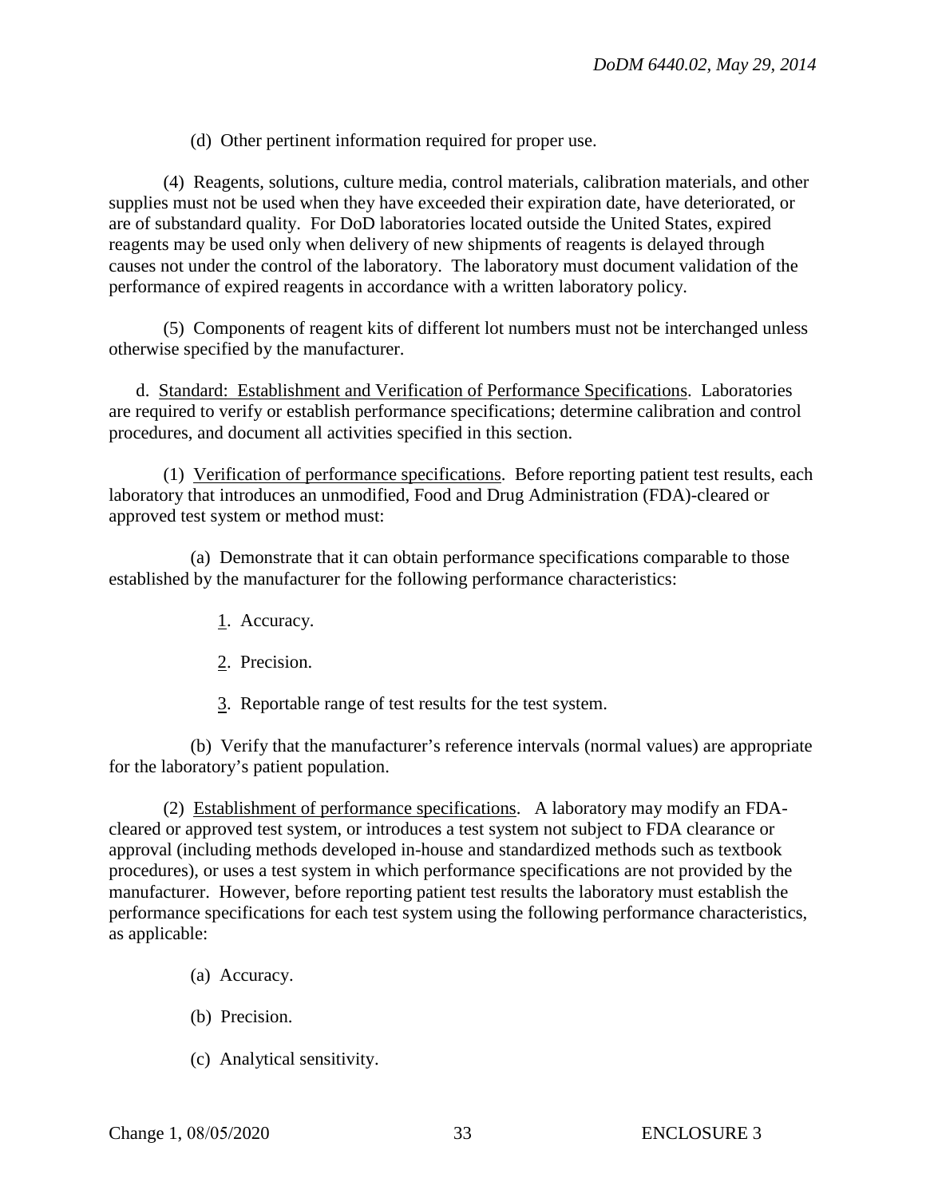(d) Other pertinent information required for proper use.

(4) Reagents, solutions, culture media, control materials, calibration materials, and other supplies must not be used when they have exceeded their expiration date, have deteriorated, or are of substandard quality. For DoD laboratories located outside the United States, expired reagents may be used only when delivery of new shipments of reagents is delayed through causes not under the control of the laboratory. The laboratory must document validation of the performance of expired reagents in accordance with a written laboratory policy.

(5) Components of reagent kits of different lot numbers must not be interchanged unless otherwise specified by the manufacturer.

d. Standard: Establishment and Verification of Performance Specifications. Laboratories are required to verify or establish performance specifications; determine calibration and control procedures, and document all activities specified in this section.

(1) Verification of performance specifications. Before reporting patient test results, each laboratory that introduces an unmodified, Food and Drug Administration (FDA)-cleared or approved test system or method must:

(a) Demonstrate that it can obtain performance specifications comparable to those established by the manufacturer for the following performance characteristics:

1. Accuracy.

2. Precision.

3. Reportable range of test results for the test system.

(b) Verify that the manufacturer's reference intervals (normal values) are appropriate for the laboratory's patient population.

(2) Establishment of performance specifications. A laboratory may modify an FDA-cleared or approved test system, or introduces a test system not subject to FDA clearance or approval (including methods developed in-house and standardized methods such as textbook procedures), or uses a test system in which performance specifications are not provided by the manufacturer. However, before reporting patient test results the laboratory must establish the performance specifications for each test system using the following performance characteristics, as applicable:

(a) Accuracy.

(b) Precision.

(c) Analytical sensitivity.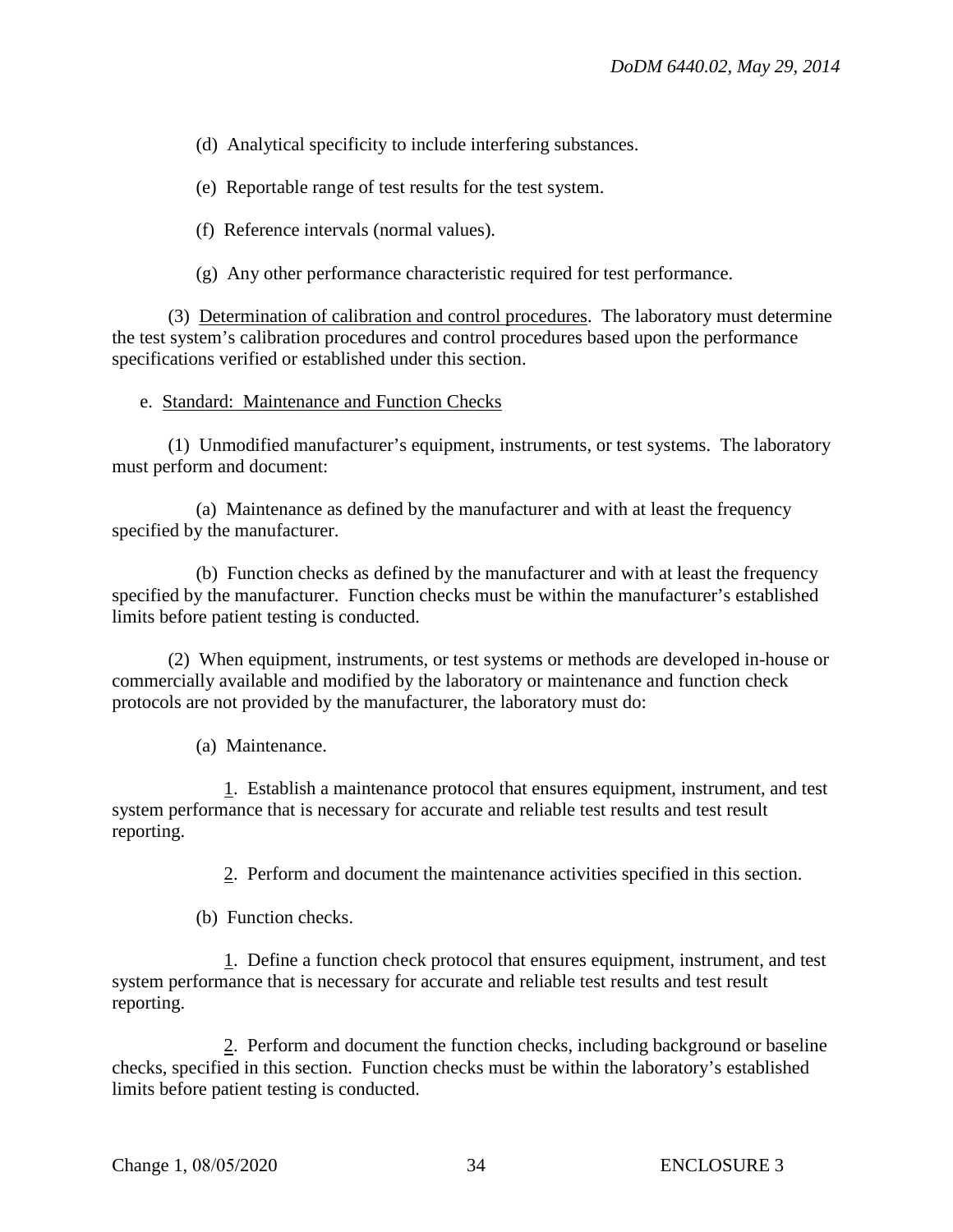(d) Analytical specificity to include interfering substances.

(e) Reportable range of test results for the test system.

(f) Reference intervals (normal values).

(g) Any other performance characteristic required for test performance.

(3) Determination of calibration and control procedures. The laboratory must determine the test system's calibration procedures and control procedures based upon the performance specifications verified or established under this section.

e. Standard: Maintenance and Function Checks

(1) Unmodified manufacturer's equipment, instruments, or test systems. The laboratory must perform and document:

(a) Maintenance as defined by the manufacturer and with at least the frequency specified by the manufacturer.

(b) Function checks as defined by the manufacturer and with at least the frequency specified by the manufacturer. Function checks must be within the manufacturer's established limits before patient testing is conducted.

(2) When equipment, instruments, or test systems or methods are developed in-house or commercially available and modified by the laboratory or maintenance and function check protocols are not provided by the manufacturer, the laboratory must do:

(a) Maintenance.

1. Establish a maintenance protocol that ensures equipment, instrument, and test system performance that is necessary for accurate and reliable test results and test result reporting.

2. Perform and document the maintenance activities specified in this section.

(b) Function checks.

1. Define a function check protocol that ensures equipment, instrument, and test system performance that is necessary for accurate and reliable test results and test result reporting.

2. Perform and document the function checks, including background or baseline checks, specified in this section. Function checks must be within the laboratory's established limits before patient testing is conducted.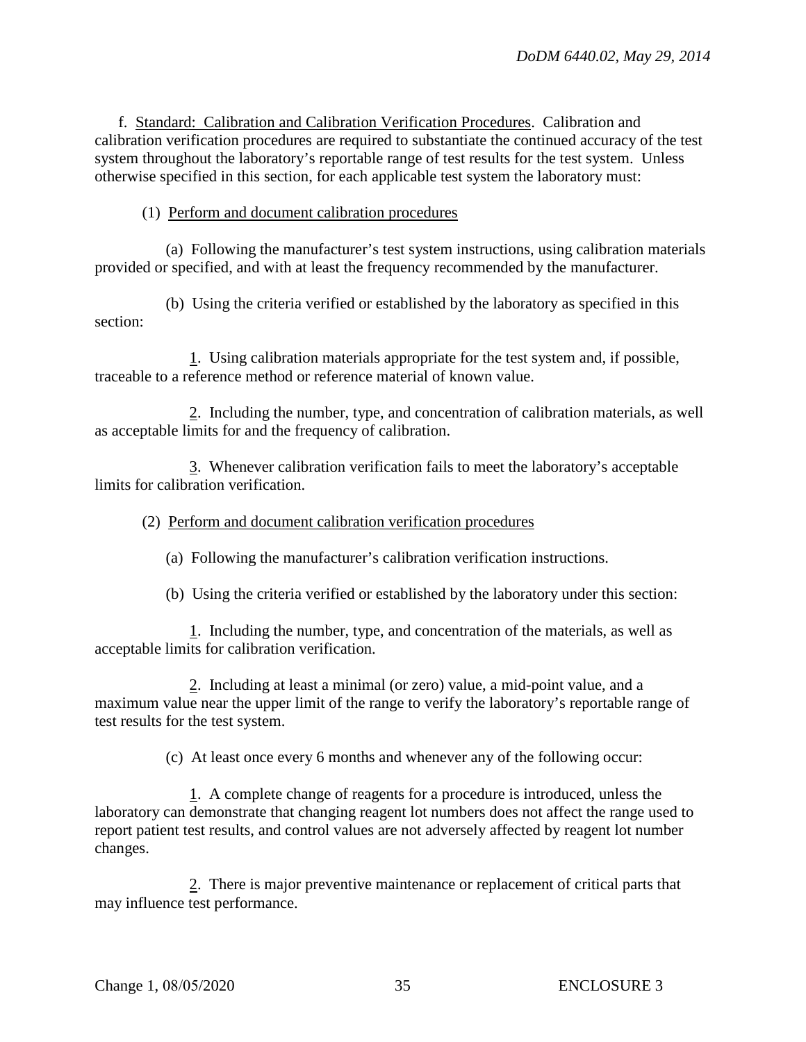f. Standard: Calibration and Calibration Verification Procedures. Calibration and calibration verification procedures are required to substantiate the continued accuracy of the test system throughout the laboratory's reportable range of test results for the test system. Unless otherwise specified in this section, for each applicable test system the laboratory must:

(1) Perform and document calibration procedures

(a) Following the manufacturer's test system instructions, using calibration materials provided or specified, and with at least the frequency recommended by the manufacturer.

(b) Using the criteria verified or established by the laboratory as specified in this section:

1. Using calibration materials appropriate for the test system and, if possible, traceable to a reference method or reference material of known value.

2. Including the number, type, and concentration of calibration materials, as well as acceptable limits for and the frequency of calibration.

3. Whenever calibration verification fails to meet the laboratory's acceptable limits for calibration verification.

(2) Perform and document calibration verification procedures

(a) Following the manufacturer's calibration verification instructions.

(b) Using the criteria verified or established by the laboratory under this section:

1. Including the number, type, and concentration of the materials, as well as acceptable limits for calibration verification.

2. Including at least a minimal (or zero) value, a mid-point value, and a maximum value near the upper limit of the range to verify the laboratory's reportable range of test results for the test system.

(c) At least once every 6 months and whenever any of the following occur:

1. A complete change of reagents for a procedure is introduced, unless the laboratory can demonstrate that changing reagent lot numbers does not affect the range used to report patient test results, and control values are not adversely affected by reagent lot number changes.

2. There is major preventive maintenance or replacement of critical parts that may influence test performance.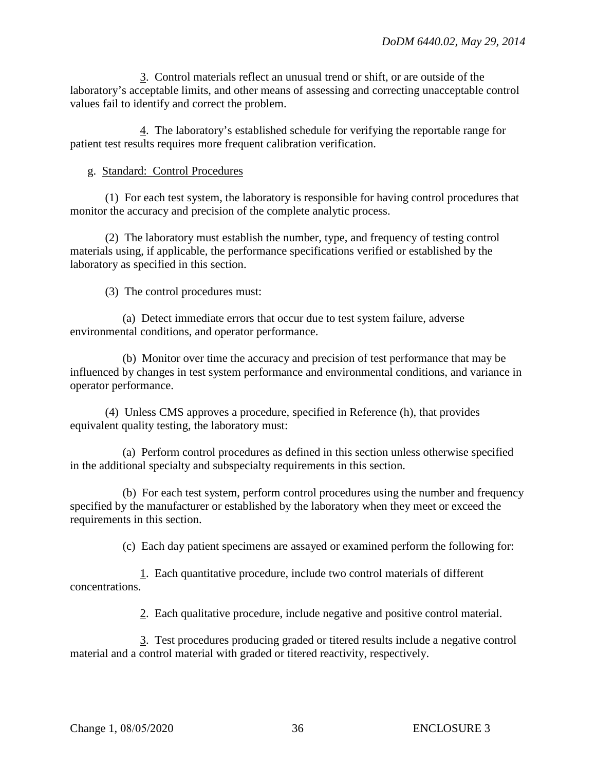3. Control materials reflect an unusual trend or shift, or are outside of the laboratory's acceptable limits, and other means of assessing and correcting unacceptable control values fail to identify and correct the problem.

4. The laboratory's established schedule for verifying the reportable range for patient test results requires more frequent calibration verification.

g. Standard: Control Procedures

(1) For each test system, the laboratory is responsible for having control procedures that monitor the accuracy and precision of the complete analytic process.

(2) The laboratory must establish the number, type, and frequency of testing control materials using, if applicable, the performance specifications verified or established by the laboratory as specified in this section.

(3) The control procedures must:

(a) Detect immediate errors that occur due to test system failure, adverse environmental conditions, and operator performance.

(b) Monitor over time the accuracy and precision of test performance that may be influenced by changes in test system performance and environmental conditions, and variance in operator performance.

(4) Unless CMS approves a procedure, specified in Reference (h), that provides equivalent quality testing, the laboratory must:

(a) Perform control procedures as defined in this section unless otherwise specified in the additional specialty and subspecialty requirements in this section.

(b) For each test system, perform control procedures using the number and frequency specified by the manufacturer or established by the laboratory when they meet or exceed the requirements in this section.

(c) Each day patient specimens are assayed or examined perform the following for:

1. Each quantitative procedure, include two control materials of different concentrations.

2. Each qualitative procedure, include negative and positive control material.

3. Test procedures producing graded or titered results include a negative control material and a control material with graded or titered reactivity, respectively.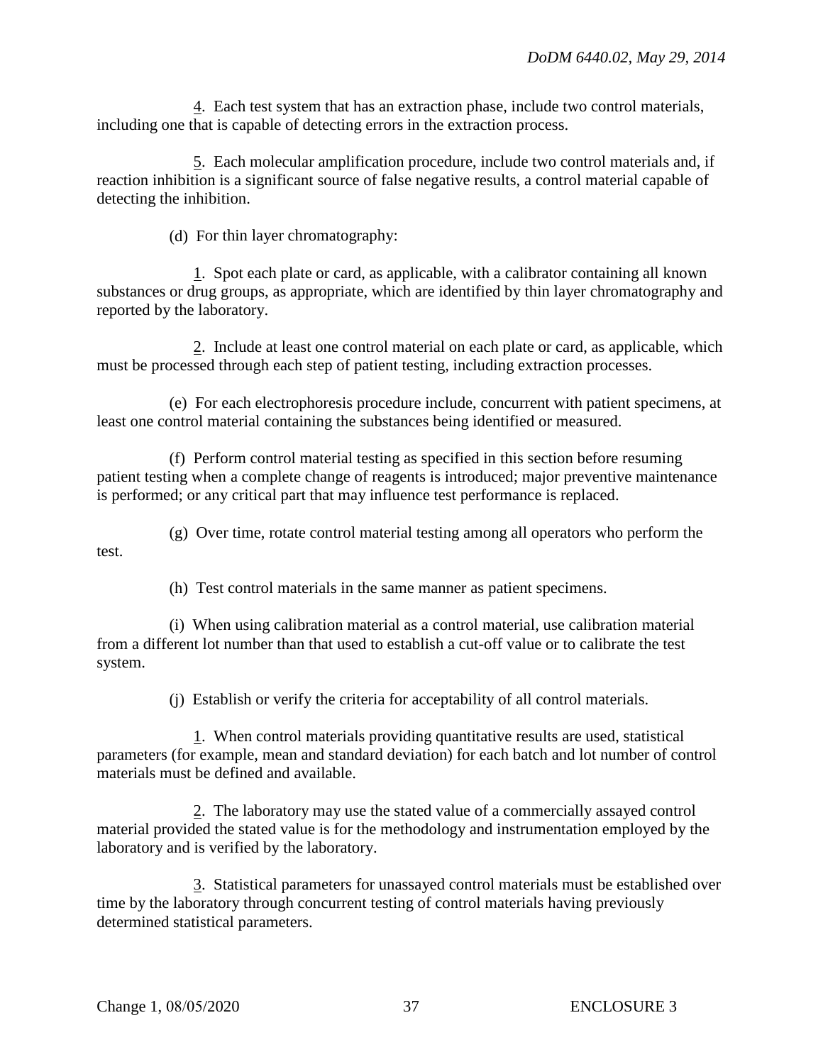4. Each test system that has an extraction phase, include two control materials, including one that is capable of detecting errors in the extraction process.

5. Each molecular amplification procedure, include two control materials and, if reaction inhibition is a significant source of false negative results, a control material capable of detecting the inhibition.

(d) For thin layer chromatography:

1. Spot each plate or card, as applicable, with a calibrator containing all known substances or drug groups, as appropriate, which are identified by thin layer chromatography and reported by the laboratory.

2. Include at least one control material on each plate or card, as applicable, which must be processed through each step of patient testing, including extraction processes.

(e) For each electrophoresis procedure include, concurrent with patient specimens, at least one control material containing the substances being identified or measured.

(f) Perform control material testing as specified in this section before resuming patient testing when a complete change of reagents is introduced; major preventive maintenance is performed; or any critical part that may influence test performance is replaced.

(g) Over time, rotate control material testing among all operators who perform the test.

(h) Test control materials in the same manner as patient specimens.

(i) When using calibration material as a control material, use calibration material from a different lot number than that used to establish a cut-off value or to calibrate the test system.

(j) Establish or verify the criteria for acceptability of all control materials.

1. When control materials providing quantitative results are used, statistical parameters (for example, mean and standard deviation) for each batch and lot number of control materials must be defined and available.

2. The laboratory may use the stated value of a commercially assayed control material provided the stated value is for the methodology and instrumentation employed by the laboratory and is verified by the laboratory.

3. Statistical parameters for unassayed control materials must be established over time by the laboratory through concurrent testing of control materials having previously determined statistical parameters.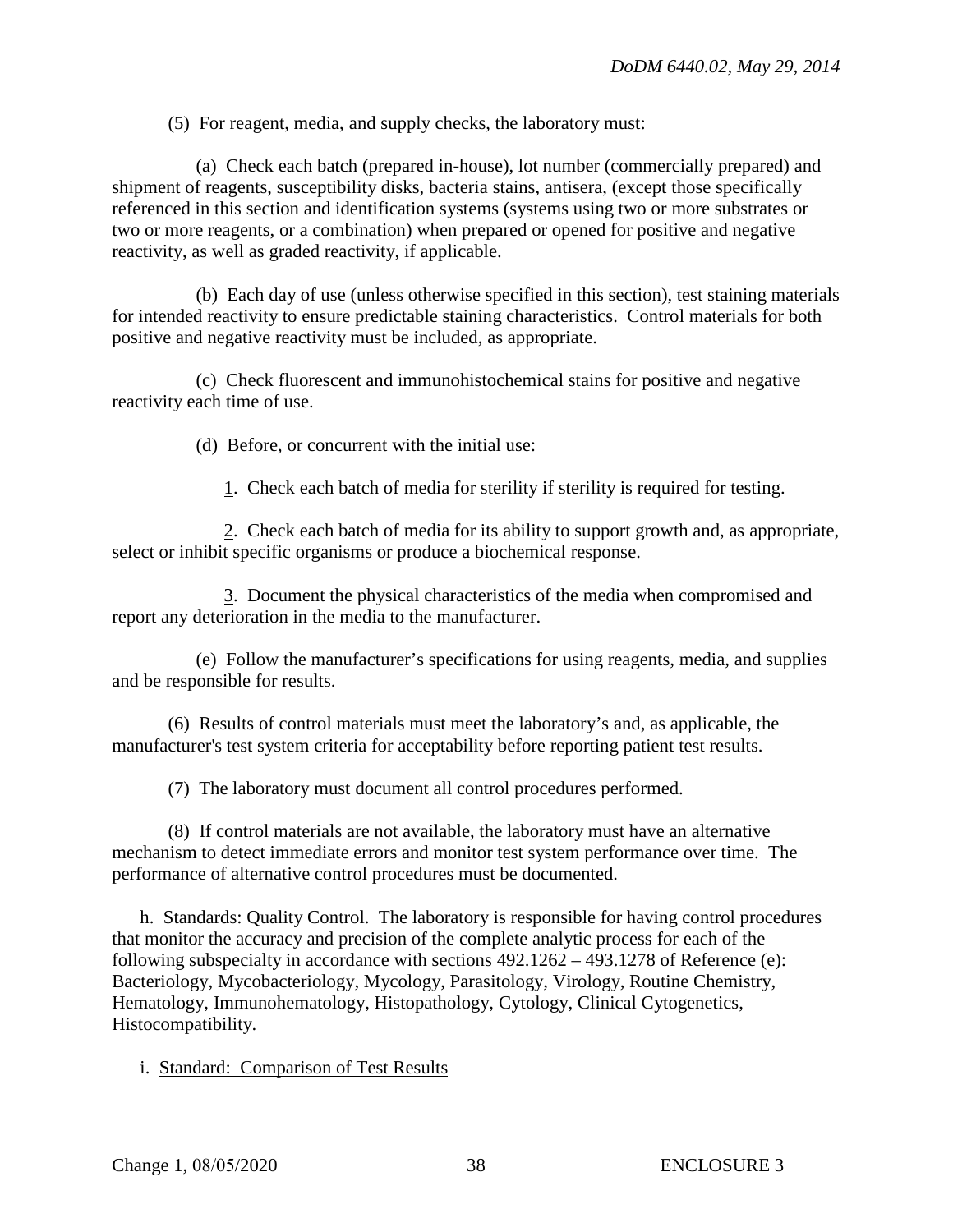(5) For reagent, media, and supply checks, the laboratory must:

(a) Check each batch (prepared in-house), lot number (commercially prepared) and shipment of reagents, susceptibility disks, bacteria stains, antisera, (except those specifically referenced in this section and identification systems (systems using two or more substrates or two or more reagents, or a combination) when prepared or opened for positive and negative reactivity, as well as graded reactivity, if applicable.

(b) Each day of use (unless otherwise specified in this section), test staining materials for intended reactivity to ensure predictable staining characteristics. Control materials for both positive and negative reactivity must be included, as appropriate.

(c) Check fluorescent and immunohistochemical stains for positive and negative reactivity each time of use.

(d) Before, or concurrent with the initial use:

1. Check each batch of media for sterility if sterility is required for testing.

2. Check each batch of media for its ability to support growth and, as appropriate, select or inhibit specific organisms or produce a biochemical response.

3. Document the physical characteristics of the media when compromised and report any deterioration in the media to the manufacturer.

(e) Follow the manufacturer's specifications for using reagents, media, and supplies and be responsible for results.

(6) Results of control materials must meet the laboratory's and, as applicable, the manufacturer's test system criteria for acceptability before reporting patient test results.

(7) The laboratory must document all control procedures performed.

(8) If control materials are not available, the laboratory must have an alternative mechanism to detect immediate errors and monitor test system performance over time. The performance of alternative control procedures must be documented.

h. Standards: Quality Control. The laboratory is responsible for having control procedures that monitor the accuracy and precision of the complete analytic process for each of the following subspecialty in accordance with sections 492.1262 – 493.1278 of Reference (e): Bacteriology, Mycobacteriology, Mycology, Parasitology, Virology, Routine Chemistry, Hematology, Immunohematology, Histopathology, Cytology, Clinical Cytogenetics, Histocompatibility.

i. Standard: Comparison of Test Results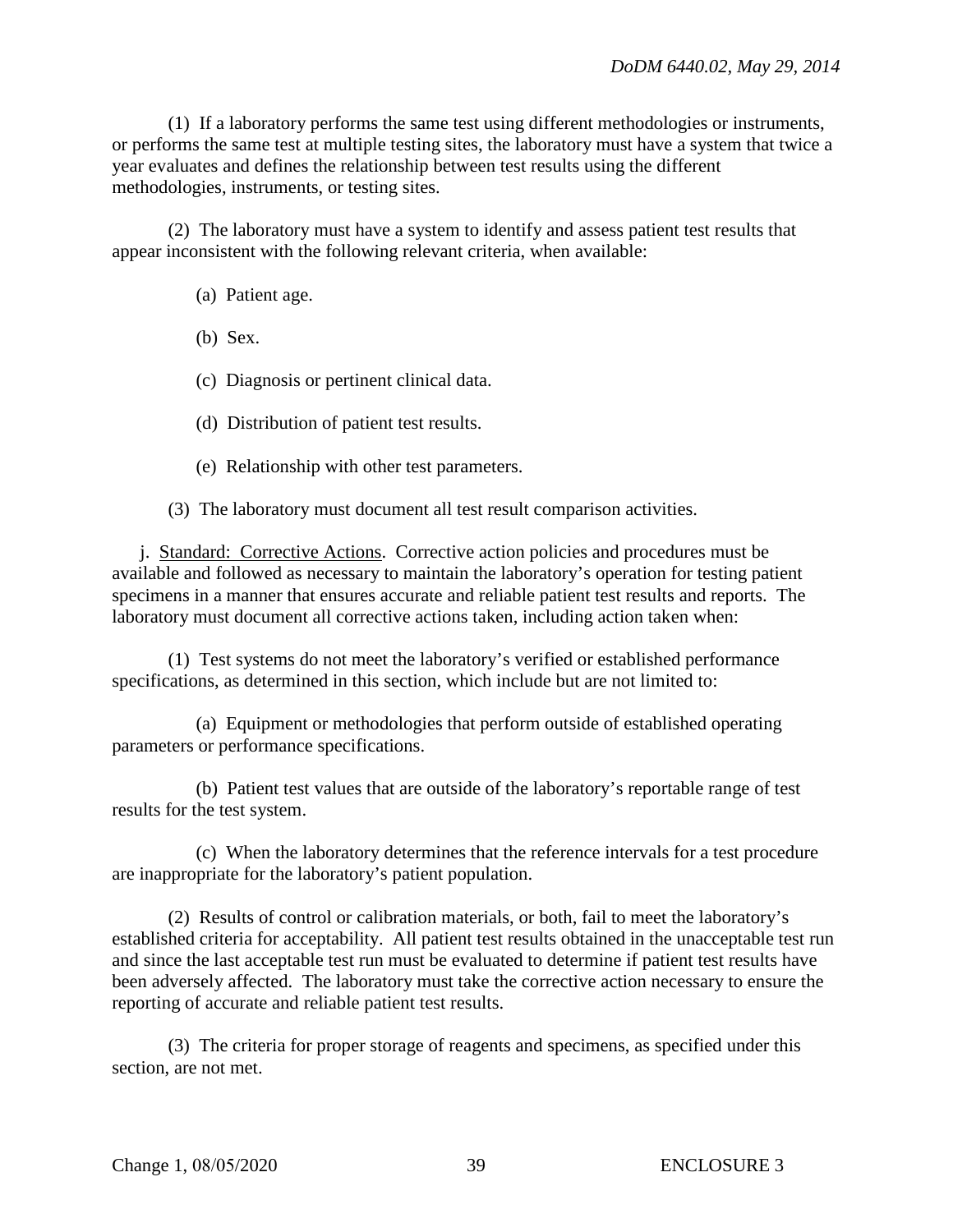(1) If a laboratory performs the same test using different methodologies or instruments, or performs the same test at multiple testing sites, the laboratory must have a system that twice a year evaluates and defines the relationship between test results using the different methodologies, instruments, or testing sites.

(2) The laboratory must have a system to identify and assess patient test results that appear inconsistent with the following relevant criteria, when available:

(a) Patient age.

(b) Sex.

(c) Diagnosis or pertinent clinical data.

(d) Distribution of patient test results.

(e) Relationship with other test parameters.

(3) The laboratory must document all test result comparison activities.

j. Standard: Corrective Actions. Corrective action policies and procedures must be available and followed as necessary to maintain the laboratory's operation for testing patient specimens in a manner that ensures accurate and reliable patient test results and reports. The laboratory must document all corrective actions taken, including action taken when:

(1) Test systems do not meet the laboratory's verified or established performance specifications, as determined in this section, which include but are not limited to:

(a) Equipment or methodologies that perform outside of established operating parameters or performance specifications.

(b) Patient test values that are outside of the laboratory's reportable range of test results for the test system.

(c) When the laboratory determines that the reference intervals for a test procedure are inappropriate for the laboratory's patient population.

(2) Results of control or calibration materials, or both, fail to meet the laboratory's established criteria for acceptability. All patient test results obtained in the unacceptable test run and since the last acceptable test run must be evaluated to determine if patient test results have been adversely affected. The laboratory must take the corrective action necessary to ensure the reporting of accurate and reliable patient test results.

(3) The criteria for proper storage of reagents and specimens, as specified under this section, are not met.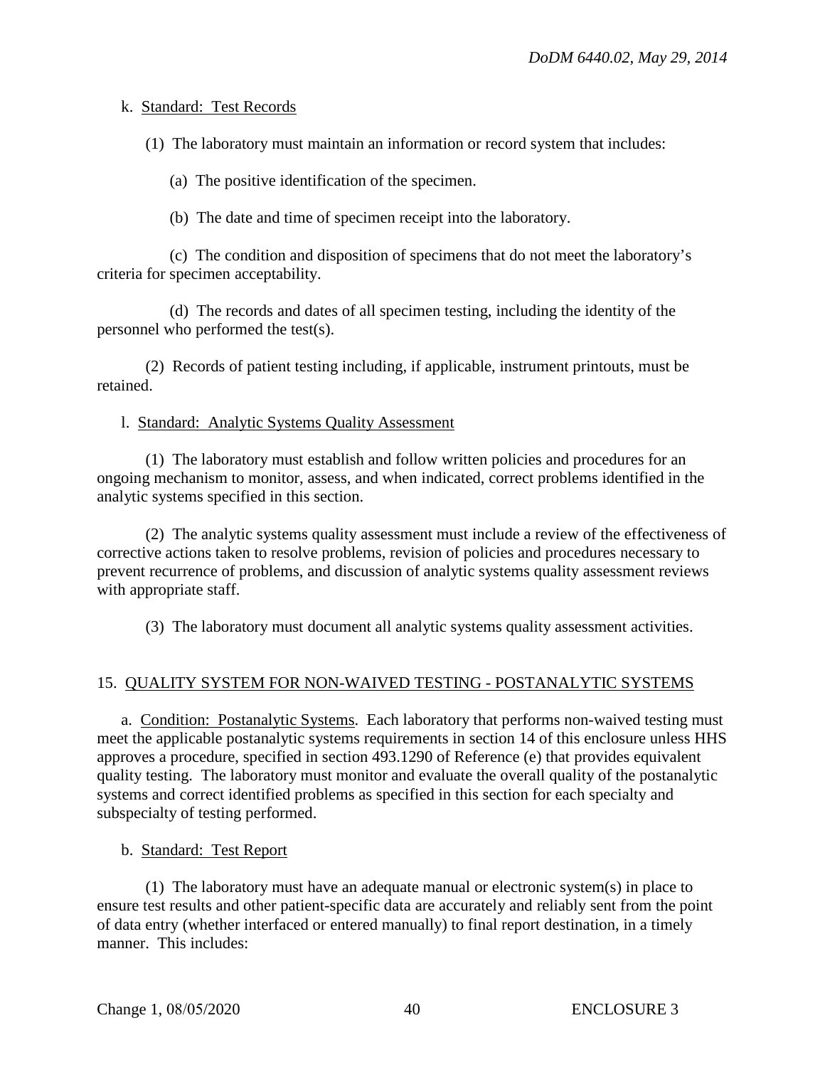k. Standard: Test Records

(1) The laboratory must maintain an information or record system that includes:

(a) The positive identification of the specimen.

(b) The date and time of specimen receipt into the laboratory.

(c) The condition and disposition of specimens that do not meet the laboratory's criteria for specimen acceptability.

(d) The records and dates of all specimen testing, including the identity of the personnel who performed the test(s).

(2) Records of patient testing including, if applicable, instrument printouts, must be retained.

l. Standard: Analytic Systems Quality Assessment

(1) The laboratory must establish and follow written policies and procedures for an ongoing mechanism to monitor, assess, and when indicated, correct problems identified in the analytic systems specified in this section.

(2) The analytic systems quality assessment must include a review of the effectiveness of corrective actions taken to resolve problems, revision of policies and procedures necessary to prevent recurrence of problems, and discussion of analytic systems quality assessment reviews with appropriate staff.

(3) The laboratory must document all analytic systems quality assessment activities.

## 15. QUALITY SYSTEM FOR NON-WAIVED TESTING - POSTANALYTIC SYSTEMS

a. Condition: Postanalytic Systems. Each laboratory that performs non-waived testing must meet the applicable postanalytic systems requirements in section 14 of this enclosure unless HHS approves a procedure, specified in section 493.1290 of Reference (e) that provides equivalent quality testing. The laboratory must monitor and evaluate the overall quality of the postanalytic systems and correct identified problems as specified in this section for each specialty and subspecialty of testing performed.

b. Standard: Test Report

(1) The laboratory must have an adequate manual or electronic system(s) in place to ensure test results and other patient-specific data are accurately and reliably sent from the point of data entry (whether interfaced or entered manually) to final report destination, in a timely manner. This includes: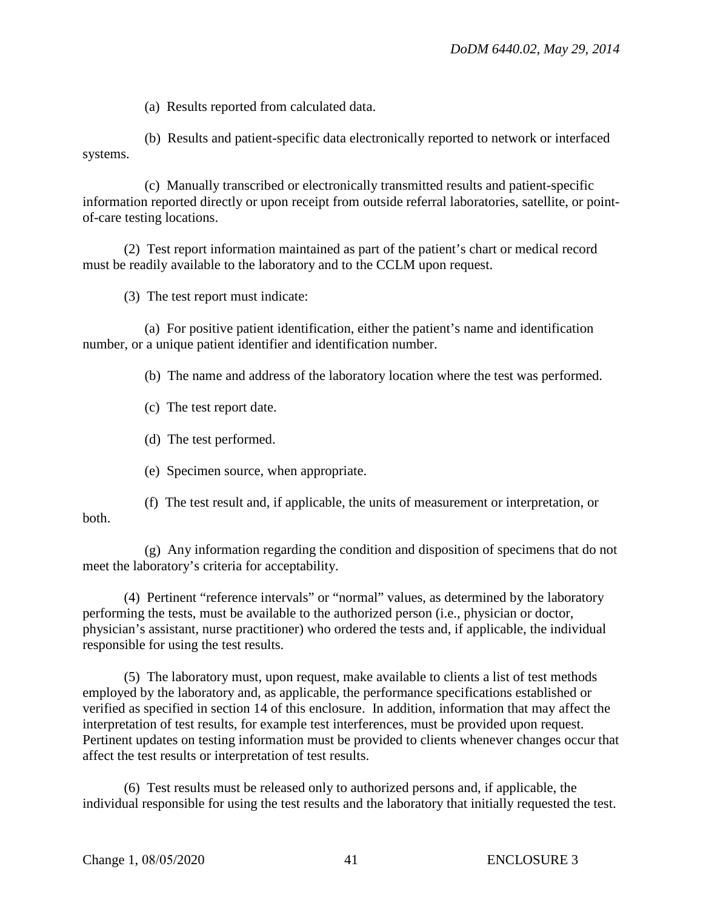(a) Results reported from calculated data.

(b) Results and patient-specific data electronically reported to network or interfaced systems.

(c) Manually transcribed or electronically transmitted results and patient-specific information reported directly or upon receipt from outside referral laboratories, satellite, or point-of-care testing locations.

(2) Test report information maintained as part of the patient's chart or medical record must be readily available to the laboratory and to the CCLM upon request.

(3) The test report must indicate:

(a) For positive patient identification, either the patient's name and identification number, or a unique patient identifier and identification number.

(b) The name and address of the laboratory location where the test was performed.

(c) The test report date.

(d) The test performed.

(e) Specimen source, when appropriate.

(f) The test result and, if applicable, the units of measurement or interpretation, or both.

(g) Any information regarding the condition and disposition of specimens that do not meet the laboratory's criteria for acceptability.

(4) Pertinent "reference intervals" or "normal" values, as determined by the laboratory performing the tests, must be available to the authorized person (i.e., physician or doctor, physician's assistant, nurse practitioner) who ordered the tests and, if applicable, the individual responsible for using the test results.

(5) The laboratory must, upon request, make available to clients a list of test methods employed by the laboratory and, as applicable, the performance specifications established or verified as specified in section 14 of this enclosure. In addition, information that may affect the interpretation of test results, for example test interferences, must be provided upon request. Pertinent updates on testing information must be provided to clients whenever changes occur that affect the test results or interpretation of test results.

(6) Test results must be released only to authorized persons and, if applicable, the individual responsible for using the test results and the laboratory that initially requested the test.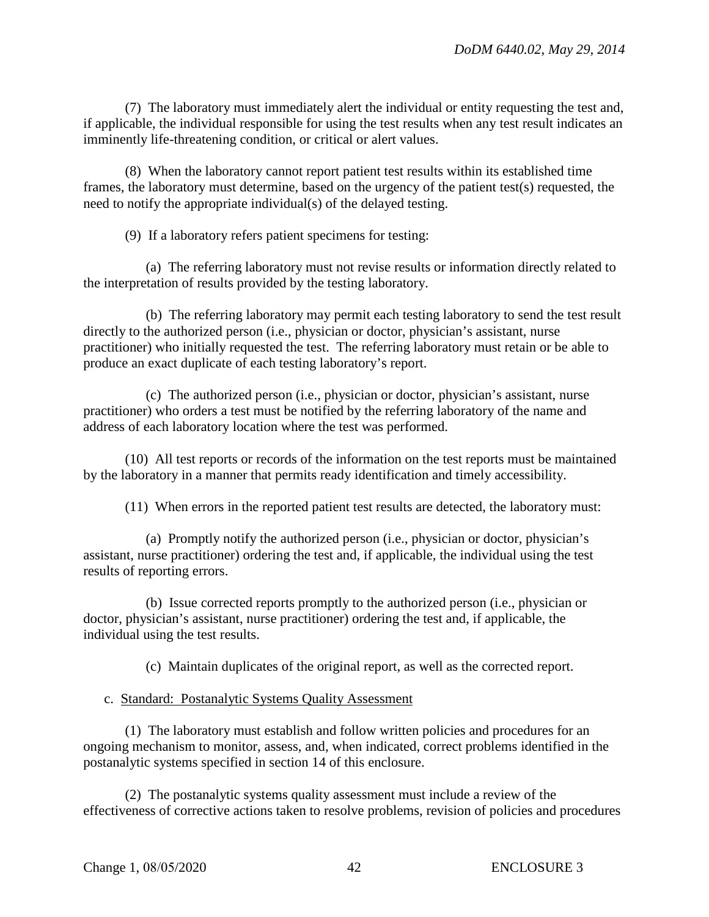(7) The laboratory must immediately alert the individual or entity requesting the test and, if applicable, the individual responsible for using the test results when any test result indicates an imminently life-threatening condition, or critical or alert values.

(8) When the laboratory cannot report patient test results within its established time frames, the laboratory must determine, based on the urgency of the patient test(s) requested, the need to notify the appropriate individual(s) of the delayed testing.

(9) If a laboratory refers patient specimens for testing:

(a) The referring laboratory must not revise results or information directly related to the interpretation of results provided by the testing laboratory.

(b) The referring laboratory may permit each testing laboratory to send the test result directly to the authorized person (i.e., physician or doctor, physician's assistant, nurse practitioner) who initially requested the test. The referring laboratory must retain or be able to produce an exact duplicate of each testing laboratory's report.

(c) The authorized person (i.e., physician or doctor, physician's assistant, nurse practitioner) who orders a test must be notified by the referring laboratory of the name and address of each laboratory location where the test was performed.

(10) All test reports or records of the information on the test reports must be maintained by the laboratory in a manner that permits ready identification and timely accessibility.

(11) When errors in the reported patient test results are detected, the laboratory must:

(a) Promptly notify the authorized person (i.e., physician or doctor, physician's assistant, nurse practitioner) ordering the test and, if applicable, the individual using the test results of reporting errors.

(b) Issue corrected reports promptly to the authorized person (i.e., physician or doctor, physician's assistant, nurse practitioner) ordering the test and, if applicable, the individual using the test results.

(c) Maintain duplicates of the original report, as well as the corrected report.

c. Standard: Postanalytic Systems Quality Assessment

(1) The laboratory must establish and follow written policies and procedures for an ongoing mechanism to monitor, assess, and, when indicated, correct problems identified in the postanalytic systems specified in section 14 of this enclosure.

(2) The postanalytic systems quality assessment must include a review of the effectiveness of corrective actions taken to resolve problems, revision of policies and procedures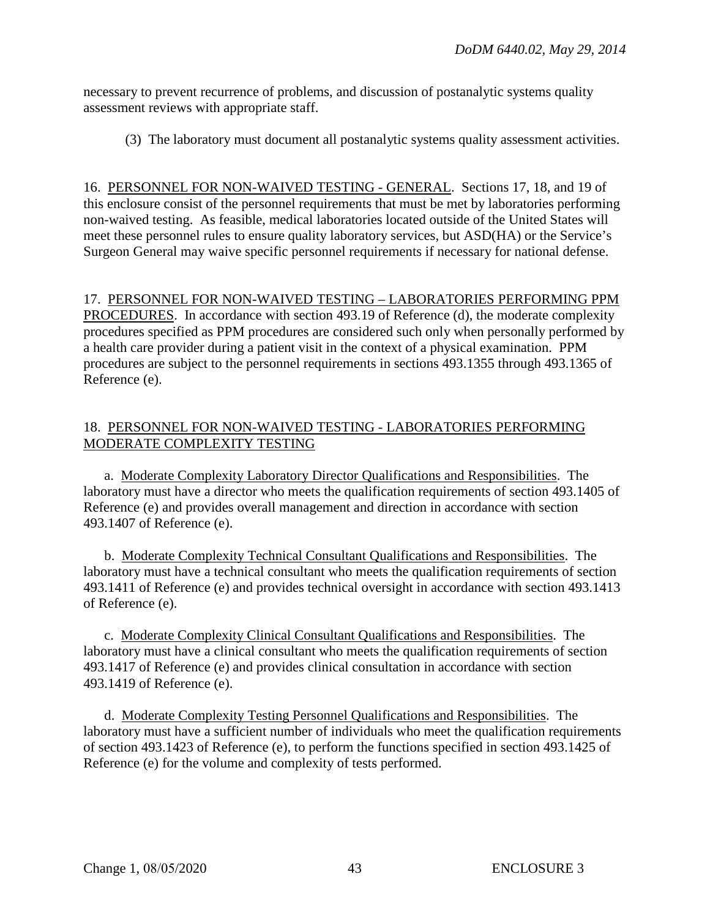necessary to prevent recurrence of problems, and discussion of postanalytic systems quality assessment reviews with appropriate staff.

(3) The laboratory must document all postanalytic systems quality assessment activities.

16. PERSONNEL FOR NON-WAIVED TESTING - GENERAL. Sections 17, 18, and 19 of this enclosure consist of the personnel requirements that must be met by laboratories performing non-waived testing. As feasible, medical laboratories located outside of the United States will meet these personnel rules to ensure quality laboratory services, but ASD(HA) or the Service's Surgeon General may waive specific personnel requirements if necessary for national defense.

17. PERSONNEL FOR NON-WAIVED TESTING – LABORATORIES PERFORMING PPM PROCEDURES. In accordance with section 493.19 of Reference (d), the moderate complexity procedures specified as PPM procedures are considered such only when personally performed by a health care provider during a patient visit in the context of a physical examination. PPM procedures are subject to the personnel requirements in sections 493.1355 through 493.1365 of Reference (e).

18. PERSONNEL FOR NON-WAIVED TESTING - LABORATORIES PERFORMING MODERATE COMPLEXITY TESTING

a. Moderate Complexity Laboratory Director Qualifications and Responsibilities. The laboratory must have a director who meets the qualification requirements of section 493.1405 of Reference (e) and provides overall management and direction in accordance with section 493.1407 of Reference (e).

b. Moderate Complexity Technical Consultant Qualifications and Responsibilities. The laboratory must have a technical consultant who meets the qualification requirements of section 493.1411 of Reference (e) and provides technical oversight in accordance with section 493.1413 of Reference (e).

c. Moderate Complexity Clinical Consultant Qualifications and Responsibilities. The laboratory must have a clinical consultant who meets the qualification requirements of section 493.1417 of Reference (e) and provides clinical consultation in accordance with section 493.1419 of Reference (e).

d. Moderate Complexity Testing Personnel Qualifications and Responsibilities. The laboratory must have a sufficient number of individuals who meet the qualification requirements of section 493.1423 of Reference (e), to perform the functions specified in section 493.1425 of Reference (e) for the volume and complexity of tests performed.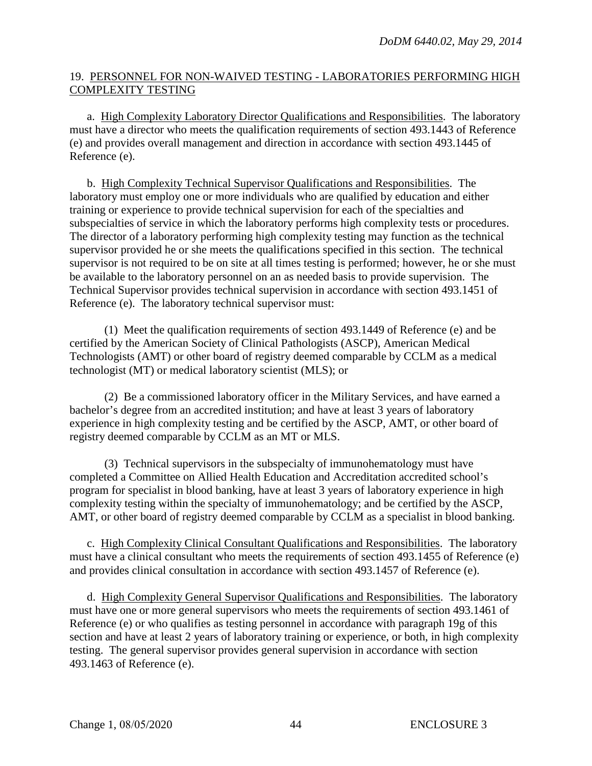## 19. PERSONNEL FOR NON-WAIVED TESTING - LABORATORIES PERFORMING HIGH COMPLEXITY TESTING

a. High Complexity Laboratory Director Qualifications and Responsibilities. The laboratory must have a director who meets the qualification requirements of section 493.1443 of Reference (e) and provides overall management and direction in accordance with section 493.1445 of Reference (e).

b. High Complexity Technical Supervisor Qualifications and Responsibilities. The laboratory must employ one or more individuals who are qualified by education and either training or experience to provide technical supervision for each of the specialties and subspecialties of service in which the laboratory performs high complexity tests or procedures. The director of a laboratory performing high complexity testing may function as the technical supervisor provided he or she meets the qualifications specified in this section. The technical supervisor is not required to be on site at all times testing is performed; however, he or she must be available to the laboratory personnel on an as needed basis to provide supervision. The Technical Supervisor provides technical supervision in accordance with section 493.1451 of Reference (e). The laboratory technical supervisor must:

(1) Meet the qualification requirements of section 493.1449 of Reference (e) and be certified by the American Society of Clinical Pathologists (ASCP), American Medical Technologists (AMT) or other board of registry deemed comparable by CCLM as a medical technologist (MT) or medical laboratory scientist (MLS); or

(2) Be a commissioned laboratory officer in the Military Services, and have earned a bachelor's degree from an accredited institution; and have at least 3 years of laboratory experience in high complexity testing and be certified by the ASCP, AMT, or other board of registry deemed comparable by CCLM as an MT or MLS.

(3) Technical supervisors in the subspecialty of immunohematology must have completed a Committee on Allied Health Education and Accreditation accredited school's program for specialist in blood banking, have at least 3 years of laboratory experience in high complexity testing within the specialty of immunohematology; and be certified by the ASCP, AMT, or other board of registry deemed comparable by CCLM as a specialist in blood banking.

c. High Complexity Clinical Consultant Qualifications and Responsibilities. The laboratory must have a clinical consultant who meets the requirements of section 493.1455 of Reference (e) and provides clinical consultation in accordance with section 493.1457 of Reference (e).

d. High Complexity General Supervisor Qualifications and Responsibilities. The laboratory must have one or more general supervisors who meets the requirements of section 493.1461 of Reference (e) or who qualifies as testing personnel in accordance with paragraph 19g of this section and have at least 2 years of laboratory training or experience, or both, in high complexity testing. The general supervisor provides general supervision in accordance with section 493.1463 of Reference (e).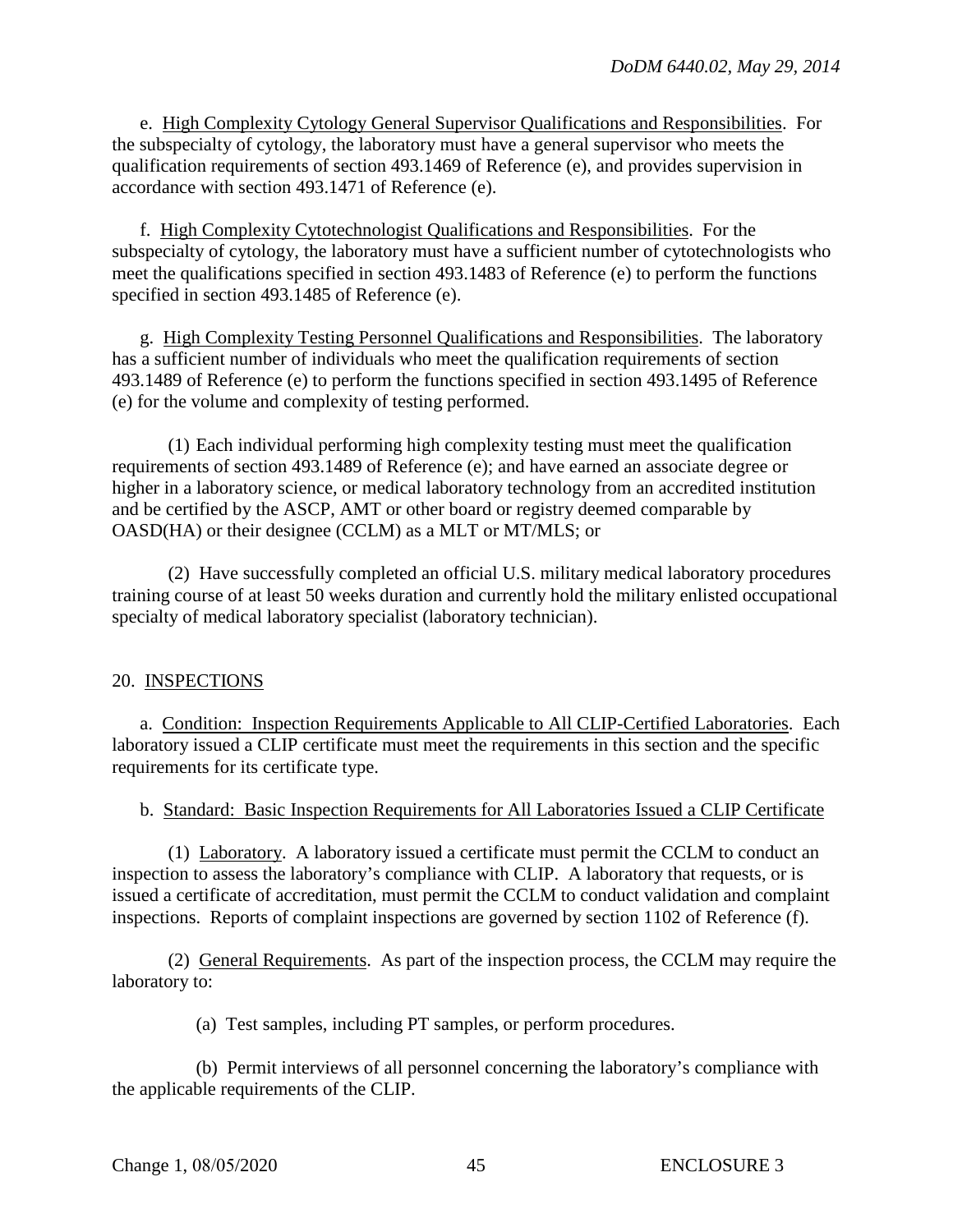e. High Complexity Cytology General Supervisor Qualifications and Responsibilities. For the subspecialty of cytology, the laboratory must have a general supervisor who meets the qualification requirements of section 493.1469 of Reference (e), and provides supervision in accordance with section 493.1471 of Reference (e).

f. High Complexity Cytotechnologist Qualifications and Responsibilities. For the subspecialty of cytology, the laboratory must have a sufficient number of cytotechnologists who meet the qualifications specified in section 493.1483 of Reference (e) to perform the functions specified in section 493.1485 of Reference (e).

g. High Complexity Testing Personnel Qualifications and Responsibilities. The laboratory has a sufficient number of individuals who meet the qualification requirements of section 493.1489 of Reference (e) to perform the functions specified in section 493.1495 of Reference (e) for the volume and complexity of testing performed.

(1) Each individual performing high complexity testing must meet the qualification requirements of section 493.1489 of Reference (e); and have earned an associate degree or higher in a laboratory science, or medical laboratory technology from an accredited institution and be certified by the ASCP, AMT or other board or registry deemed comparable by OASD(HA) or their designee (CCLM) as a MLT or MT/MLS; or

(2) Have successfully completed an official U.S. military medical laboratory procedures training course of at least 50 weeks duration and currently hold the military enlisted occupational specialty of medical laboratory specialist (laboratory technician).

## 20. INSPECTIONS

a. Condition: Inspection Requirements Applicable to All CLIP-Certified Laboratories. Each laboratory issued a CLIP certificate must meet the requirements in this section and the specific requirements for its certificate type.

b. Standard: Basic Inspection Requirements for All Laboratories Issued a CLIP Certificate

(1) Laboratory. A laboratory issued a certificate must permit the CCLM to conduct an inspection to assess the laboratory's compliance with CLIP. A laboratory that requests, or is issued a certificate of accreditation, must permit the CCLM to conduct validation and complaint inspections. Reports of complaint inspections are governed by section 1102 of Reference (f).

(2) General Requirements. As part of the inspection process, the CCLM may require the laboratory to:

(a) Test samples, including PT samples, or perform procedures.

(b) Permit interviews of all personnel concerning the laboratory's compliance with the applicable requirements of the CLIP.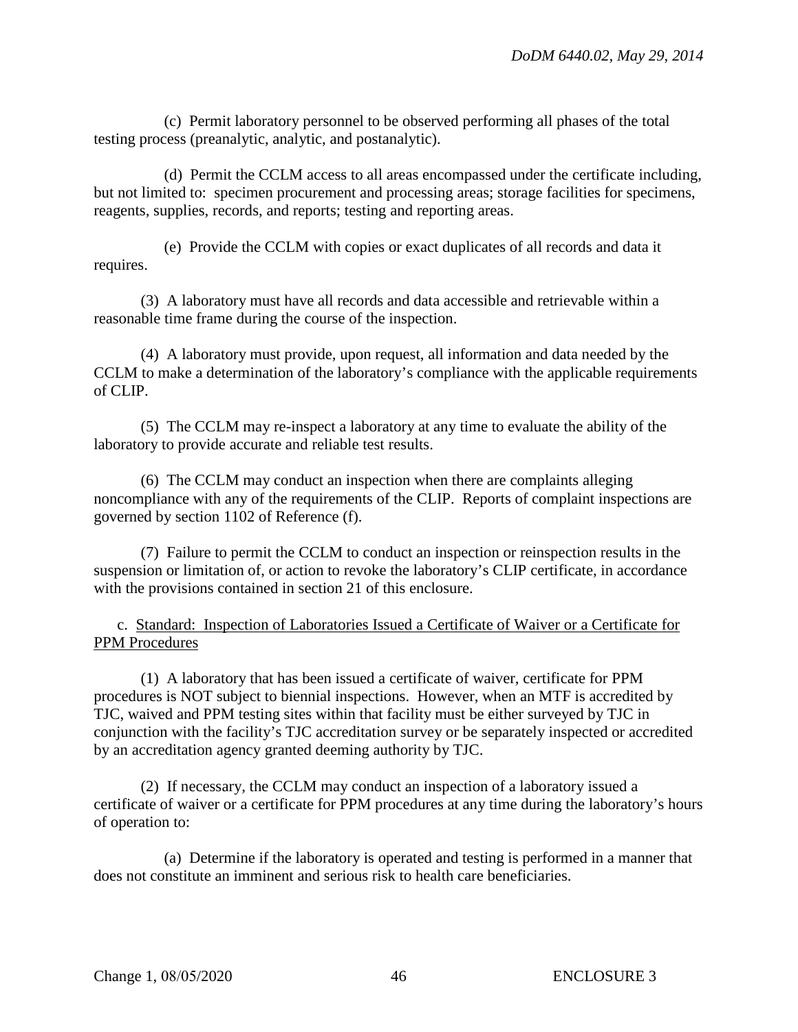(c) Permit laboratory personnel to be observed performing all phases of the total testing process (preanalytic, analytic, and postanalytic).

(d) Permit the CCLM access to all areas encompassed under the certificate including, but not limited to: specimen procurement and processing areas; storage facilities for specimens, reagents, supplies, records, and reports; testing and reporting areas.

(e) Provide the CCLM with copies or exact duplicates of all records and data it requires.

(3) A laboratory must have all records and data accessible and retrievable within a reasonable time frame during the course of the inspection.

(4) A laboratory must provide, upon request, all information and data needed by the CCLM to make a determination of the laboratory's compliance with the applicable requirements of CLIP.

(5) The CCLM may re-inspect a laboratory at any time to evaluate the ability of the laboratory to provide accurate and reliable test results.

(6) The CCLM may conduct an inspection when there are complaints alleging noncompliance with any of the requirements of the CLIP. Reports of complaint inspections are governed by section 1102 of Reference (f).

(7) Failure to permit the CCLM to conduct an inspection or reinspection results in the suspension or limitation of, or action to revoke the laboratory's CLIP certificate, in accordance with the provisions contained in section 21 of this enclosure.

c. <u>Standard: Inspection of Laboratories Issued a Certificate of Waiver or a Certificate for PPM Procedures</u>

(1) A laboratory that has been issued a certificate of waiver, certificate for PPM procedures is NOT subject to biennial inspections. However, when an MTF is accredited by TJC, waived and PPM testing sites within that facility must be either surveyed by TJC in conjunction with the facility's TJC accreditation survey or be separately inspected or accredited by an accreditation agency granted deeming authority by TJC.

(2) If necessary, the CCLM may conduct an inspection of a laboratory issued a certificate of waiver or a certificate for PPM procedures at any time during the laboratory's hours of operation to:

(a) Determine if the laboratory is operated and testing is performed in a manner that does not constitute an imminent and serious risk to health care beneficiaries.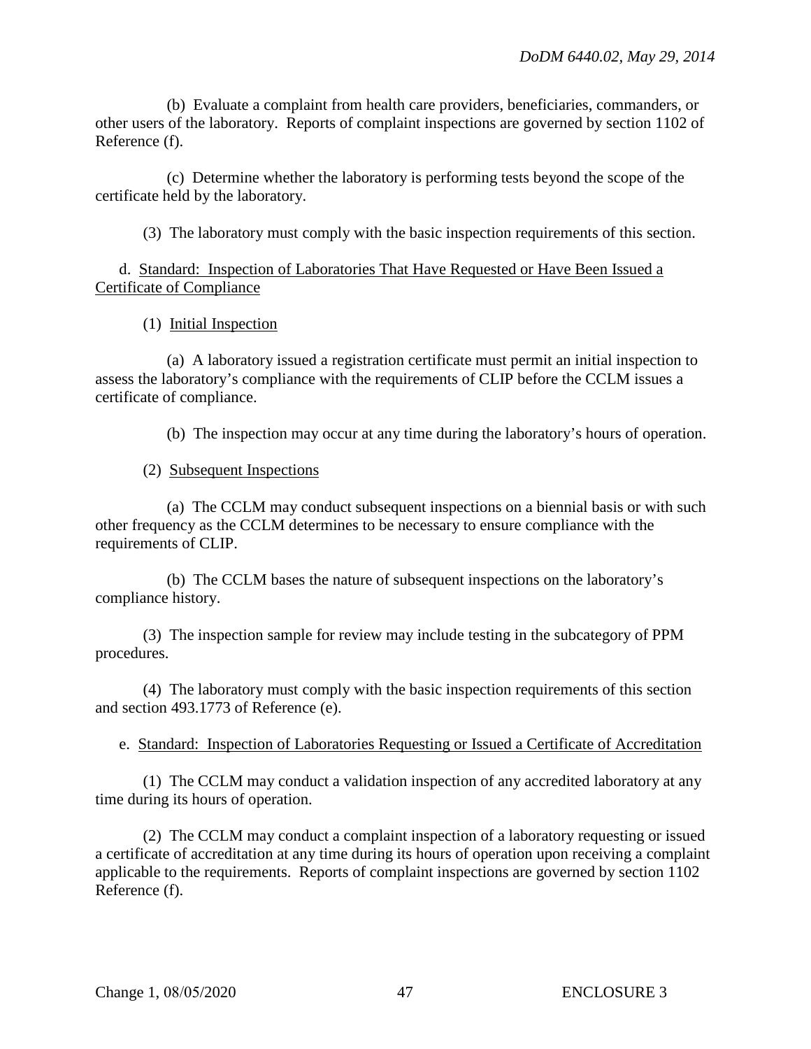(b) Evaluate a complaint from health care providers, beneficiaries, commanders, or other users of the laboratory. Reports of complaint inspections are governed by section 1102 of Reference (f).

(c) Determine whether the laboratory is performing tests beyond the scope of the certificate held by the laboratory.

(3) The laboratory must comply with the basic inspection requirements of this section.

d. Standard: Inspection of Laboratories That Have Requested or Have Been Issued a Certificate of Compliance

(1) Initial Inspection

(a) A laboratory issued a registration certificate must permit an initial inspection to assess the laboratory's compliance with the requirements of CLIP before the CCLM issues a certificate of compliance.

(b) The inspection may occur at any time during the laboratory's hours of operation.

(2) Subsequent Inspections

(a) The CCLM may conduct subsequent inspections on a biennial basis or with such other frequency as the CCLM determines to be necessary to ensure compliance with the requirements of CLIP.

(b) The CCLM bases the nature of subsequent inspections on the laboratory's compliance history.

(3) The inspection sample for review may include testing in the subcategory of PPM procedures.

(4) The laboratory must comply with the basic inspection requirements of this section and section 493.1773 of Reference (e).

e. Standard: Inspection of Laboratories Requesting or Issued a Certificate of Accreditation

(1) The CCLM may conduct a validation inspection of any accredited laboratory at any time during its hours of operation.

(2) The CCLM may conduct a complaint inspection of a laboratory requesting or issued a certificate of accreditation at any time during its hours of operation upon receiving a complaint applicable to the requirements. Reports of complaint inspections are governed by section 1102 Reference (f).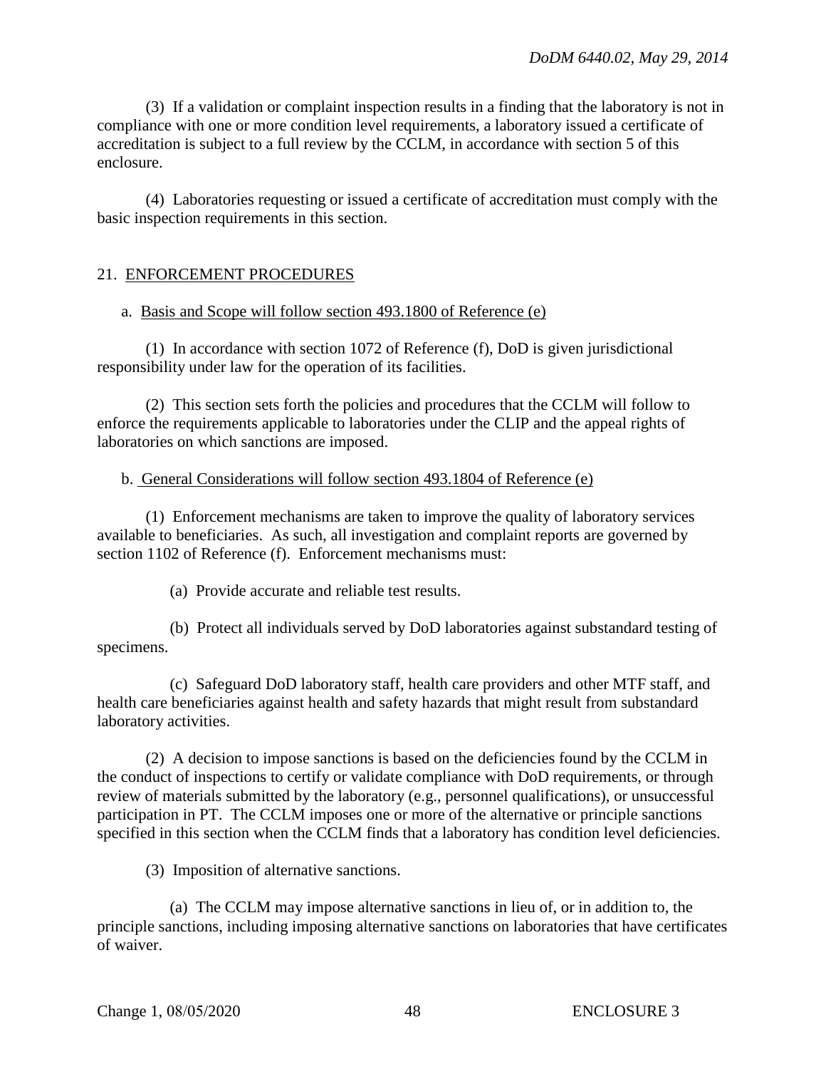(3) If a validation or complaint inspection results in a finding that the laboratory is not in compliance with one or more condition level requirements, a laboratory issued a certificate of accreditation is subject to a full review by the CCLM, in accordance with section 5 of this enclosure.

(4) Laboratories requesting or issued a certificate of accreditation must comply with the basic inspection requirements in this section.

## 21. ENFORCEMENT PROCEDURES

a. Basis and Scope will follow section 493.1800 of Reference (e)

(1) In accordance with section 1072 of Reference (f), DoD is given jurisdictional responsibility under law for the operation of its facilities.

(2) This section sets forth the policies and procedures that the CCLM will follow to enforce the requirements applicable to laboratories under the CLIP and the appeal rights of laboratories on which sanctions are imposed.

b. General Considerations will follow section 493.1804 of Reference (e)

(1) Enforcement mechanisms are taken to improve the quality of laboratory services available to beneficiaries. As such, all investigation and complaint reports are governed by section 1102 of Reference (f). Enforcement mechanisms must:

(a) Provide accurate and reliable test results.

(b) Protect all individuals served by DoD laboratories against substandard testing of specimens.

(c) Safeguard DoD laboratory staff, health care providers and other MTF staff, and health care beneficiaries against health and safety hazards that might result from substandard laboratory activities.

(2) A decision to impose sanctions is based on the deficiencies found by the CCLM in the conduct of inspections to certify or validate compliance with DoD requirements, or through review of materials submitted by the laboratory (e.g., personnel qualifications), or unsuccessful participation in PT. The CCLM imposes one or more of the alternative or principle sanctions specified in this section when the CCLM finds that a laboratory has condition level deficiencies.

(3) Imposition of alternative sanctions.

(a) The CCLM may impose alternative sanctions in lieu of, or in addition to, the principle sanctions, including imposing alternative sanctions on laboratories that have certificates of waiver.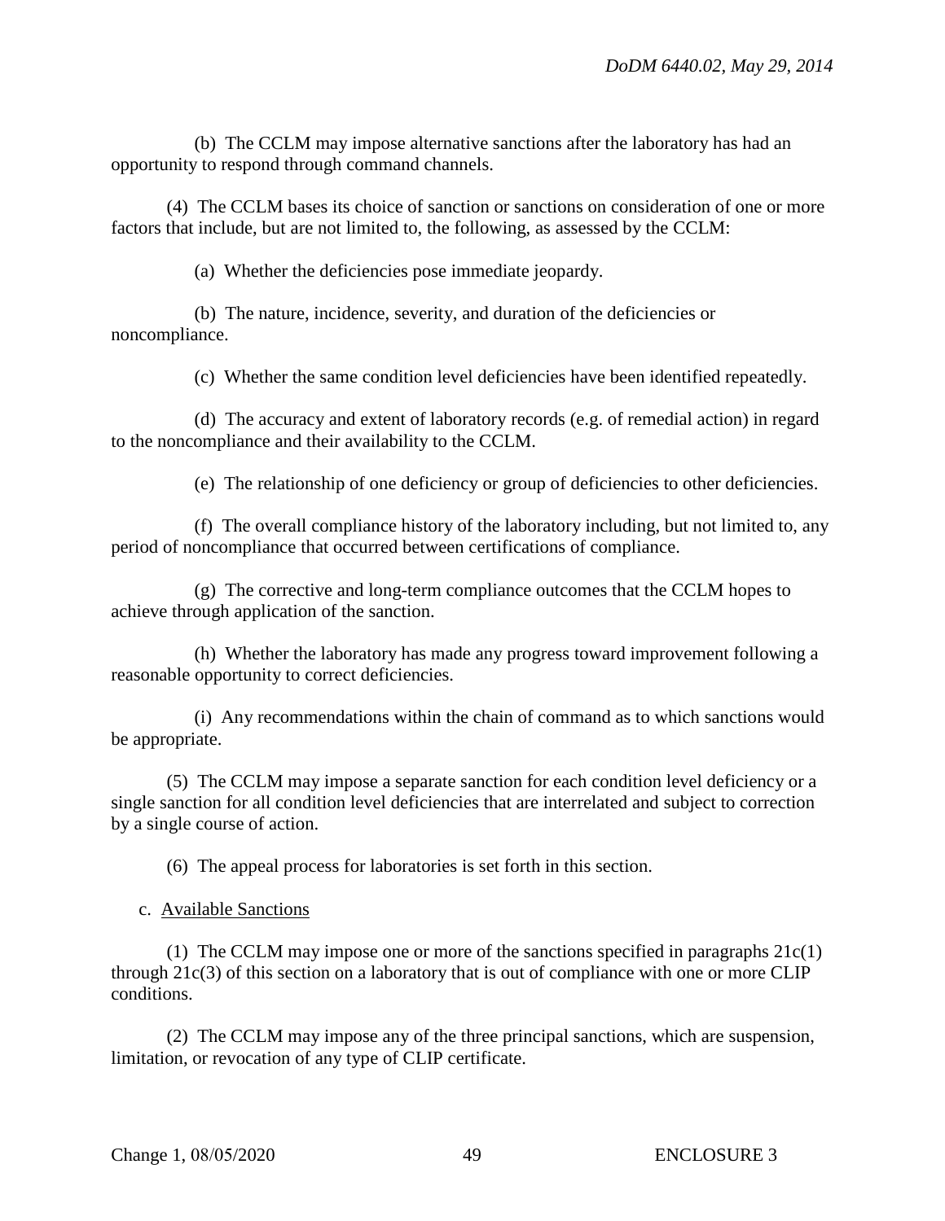(b) The CCLM may impose alternative sanctions after the laboratory has had an opportunity to respond through command channels.

(4) The CCLM bases its choice of sanction or sanctions on consideration of one or more factors that include, but are not limited to, the following, as assessed by the CCLM:

(a) Whether the deficiencies pose immediate jeopardy.

(b) The nature, incidence, severity, and duration of the deficiencies or noncompliance.

(c) Whether the same condition level deficiencies have been identified repeatedly.

(d) The accuracy and extent of laboratory records (e.g. of remedial action) in regard to the noncompliance and their availability to the CCLM.

(e) The relationship of one deficiency or group of deficiencies to other deficiencies.

(f) The overall compliance history of the laboratory including, but not limited to, any period of noncompliance that occurred between certifications of compliance.

(g) The corrective and long-term compliance outcomes that the CCLM hopes to achieve through application of the sanction.

(h) Whether the laboratory has made any progress toward improvement following a reasonable opportunity to correct deficiencies.

(i) Any recommendations within the chain of command as to which sanctions would be appropriate.

(5) The CCLM may impose a separate sanction for each condition level deficiency or a single sanction for all condition level deficiencies that are interrelated and subject to correction by a single course of action.

(6) The appeal process for laboratories is set forth in this section.

c. Available Sanctions

(1) The CCLM may impose one or more of the sanctions specified in paragraphs 21c(1) through 21c(3) of this section on a laboratory that is out of compliance with one or more CLIP conditions.

(2) The CCLM may impose any of the three principal sanctions, which are suspension, limitation, or revocation of any type of CLIP certificate.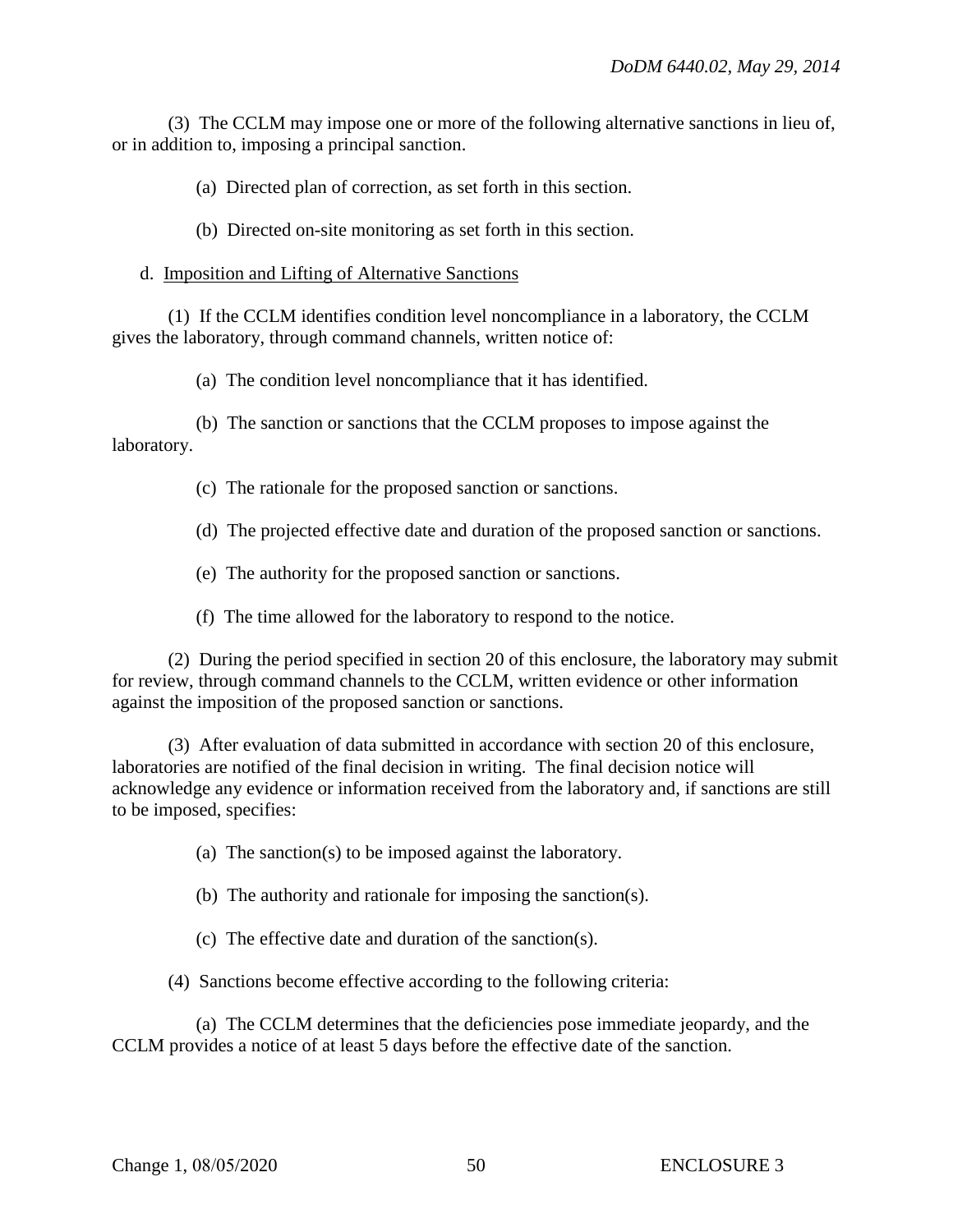(3) The CCLM may impose one or more of the following alternative sanctions in lieu of, or in addition to, imposing a principal sanction.

(a) Directed plan of correction, as set forth in this section.

(b) Directed on-site monitoring as set forth in this section.

d. Imposition and Lifting of Alternative Sanctions

(1) If the CCLM identifies condition level noncompliance in a laboratory, the CCLM gives the laboratory, through command channels, written notice of:

(a) The condition level noncompliance that it has identified.

(b) The sanction or sanctions that the CCLM proposes to impose against the laboratory.

(c) The rationale for the proposed sanction or sanctions.

(d) The projected effective date and duration of the proposed sanction or sanctions.

(e) The authority for the proposed sanction or sanctions.

(f) The time allowed for the laboratory to respond to the notice.

(2) During the period specified in section 20 of this enclosure, the laboratory may submit for review, through command channels to the CCLM, written evidence or other information against the imposition of the proposed sanction or sanctions.

(3) After evaluation of data submitted in accordance with section 20 of this enclosure, laboratories are notified of the final decision in writing. The final decision notice will acknowledge any evidence or information received from the laboratory and, if sanctions are still to be imposed, specifies:

(a) The sanction(s) to be imposed against the laboratory.

(b) The authority and rationale for imposing the sanction(s).

(c) The effective date and duration of the sanction(s).

(4) Sanctions become effective according to the following criteria:

(a) The CCLM determines that the deficiencies pose immediate jeopardy, and the CCLM provides a notice of at least 5 days before the effective date of the sanction.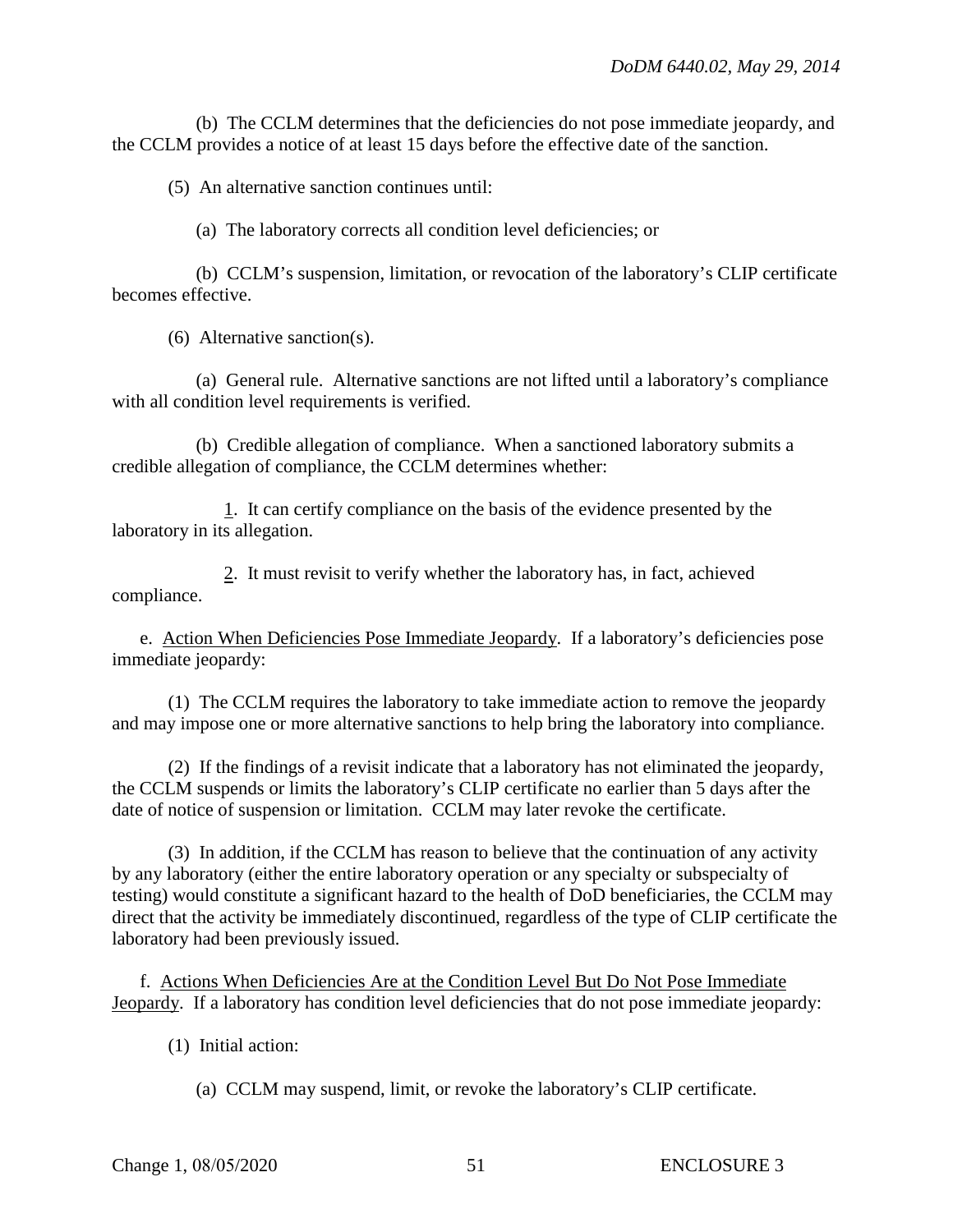(b) The CCLM determines that the deficiencies do not pose immediate jeopardy, and the CCLM provides a notice of at least 15 days before the effective date of the sanction.

(5) An alternative sanction continues until:

(a) The laboratory corrects all condition level deficiencies; or

(b) CCLM's suspension, limitation, or revocation of the laboratory's CLIP certificate becomes effective.

(6) Alternative sanction(s).

(a) General rule. Alternative sanctions are not lifted until a laboratory's compliance with all condition level requirements is verified.

(b) Credible allegation of compliance. When a sanctioned laboratory submits a credible allegation of compliance, the CCLM determines whether:

1. It can certify compliance on the basis of the evidence presented by the laboratory in its allegation.

2. It must revisit to verify whether the laboratory has, in fact, achieved compliance.

e. Action When Deficiencies Pose Immediate Jeopardy. If a laboratory's deficiencies pose immediate jeopardy:

(1) The CCLM requires the laboratory to take immediate action to remove the jeopardy and may impose one or more alternative sanctions to help bring the laboratory into compliance.

(2) If the findings of a revisit indicate that a laboratory has not eliminated the jeopardy, the CCLM suspends or limits the laboratory's CLIP certificate no earlier than 5 days after the date of notice of suspension or limitation. CCLM may later revoke the certificate.

(3) In addition, if the CCLM has reason to believe that the continuation of any activity by any laboratory (either the entire laboratory operation or any specialty or subspecialty of testing) would constitute a significant hazard to the health of DoD beneficiaries, the CCLM may direct that the activity be immediately discontinued, regardless of the type of CLIP certificate the laboratory had been previously issued.

f. Actions When Deficiencies Are at the Condition Level But Do Not Pose Immediate Jeopardy. If a laboratory has condition level deficiencies that do not pose immediate jeopardy:

(1) Initial action:

(a) CCLM may suspend, limit, or revoke the laboratory's CLIP certificate.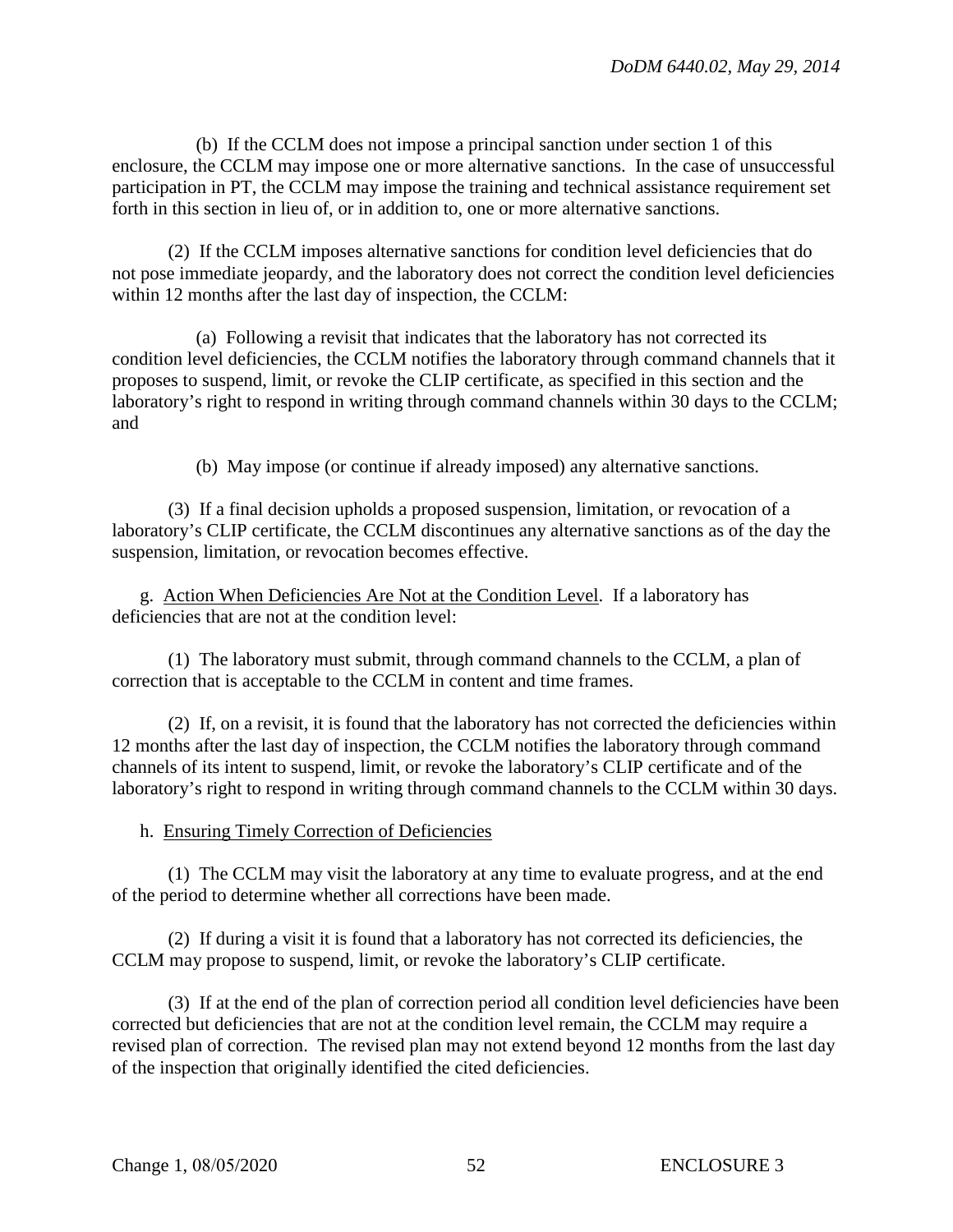(b) If the CCLM does not impose a principal sanction under section 1 of this enclosure, the CCLM may impose one or more alternative sanctions. In the case of unsuccessful participation in PT, the CCLM may impose the training and technical assistance requirement set forth in this section in lieu of, or in addition to, one or more alternative sanctions.

(2) If the CCLM imposes alternative sanctions for condition level deficiencies that do not pose immediate jeopardy, and the laboratory does not correct the condition level deficiencies within 12 months after the last day of inspection, the CCLM:

(a) Following a revisit that indicates that the laboratory has not corrected its condition level deficiencies, the CCLM notifies the laboratory through command channels that it proposes to suspend, limit, or revoke the CLIP certificate, as specified in this section and the laboratory's right to respond in writing through command channels within 30 days to the CCLM; and

(b) May impose (or continue if already imposed) any alternative sanctions.

(3) If a final decision upholds a proposed suspension, limitation, or revocation of a laboratory's CLIP certificate, the CCLM discontinues any alternative sanctions as of the day the suspension, limitation, or revocation becomes effective.

g. Action When Deficiencies Are Not at the Condition Level. If a laboratory has deficiencies that are not at the condition level:

(1) The laboratory must submit, through command channels to the CCLM, a plan of correction that is acceptable to the CCLM in content and time frames.

(2) If, on a revisit, it is found that the laboratory has not corrected the deficiencies within 12 months after the last day of inspection, the CCLM notifies the laboratory through command channels of its intent to suspend, limit, or revoke the laboratory's CLIP certificate and of the laboratory's right to respond in writing through command channels to the CCLM within 30 days.

h. Ensuring Timely Correction of Deficiencies

(1) The CCLM may visit the laboratory at any time to evaluate progress, and at the end of the period to determine whether all corrections have been made.

(2) If during a visit it is found that a laboratory has not corrected its deficiencies, the CCLM may propose to suspend, limit, or revoke the laboratory's CLIP certificate.

(3) If at the end of the plan of correction period all condition level deficiencies have been corrected but deficiencies that are not at the condition level remain, the CCLM may require a revised plan of correction. The revised plan may not extend beyond 12 months from the last day of the inspection that originally identified the cited deficiencies.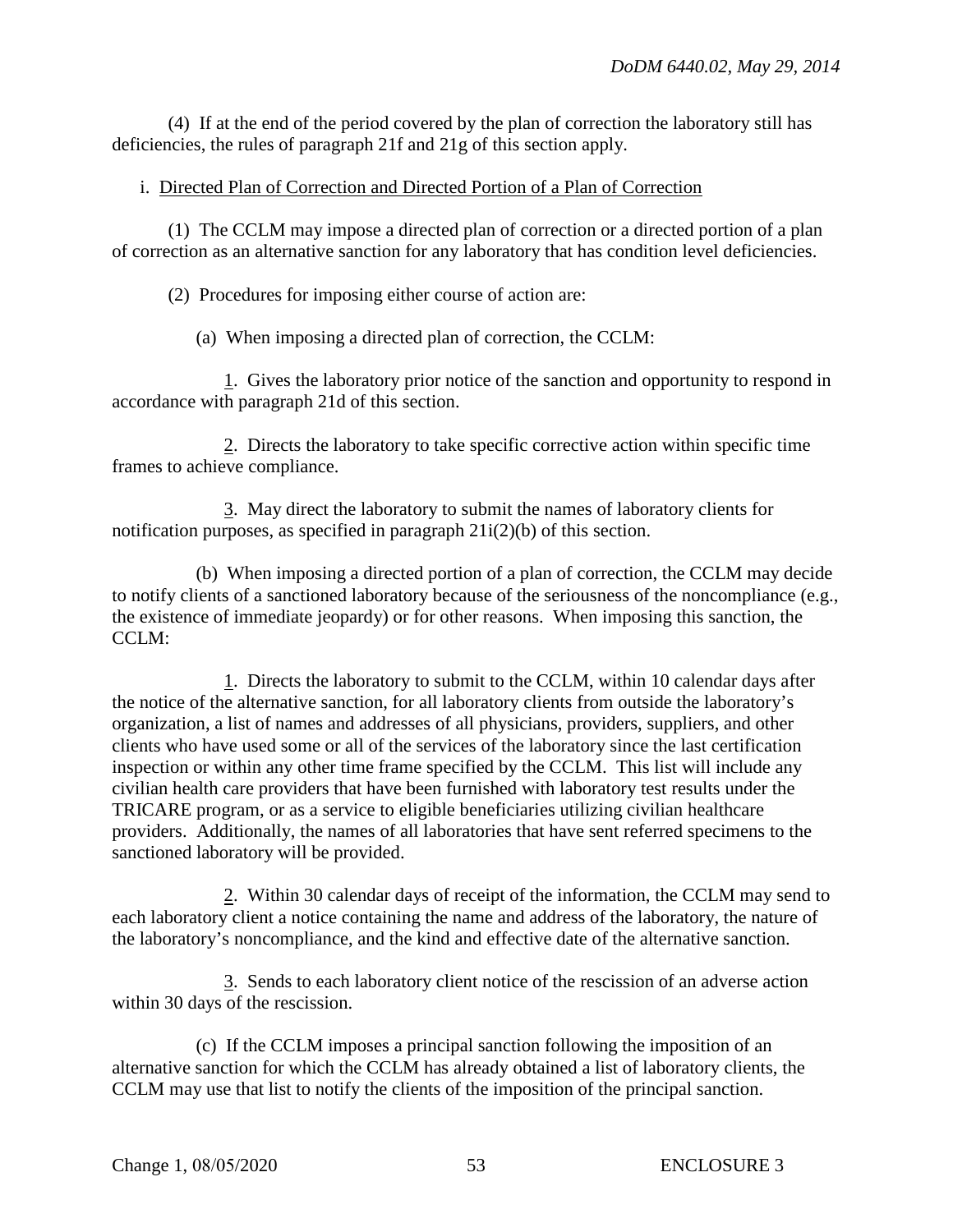(4) If at the end of the period covered by the plan of correction the laboratory still has deficiencies, the rules of paragraph 21f and 21g of this section apply.

i. Directed Plan of Correction and Directed Portion of a Plan of Correction

(1) The CCLM may impose a directed plan of correction or a directed portion of a plan of correction as an alternative sanction for any laboratory that has condition level deficiencies.

(2) Procedures for imposing either course of action are:

(a) When imposing a directed plan of correction, the CCLM:

1. Gives the laboratory prior notice of the sanction and opportunity to respond in accordance with paragraph 21d of this section.

2. Directs the laboratory to take specific corrective action within specific time frames to achieve compliance.

3. May direct the laboratory to submit the names of laboratory clients for notification purposes, as specified in paragraph 21i(2)(b) of this section.

(b) When imposing a directed portion of a plan of correction, the CCLM may decide to notify clients of a sanctioned laboratory because of the seriousness of the noncompliance (e.g., the existence of immediate jeopardy) or for other reasons. When imposing this sanction, the CCLM:

1. Directs the laboratory to submit to the CCLM, within 10 calendar days after the notice of the alternative sanction, for all laboratory clients from outside the laboratory's organization, a list of names and addresses of all physicians, providers, suppliers, and other clients who have used some or all of the services of the laboratory since the last certification inspection or within any other time frame specified by the CCLM. This list will include any civilian health care providers that have been furnished with laboratory test results under the TRICARE program, or as a service to eligible beneficiaries utilizing civilian healthcare providers. Additionally, the names of all laboratories that have sent referred specimens to the sanctioned laboratory will be provided.

2. Within 30 calendar days of receipt of the information, the CCLM may send to each laboratory client a notice containing the name and address of the laboratory, the nature of the laboratory's noncompliance, and the kind and effective date of the alternative sanction.

3. Sends to each laboratory client notice of the rescission of an adverse action within 30 days of the rescission.

(c) If the CCLM imposes a principal sanction following the imposition of an alternative sanction for which the CCLM has already obtained a list of laboratory clients, the CCLM may use that list to notify the clients of the imposition of the principal sanction.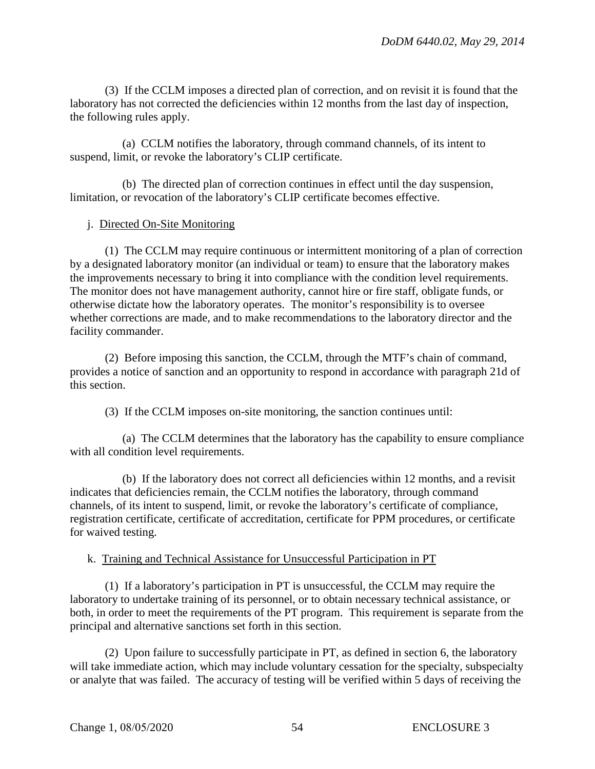(3) If the CCLM imposes a directed plan of correction, and on revisit it is found that the laboratory has not corrected the deficiencies within 12 months from the last day of inspection, the following rules apply.

(a) CCLM notifies the laboratory, through command channels, of its intent to suspend, limit, or revoke the laboratory's CLIP certificate.

(b) The directed plan of correction continues in effect until the day suspension, limitation, or revocation of the laboratory's CLIP certificate becomes effective.

j. Directed On-Site Monitoring

(1) The CCLM may require continuous or intermittent monitoring of a plan of correction by a designated laboratory monitor (an individual or team) to ensure that the laboratory makes the improvements necessary to bring it into compliance with the condition level requirements. The monitor does not have management authority, cannot hire or fire staff, obligate funds, or otherwise dictate how the laboratory operates. The monitor's responsibility is to oversee whether corrections are made, and to make recommendations to the laboratory director and the facility commander.

(2) Before imposing this sanction, the CCLM, through the MTF's chain of command, provides a notice of sanction and an opportunity to respond in accordance with paragraph 21d of this section.

(3) If the CCLM imposes on-site monitoring, the sanction continues until:

(a) The CCLM determines that the laboratory has the capability to ensure compliance with all condition level requirements.

(b) If the laboratory does not correct all deficiencies within 12 months, and a revisit indicates that deficiencies remain, the CCLM notifies the laboratory, through command channels, of its intent to suspend, limit, or revoke the laboratory's certificate of compliance, registration certificate, certificate of accreditation, certificate for PPM procedures, or certificate for waived testing.

k. Training and Technical Assistance for Unsuccessful Participation in PT

(1) If a laboratory's participation in PT is unsuccessful, the CCLM may require the laboratory to undertake training of its personnel, or to obtain necessary technical assistance, or both, in order to meet the requirements of the PT program. This requirement is separate from the principal and alternative sanctions set forth in this section.

(2) Upon failure to successfully participate in PT, as defined in section 6, the laboratory will take immediate action, which may include voluntary cessation for the specialty, subspecialty or analyte that was failed. The accuracy of testing will be verified within 5 days of receiving the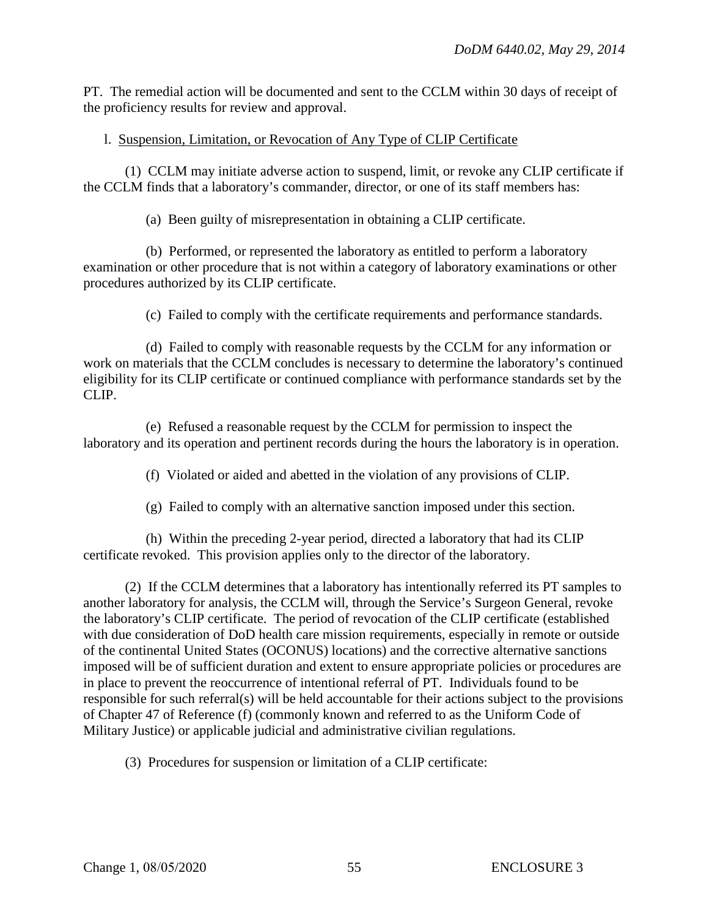PT. The remedial action will be documented and sent to the CCLM within 30 days of receipt of the proficiency results for review and approval.

l. Suspension, Limitation, or Revocation of Any Type of CLIP Certificate

(1) CCLM may initiate adverse action to suspend, limit, or revoke any CLIP certificate if the CCLM finds that a laboratory's commander, director, or one of its staff members has:

(a) Been guilty of misrepresentation in obtaining a CLIP certificate.

(b) Performed, or represented the laboratory as entitled to perform a laboratory examination or other procedure that is not within a category of laboratory examinations or other procedures authorized by its CLIP certificate.

(c) Failed to comply with the certificate requirements and performance standards.

(d) Failed to comply with reasonable requests by the CCLM for any information or work on materials that the CCLM concludes is necessary to determine the laboratory's continued eligibility for its CLIP certificate or continued compliance with performance standards set by the CLIP.

(e) Refused a reasonable request by the CCLM for permission to inspect the laboratory and its operation and pertinent records during the hours the laboratory is in operation.

(f) Violated or aided and abetted in the violation of any provisions of CLIP.

(g) Failed to comply with an alternative sanction imposed under this section.

(h) Within the preceding 2-year period, directed a laboratory that had its CLIP certificate revoked. This provision applies only to the director of the laboratory.

(2) If the CCLM determines that a laboratory has intentionally referred its PT samples to another laboratory for analysis, the CCLM will, through the Service's Surgeon General, revoke the laboratory's CLIP certificate. The period of revocation of the CLIP certificate (established with due consideration of DoD health care mission requirements, especially in remote or outside of the continental United States (OCONUS) locations) and the corrective alternative sanctions imposed will be of sufficient duration and extent to ensure appropriate policies or procedures are in place to prevent the reoccurrence of intentional referral of PT. Individuals found to be responsible for such referral(s) will be held accountable for their actions subject to the provisions of Chapter 47 of Reference (f) (commonly known and referred to as the Uniform Code of Military Justice) or applicable judicial and administrative civilian regulations.

(3) Procedures for suspension or limitation of a CLIP certificate: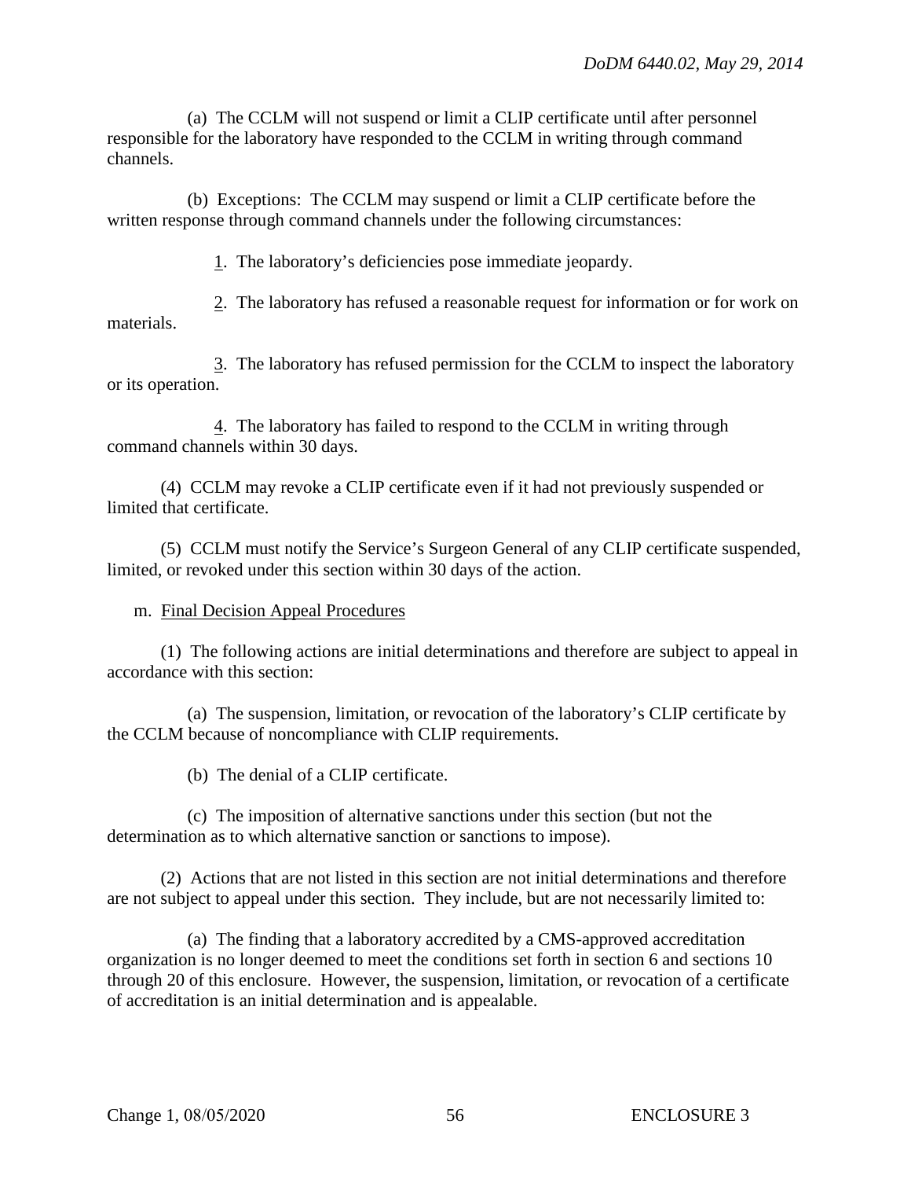(a) The CCLM will not suspend or limit a CLIP certificate until after personnel responsible for the laboratory have responded to the CCLM in writing through command channels.

(b) Exceptions: The CCLM may suspend or limit a CLIP certificate before the written response through command channels under the following circumstances:

1. The laboratory's deficiencies pose immediate jeopardy.

2. The laboratory has refused a reasonable request for information or for work on materials.

3. The laboratory has refused permission for the CCLM to inspect the laboratory or its operation.

4. The laboratory has failed to respond to the CCLM in writing through command channels within 30 days.

(4) CCLM may revoke a CLIP certificate even if it had not previously suspended or limited that certificate.

(5) CCLM must notify the Service's Surgeon General of any CLIP certificate suspended, limited, or revoked under this section within 30 days of the action.

m. Final Decision Appeal Procedures

(1) The following actions are initial determinations and therefore are subject to appeal in accordance with this section:

(a) The suspension, limitation, or revocation of the laboratory's CLIP certificate by the CCLM because of noncompliance with CLIP requirements.

(b) The denial of a CLIP certificate.

(c) The imposition of alternative sanctions under this section (but not the determination as to which alternative sanction or sanctions to impose).

(2) Actions that are not listed in this section are not initial determinations and therefore are not subject to appeal under this section. They include, but are not necessarily limited to:

(a) The finding that a laboratory accredited by a CMS-approved accreditation organization is no longer deemed to meet the conditions set forth in section 6 and sections 10 through 20 of this enclosure. However, the suspension, limitation, or revocation of a certificate of accreditation is an initial determination and is appealable.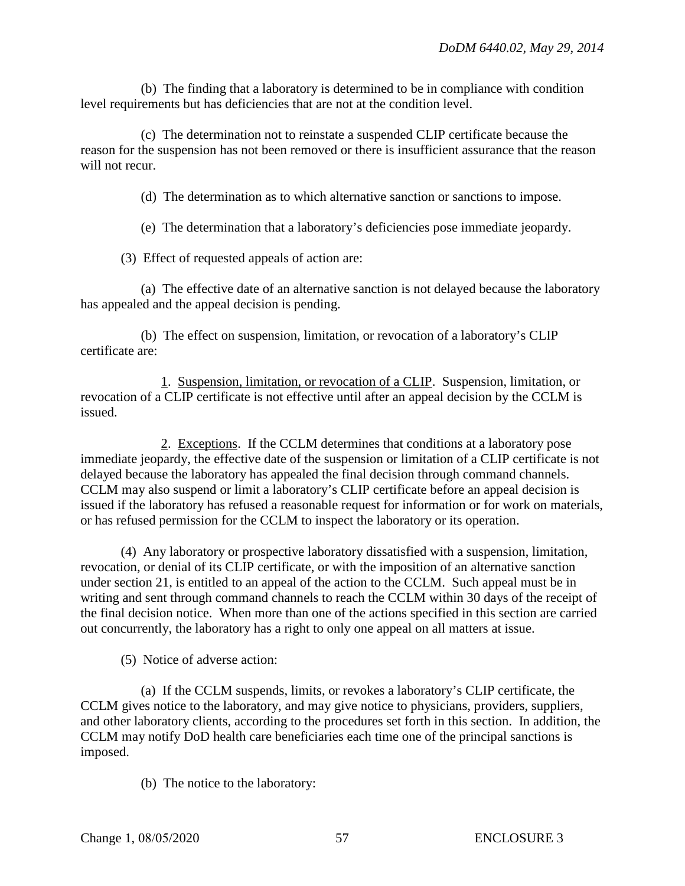(b) The finding that a laboratory is determined to be in compliance with condition level requirements but has deficiencies that are not at the condition level.

(c) The determination not to reinstate a suspended CLIP certificate because the reason for the suspension has not been removed or there is insufficient assurance that the reason will not recur.

(d) The determination as to which alternative sanction or sanctions to impose.

(e) The determination that a laboratory's deficiencies pose immediate jeopardy.

(3) Effect of requested appeals of action are:

(a) The effective date of an alternative sanction is not delayed because the laboratory has appealed and the appeal decision is pending.

(b) The effect on suspension, limitation, or revocation of a laboratory's CLIP certificate are:

1. Suspension, limitation, or revocation of a CLIP. Suspension, limitation, or revocation of a CLIP certificate is not effective until after an appeal decision by the CCLM is issued.

2. Exceptions. If the CCLM determines that conditions at a laboratory pose immediate jeopardy, the effective date of the suspension or limitation of a CLIP certificate is not delayed because the laboratory has appealed the final decision through command channels. CCLM may also suspend or limit a laboratory's CLIP certificate before an appeal decision is issued if the laboratory has refused a reasonable request for information or for work on materials, or has refused permission for the CCLM to inspect the laboratory or its operation.

(4) Any laboratory or prospective laboratory dissatisfied with a suspension, limitation, revocation, or denial of its CLIP certificate, or with the imposition of an alternative sanction under section 21, is entitled to an appeal of the action to the CCLM. Such appeal must be in writing and sent through command channels to reach the CCLM within 30 days of the receipt of the final decision notice. When more than one of the actions specified in this section are carried out concurrently, the laboratory has a right to only one appeal on all matters at issue.

(5) Notice of adverse action:

(a) If the CCLM suspends, limits, or revokes a laboratory's CLIP certificate, the CCLM gives notice to the laboratory, and may give notice to physicians, providers, suppliers, and other laboratory clients, according to the procedures set forth in this section. In addition, the CCLM may notify DoD health care beneficiaries each time one of the principal sanctions is imposed.

(b) The notice to the laboratory: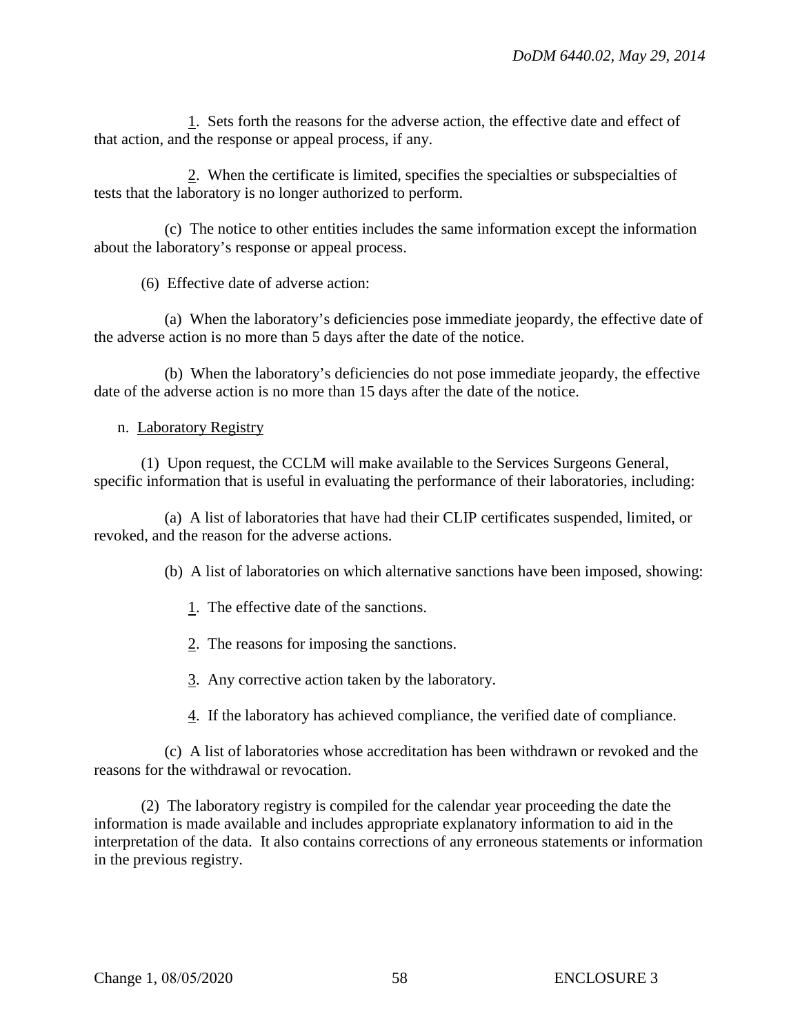1. Sets forth the reasons for the adverse action, the effective date and effect of that action, and the response or appeal process, if any.

2. When the certificate is limited, specifies the specialties or subspecialties of tests that the laboratory is no longer authorized to perform.

(c) The notice to other entities includes the same information except the information about the laboratory's response or appeal process.

(6) Effective date of adverse action:

(a) When the laboratory's deficiencies pose immediate jeopardy, the effective date of the adverse action is no more than 5 days after the date of the notice.

(b) When the laboratory's deficiencies do not pose immediate jeopardy, the effective date of the adverse action is no more than 15 days after the date of the notice.

n. Laboratory Registry

(1) Upon request, the CCLM will make available to the Services Surgeons General, specific information that is useful in evaluating the performance of their laboratories, including:

(a) A list of laboratories that have had their CLIP certificates suspended, limited, or revoked, and the reason for the adverse actions.

(b) A list of laboratories on which alternative sanctions have been imposed, showing:

1. The effective date of the sanctions.

2. The reasons for imposing the sanctions.

3. Any corrective action taken by the laboratory.

4. If the laboratory has achieved compliance, the verified date of compliance.

(c) A list of laboratories whose accreditation has been withdrawn or revoked and the reasons for the withdrawal or revocation.

(2) The laboratory registry is compiled for the calendar year proceeding the date the information is made available and includes appropriate explanatory information to aid in the interpretation of the data. It also contains corrections of any erroneous statements or information in the previous registry.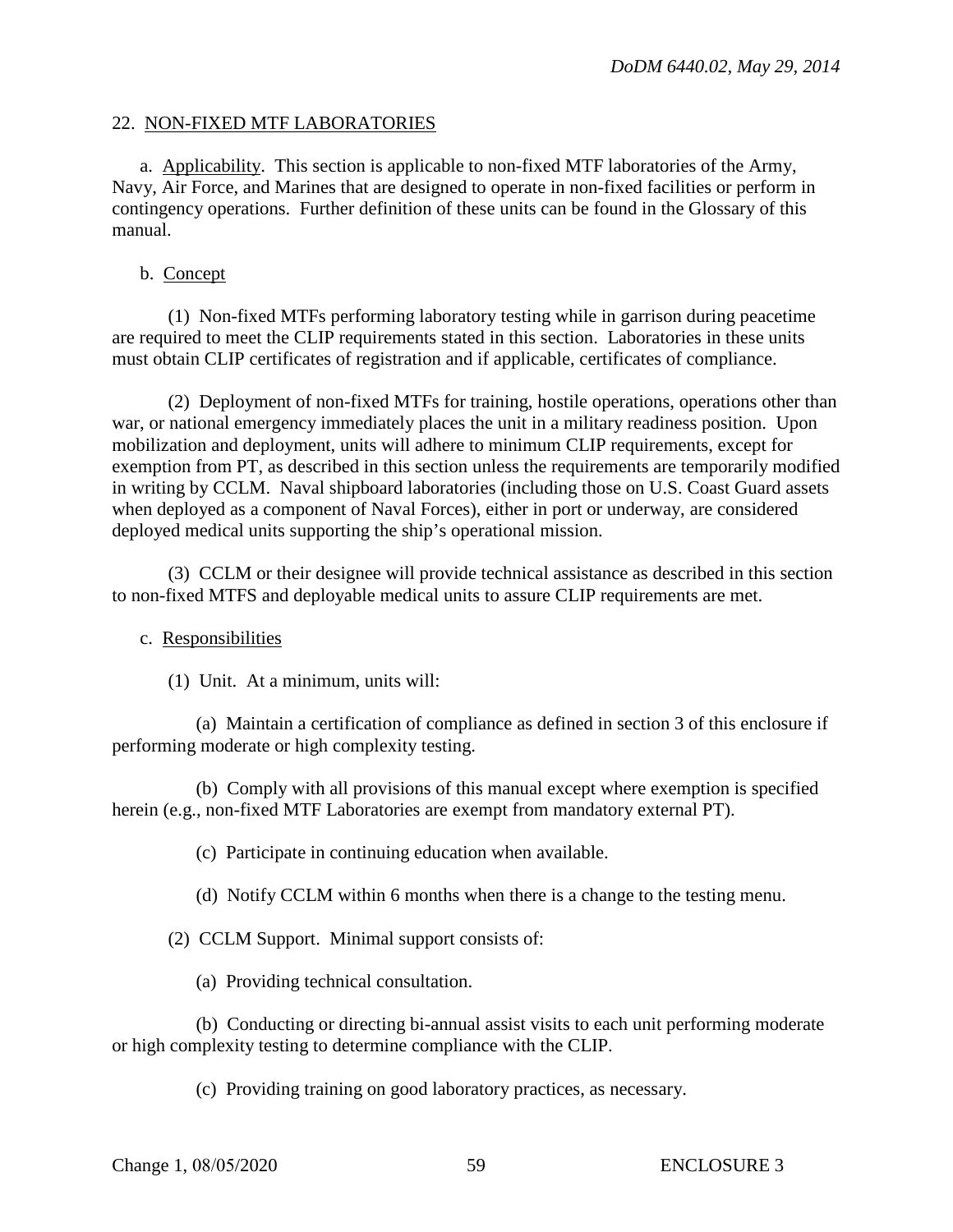22. NON-FIXED MTF LABORATORIES

a. Applicability. This section is applicable to non-fixed MTF laboratories of the Army, Navy, Air Force, and Marines that are designed to operate in non-fixed facilities or perform in contingency operations. Further definition of these units can be found in the Glossary of this manual.

b. Concept

(1) Non-fixed MTFs performing laboratory testing while in garrison during peacetime are required to meet the CLIP requirements stated in this section. Laboratories in these units must obtain CLIP certificates of registration and if applicable, certificates of compliance.

(2) Deployment of non-fixed MTFs for training, hostile operations, operations other than war, or national emergency immediately places the unit in a military readiness position. Upon mobilization and deployment, units will adhere to minimum CLIP requirements, except for exemption from PT, as described in this section unless the requirements are temporarily modified in writing by CCLM. Naval shipboard laboratories (including those on U.S. Coast Guard assets when deployed as a component of Naval Forces), either in port or underway, are considered deployed medical units supporting the ship's operational mission.

(3) CCLM or their designee will provide technical assistance as described in this section to non-fixed MTFS and deployable medical units to assure CLIP requirements are met.

c. Responsibilities

(1) Unit. At a minimum, units will:

(a) Maintain a certification of compliance as defined in section 3 of this enclosure if performing moderate or high complexity testing.

(b) Comply with all provisions of this manual except where exemption is specified herein (e.g., non-fixed MTF Laboratories are exempt from mandatory external PT).

(c) Participate in continuing education when available.

(d) Notify CCLM within 6 months when there is a change to the testing menu.

(2) CCLM Support. Minimal support consists of:

(a) Providing technical consultation.

(b) Conducting or directing bi-annual assist visits to each unit performing moderate or high complexity testing to determine compliance with the CLIP.

(c) Providing training on good laboratory practices, as necessary.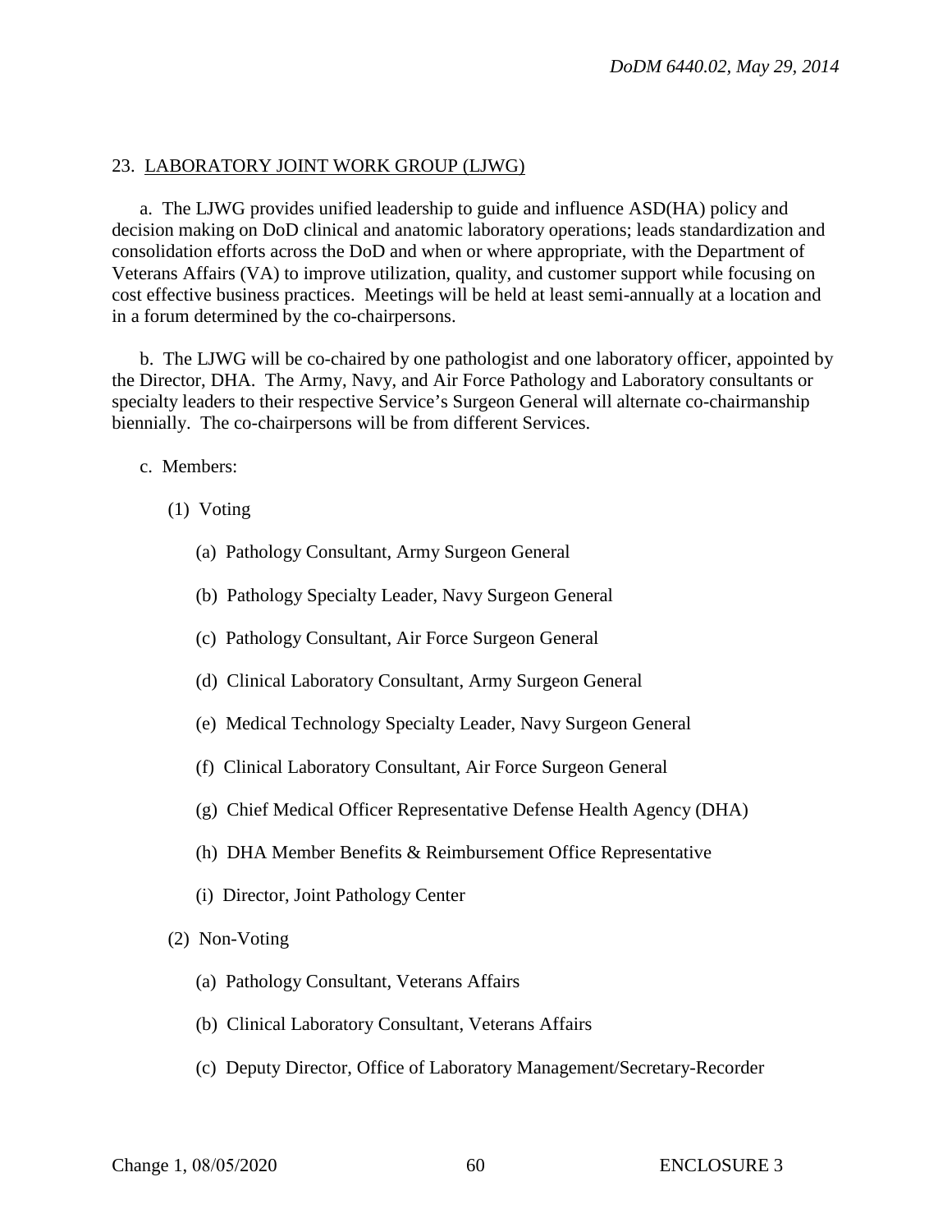23. <u>LABORATORY JOINT WORK GROUP (LJWG)</u>

a. The LJWG provides unified leadership to guide and influence ASD(HA) policy and decision making on DoD clinical and anatomic laboratory operations; leads standardization and consolidation efforts across the DoD and when or where appropriate, with the Department of Veterans Affairs (VA) to improve utilization, quality, and customer support while focusing on cost effective business practices. Meetings will be held at least semi-annually at a location and in a forum determined by the co-chairpersons.

b. The LJWG will be co-chaired by one pathologist and one laboratory officer, appointed by the Director, DHA. The Army, Navy, and Air Force Pathology and Laboratory consultants or specialty leaders to their respective Service's Surgeon General will alternate co-chairmanship biennially. The co-chairpersons will be from different Services.

c. Members:

(1) Voting

(a) Pathology Consultant, Army Surgeon General

(b) Pathology Specialty Leader, Navy Surgeon General

(c) Pathology Consultant, Air Force Surgeon General

(d) Clinical Laboratory Consultant, Army Surgeon General

(e) Medical Technology Specialty Leader, Navy Surgeon General

(f) Clinical Laboratory Consultant, Air Force Surgeon General

(g) Chief Medical Officer Representative Defense Health Agency (DHA)

(h) DHA Member Benefits & Reimbursement Office Representative

(i) Director, Joint Pathology Center

(2) Non-Voting

(a) Pathology Consultant, Veterans Affairs

(b) Clinical Laboratory Consultant, Veterans Affairs

(c) Deputy Director, Office of Laboratory Management/Secretary-Recorder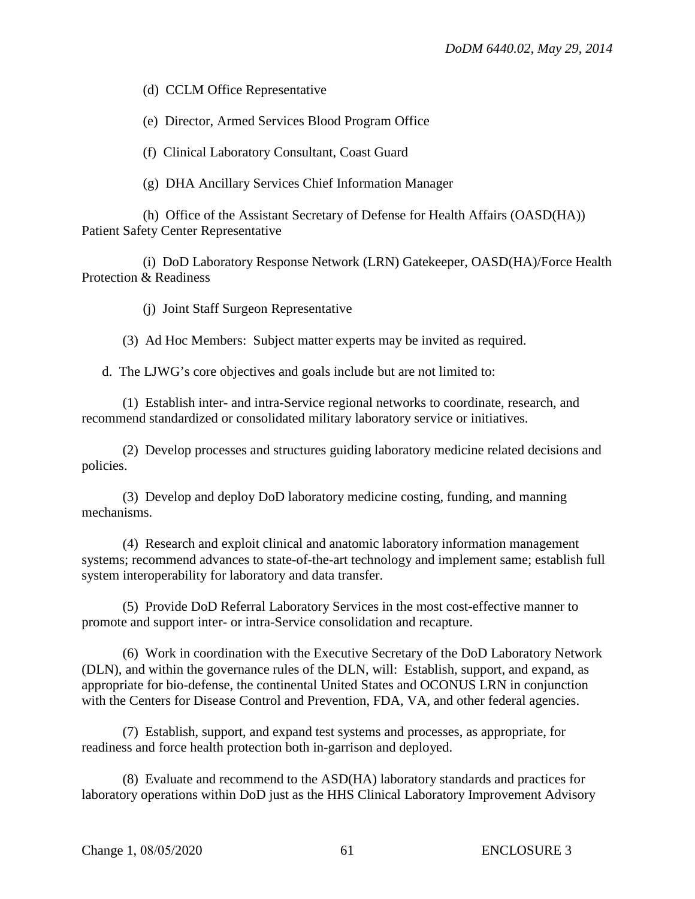(d) CCLM Office Representative

(e) Director, Armed Services Blood Program Office

(f) Clinical Laboratory Consultant, Coast Guard

(g) DHA Ancillary Services Chief Information Manager

(h) Office of the Assistant Secretary of Defense for Health Affairs (OASD(HA)) Patient Safety Center Representative

(i) DoD Laboratory Response Network (LRN) Gatekeeper, OASD(HA)/Force Health Protection & Readiness

(j) Joint Staff Surgeon Representative

(3) Ad Hoc Members: Subject matter experts may be invited as required.

d. The LJWG's core objectives and goals include but are not limited to:

(1) Establish inter- and intra-Service regional networks to coordinate, research, and recommend standardized or consolidated military laboratory service or initiatives.

(2) Develop processes and structures guiding laboratory medicine related decisions and policies.

(3) Develop and deploy DoD laboratory medicine costing, funding, and manning mechanisms.

(4) Research and exploit clinical and anatomic laboratory information management systems; recommend advances to state-of-the-art technology and implement same; establish full system interoperability for laboratory and data transfer.

(5) Provide DoD Referral Laboratory Services in the most cost-effective manner to promote and support inter- or intra-Service consolidation and recapture.

(6) Work in coordination with the Executive Secretary of the DoD Laboratory Network (DLN), and within the governance rules of the DLN, will: Establish, support, and expand, as appropriate for bio-defense, the continental United States and OCONUS LRN in conjunction with the Centers for Disease Control and Prevention, FDA, VA, and other federal agencies.

(7) Establish, support, and expand test systems and processes, as appropriate, for readiness and force health protection both in-garrison and deployed.

(8) Evaluate and recommend to the ASD(HA) laboratory standards and practices for laboratory operations within DoD just as the HHS Clinical Laboratory Improvement Advisory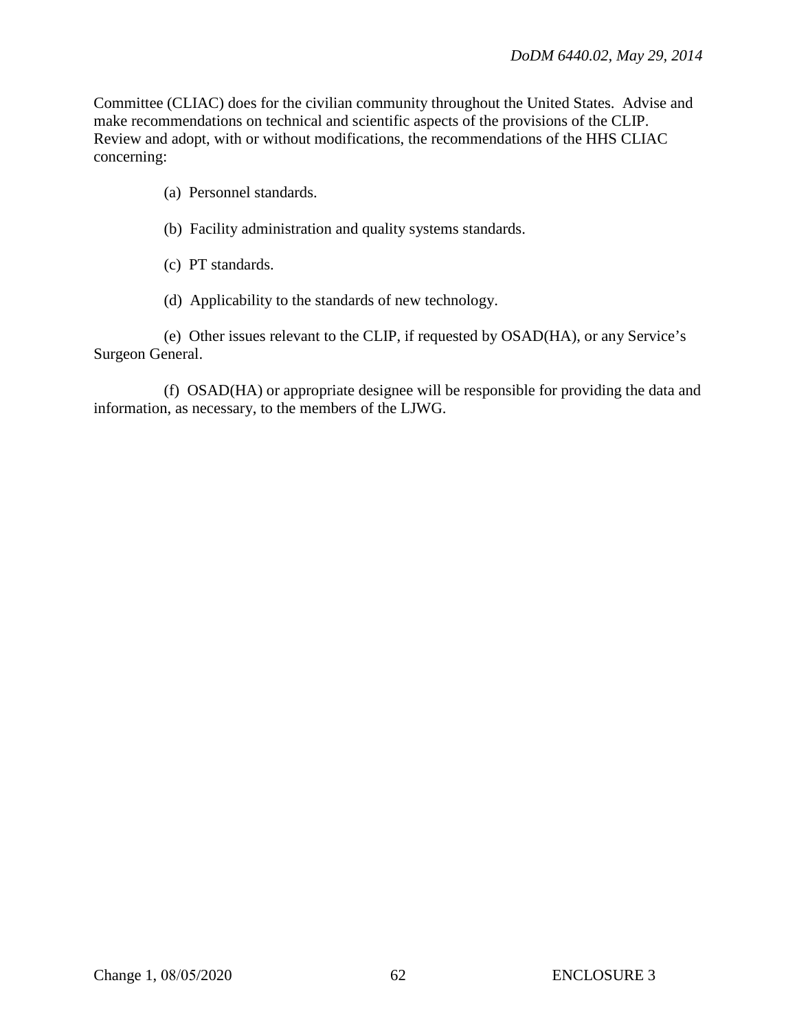Committee (CLIAC) does for the civilian community throughout the United States. Advise and make recommendations on technical and scientific aspects of the provisions of the CLIP. Review and adopt, with or without modifications, the recommendations of the HHS CLIAC concerning:

(a) Personnel standards.

(b) Facility administration and quality systems standards.

(c) PT standards.

(d) Applicability to the standards of new technology.

(e) Other issues relevant to the CLIP, if requested by OSAD(HA), or any Service's Surgeon General.

(f) OSAD(HA) or appropriate designee will be responsible for providing the data and information, as necessary, to the members of the LJWG.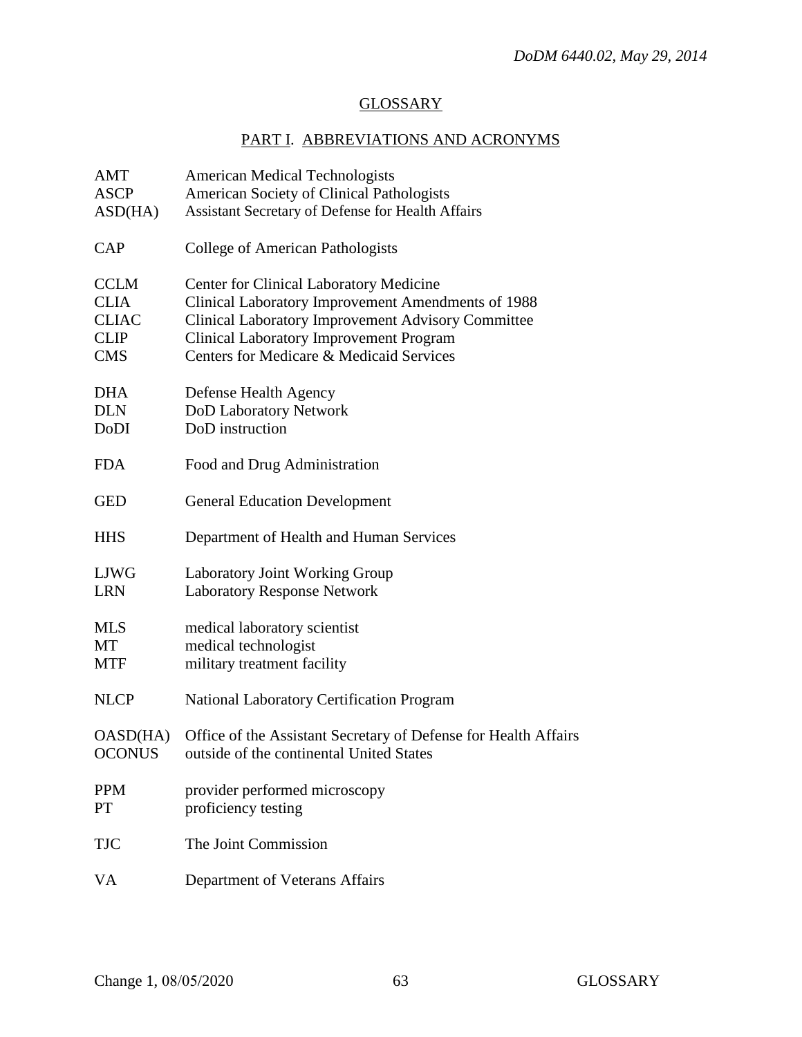## GLOSSARY

### PART I. ABBREVIATIONS AND ACRONYMS

| | |
|---|---|
| AMT | American Medical Technologists |
| ASCP | American Society of Clinical Pathologists |
| ASD(HA) | Assistant Secretary of Defense for Health Affairs |
| CAP | College of American Pathologists |
| CCLM | Center for Clinical Laboratory Medicine |
| CLIA | Clinical Laboratory Improvement Amendments of 1988 |
| CLIAC | Clinical Laboratory Improvement Advisory Committee |
| CLIP | Clinical Laboratory Improvement Program |
| CMS | Centers for Medicare & Medicaid Services |
| DHA | Defense Health Agency |
| DLN | DoD Laboratory Network |
| DoDI | DoD instruction |
| FDA | Food and Drug Administration |
| GED | General Education Development |
| HHS | Department of Health and Human Services |
| LJWG | Laboratory Joint Working Group |
| LRN | Laboratory Response Network |
| MLS | medical laboratory scientist |
| MT | medical technologist |
| MTF | military treatment facility |
| NLCP | National Laboratory Certification Program |
| OASD(HA) | Office of the Assistant Secretary of Defense for Health Affairs |
| OCONUS | outside of the continental United States |
| PPM | provider performed microscopy |
| PT | proficiency testing |
| TJC | The Joint Commission |
| VA | Department of Veterans Affairs |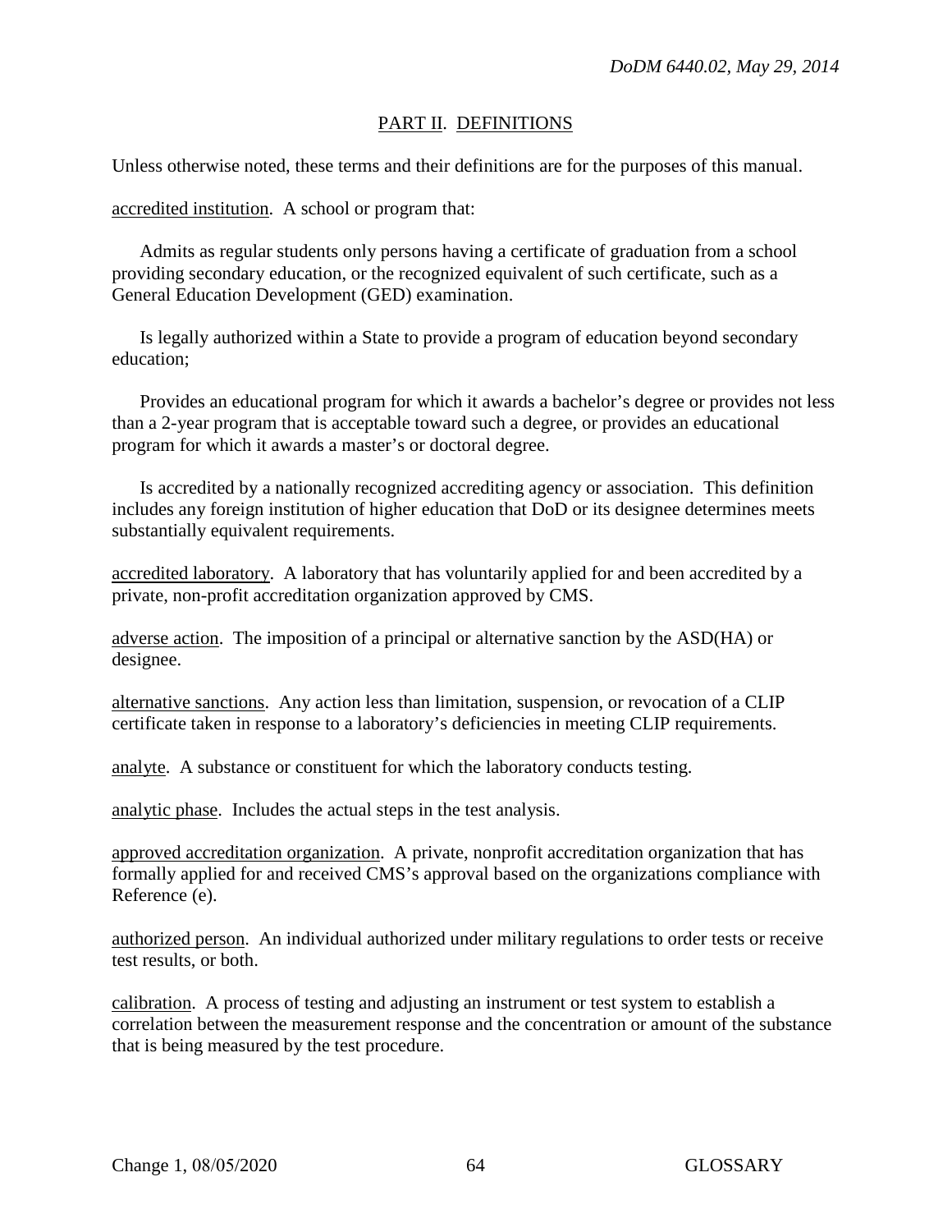## PART II. DEFINITIONS

Unless otherwise noted, these terms and their definitions are for the purposes of this manual.

accredited institution. A school or program that:

Admits as regular students only persons having a certificate of graduation from a school providing secondary education, or the recognized equivalent of such certificate, such as a General Education Development (GED) examination.

Is legally authorized within a State to provide a program of education beyond secondary education;

Provides an educational program for which it awards a bachelor's degree or provides not less than a 2-year program that is acceptable toward such a degree, or provides an educational program for which it awards a master's or doctoral degree.

Is accredited by a nationally recognized accrediting agency or association. This definition includes any foreign institution of higher education that DoD or its designee determines meets substantially equivalent requirements.

accredited laboratory. A laboratory that has voluntarily applied for and been accredited by a private, non-profit accreditation organization approved by CMS.

adverse action. The imposition of a principal or alternative sanction by the ASD(HA) or designee.

alternative sanctions. Any action less than limitation, suspension, or revocation of a CLIP certificate taken in response to a laboratory's deficiencies in meeting CLIP requirements.

analyte. A substance or constituent for which the laboratory conducts testing.

analytic phase. Includes the actual steps in the test analysis.

approved accreditation organization. A private, nonprofit accreditation organization that has formally applied for and received CMS's approval based on the organizations compliance with Reference (e).

authorized person. An individual authorized under military regulations to order tests or receive test results, or both.

calibration. A process of testing and adjusting an instrument or test system to establish a correlation between the measurement response and the concentration or amount of the substance that is being measured by the test procedure.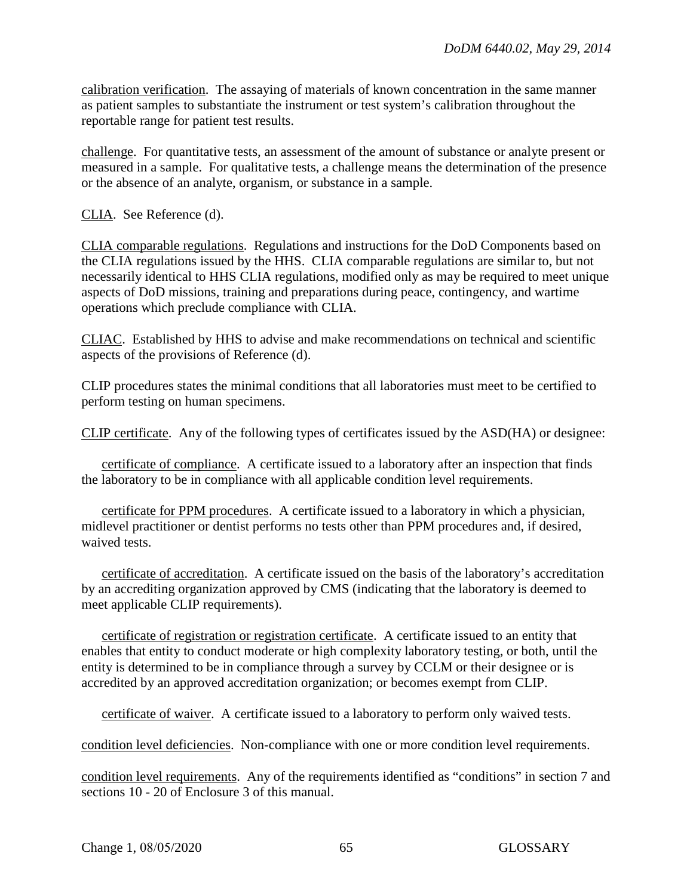calibration verification. The assaying of materials of known concentration in the same manner as patient samples to substantiate the instrument or test system's calibration throughout the reportable range for patient test results.

challenge. For quantitative tests, an assessment of the amount of substance or analyte present or measured in a sample. For qualitative tests, a challenge means the determination of the presence or the absence of an analyte, organism, or substance in a sample.

CLIA. See Reference (d).

CLIA comparable regulations. Regulations and instructions for the DoD Components based on the CLIA regulations issued by the HHS. CLIA comparable regulations are similar to, but not necessarily identical to HHS CLIA regulations, modified only as may be required to meet unique aspects of DoD missions, training and preparations during peace, contingency, and wartime operations which preclude compliance with CLIA.

CLIAC. Established by HHS to advise and make recommendations on technical and scientific aspects of the provisions of Reference (d).

CLIP procedures states the minimal conditions that all laboratories must meet to be certified to perform testing on human specimens.

CLIP certificate. Any of the following types of certificates issued by the ASD(HA) or designee:

certificate of compliance. A certificate issued to a laboratory after an inspection that finds the laboratory to be in compliance with all applicable condition level requirements.

certificate for PPM procedures. A certificate issued to a laboratory in which a physician, midlevel practitioner or dentist performs no tests other than PPM procedures and, if desired, waived tests.

certificate of accreditation. A certificate issued on the basis of the laboratory's accreditation by an accrediting organization approved by CMS (indicating that the laboratory is deemed to meet applicable CLIP requirements).

certificate of registration or registration certificate. A certificate issued to an entity that enables that entity to conduct moderate or high complexity laboratory testing, or both, until the entity is determined to be in compliance through a survey by CCLM or their designee or is accredited by an approved accreditation organization; or becomes exempt from CLIP.

certificate of waiver. A certificate issued to a laboratory to perform only waived tests.

condition level deficiencies. Non-compliance with one or more condition level requirements.

condition level requirements. Any of the requirements identified as "conditions" in section 7 and sections 10 - 20 of Enclosure 3 of this manual.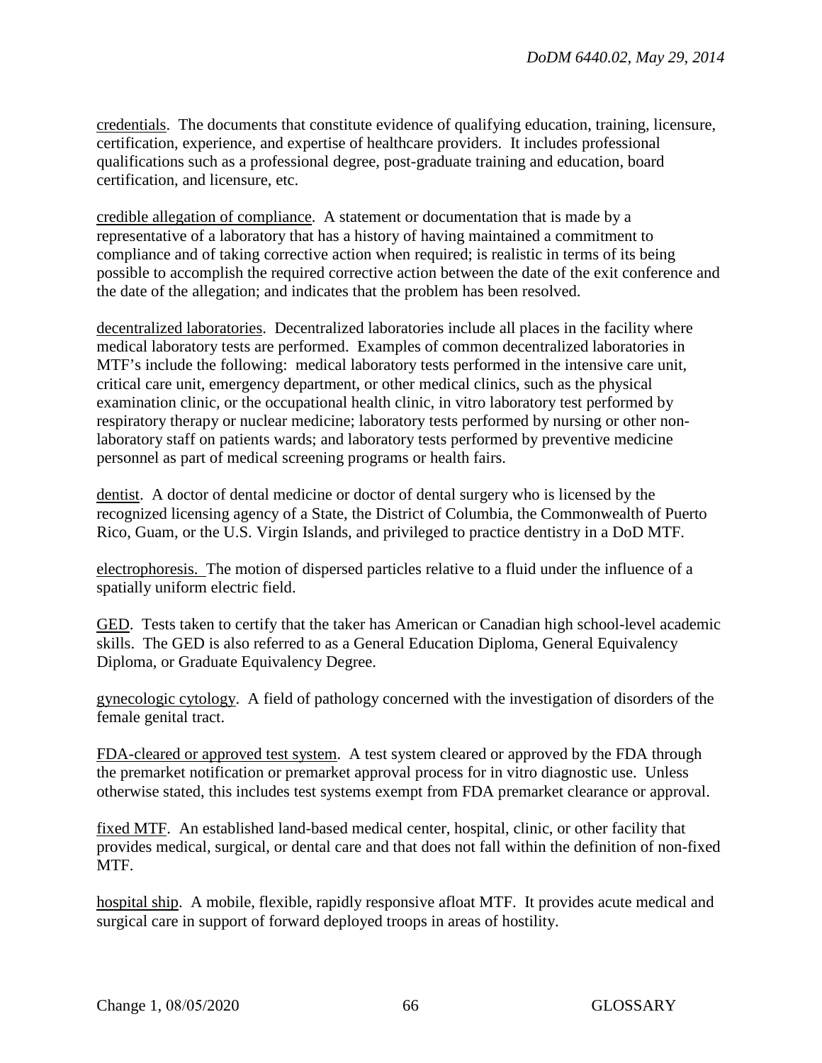credentials. The documents that constitute evidence of qualifying education, training, licensure, certification, experience, and expertise of healthcare providers. It includes professional qualifications such as a professional degree, post-graduate training and education, board certification, and licensure, etc.

credible allegation of compliance. A statement or documentation that is made by a representative of a laboratory that has a history of having maintained a commitment to compliance and of taking corrective action when required; is realistic in terms of its being possible to accomplish the required corrective action between the date of the exit conference and the date of the allegation; and indicates that the problem has been resolved.

decentralized laboratories. Decentralized laboratories include all places in the facility where medical laboratory tests are performed. Examples of common decentralized laboratories in MTF's include the following: medical laboratory tests performed in the intensive care unit, critical care unit, emergency department, or other medical clinics, such as the physical examination clinic, or the occupational health clinic, in vitro laboratory test performed by respiratory therapy or nuclear medicine; laboratory tests performed by nursing or other non-laboratory staff on patients wards; and laboratory tests performed by preventive medicine personnel as part of medical screening programs or health fairs.

dentist. A doctor of dental medicine or doctor of dental surgery who is licensed by the recognized licensing agency of a State, the District of Columbia, the Commonwealth of Puerto Rico, Guam, or the U.S. Virgin Islands, and privileged to practice dentistry in a DoD MTF.

electrophoresis. The motion of dispersed particles relative to a fluid under the influence of a spatially uniform electric field.

GED. Tests taken to certify that the taker has American or Canadian high school-level academic skills. The GED is also referred to as a General Education Diploma, General Equivalency Diploma, or Graduate Equivalency Degree.

gynecologic cytology. A field of pathology concerned with the investigation of disorders of the female genital tract.

FDA-cleared or approved test system. A test system cleared or approved by the FDA through the premarket notification or premarket approval process for in vitro diagnostic use. Unless otherwise stated, this includes test systems exempt from FDA premarket clearance or approval.

fixed MTF. An established land-based medical center, hospital, clinic, or other facility that provides medical, surgical, or dental care and that does not fall within the definition of non-fixed MTF.

hospital ship. A mobile, flexible, rapidly responsive afloat MTF. It provides acute medical and surgical care in support of forward deployed troops in areas of hostility.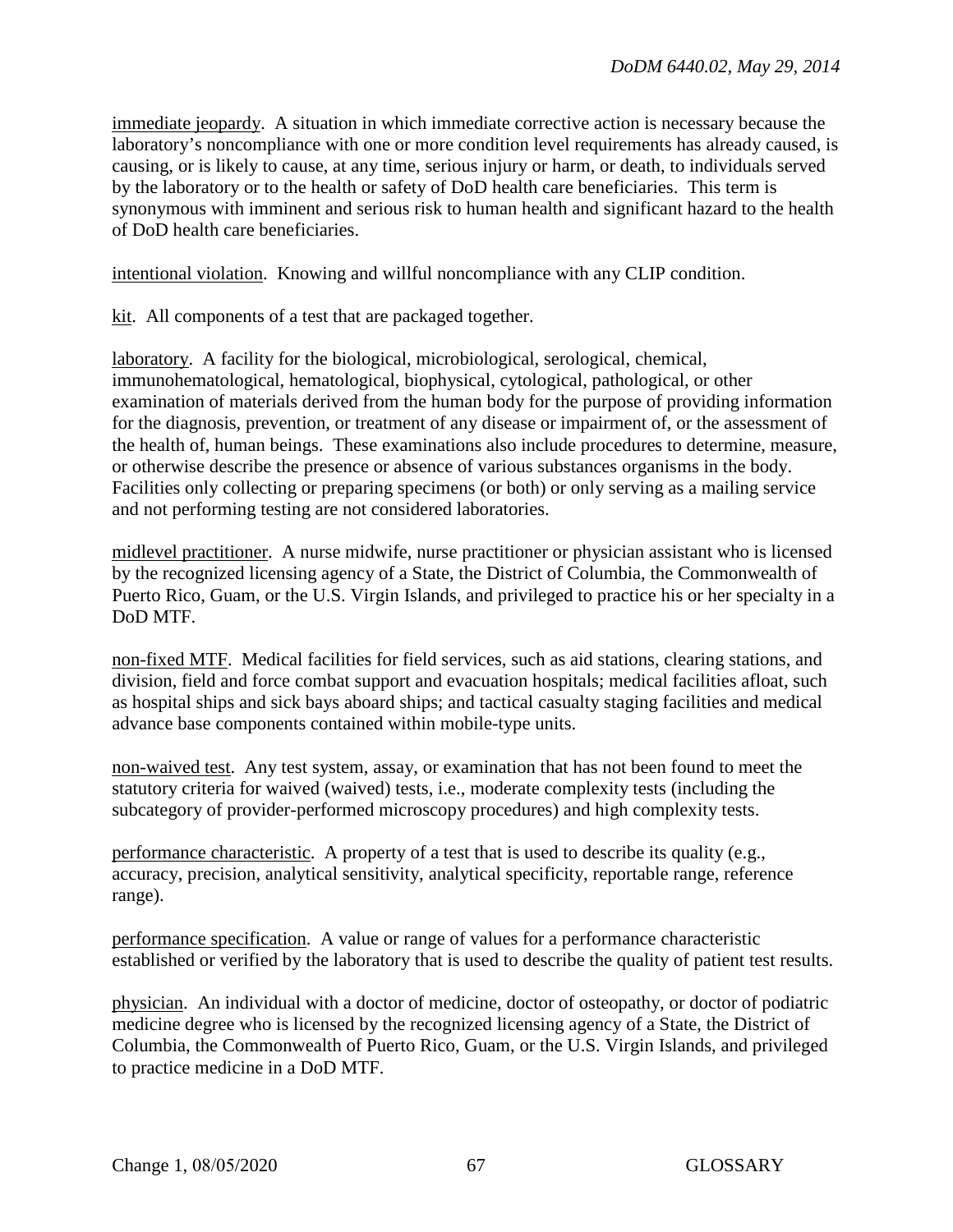immediate jeopardy. A situation in which immediate corrective action is necessary because the laboratory's noncompliance with one or more condition level requirements has already caused, is causing, or is likely to cause, at any time, serious injury or harm, or death, to individuals served by the laboratory or to the health or safety of DoD health care beneficiaries. This term is synonymous with imminent and serious risk to human health and significant hazard to the health of DoD health care beneficiaries.

intentional violation. Knowing and willful noncompliance with any CLIP condition.

kit. All components of a test that are packaged together.

laboratory. A facility for the biological, microbiological, serological, chemical, immunohematological, hematological, biophysical, cytological, pathological, or other examination of materials derived from the human body for the purpose of providing information for the diagnosis, prevention, or treatment of any disease or impairment of, or the assessment of the health of, human beings. These examinations also include procedures to determine, measure, or otherwise describe the presence or absence of various substances organisms in the body. Facilities only collecting or preparing specimens (or both) or only serving as a mailing service and not performing testing are not considered laboratories.

midlevel practitioner. A nurse midwife, nurse practitioner or physician assistant who is licensed by the recognized licensing agency of a State, the District of Columbia, the Commonwealth of Puerto Rico, Guam, or the U.S. Virgin Islands, and privileged to practice his or her specialty in a DoD MTF.

non-fixed MTF. Medical facilities for field services, such as aid stations, clearing stations, and division, field and force combat support and evacuation hospitals; medical facilities afloat, such as hospital ships and sick bays aboard ships; and tactical casualty staging facilities and medical advance base components contained within mobile-type units.

non-waived test. Any test system, assay, or examination that has not been found to meet the statutory criteria for waived (waived) tests, i.e., moderate complexity tests (including the subcategory of provider-performed microscopy procedures) and high complexity tests.

performance characteristic. A property of a test that is used to describe its quality (e.g., accuracy, precision, analytical sensitivity, analytical specificity, reportable range, reference range).

performance specification. A value or range of values for a performance characteristic established or verified by the laboratory that is used to describe the quality of patient test results.

physician. An individual with a doctor of medicine, doctor of osteopathy, or doctor of podiatric medicine degree who is licensed by the recognized licensing agency of a State, the District of Columbia, the Commonwealth of Puerto Rico, Guam, or the U.S. Virgin Islands, and privileged to practice medicine in a DoD MTF.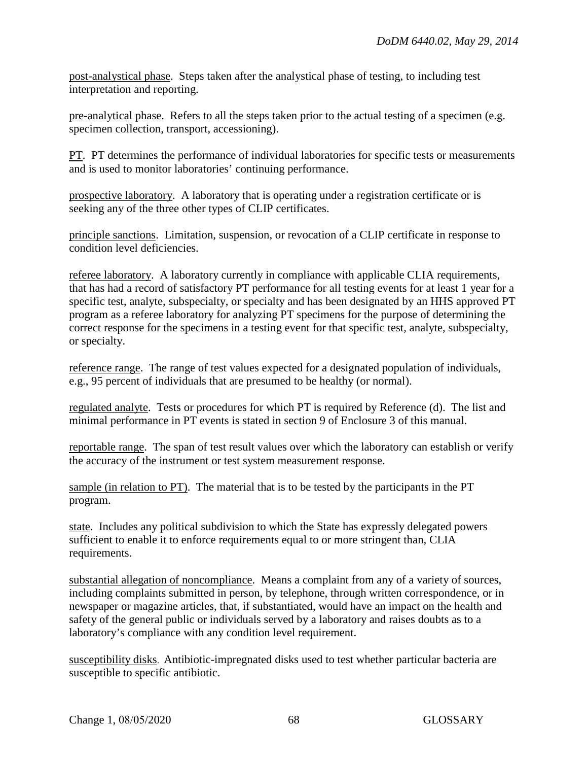post-analystical phase. Steps taken after the analystical phase of testing, to including test interpretation and reporting.

pre-analytical phase. Refers to all the steps taken prior to the actual testing of a specimen (e.g. specimen collection, transport, accessioning).

PT. PT determines the performance of individual laboratories for specific tests or measurements and is used to monitor laboratories' continuing performance.

prospective laboratory. A laboratory that is operating under a registration certificate or is seeking any of the three other types of CLIP certificates.

principle sanctions. Limitation, suspension, or revocation of a CLIP certificate in response to condition level deficiencies.

referee laboratory. A laboratory currently in compliance with applicable CLIA requirements, that has had a record of satisfactory PT performance for all testing events for at least 1 year for a specific test, analyte, subspecialty, or specialty and has been designated by an HHS approved PT program as a referee laboratory for analyzing PT specimens for the purpose of determining the correct response for the specimens in a testing event for that specific test, analyte, subspecialty, or specialty.

reference range. The range of test values expected for a designated population of individuals, e.g., 95 percent of individuals that are presumed to be healthy (or normal).

regulated analyte. Tests or procedures for which PT is required by Reference (d). The list and minimal performance in PT events is stated in section 9 of Enclosure 3 of this manual.

reportable range. The span of test result values over which the laboratory can establish or verify the accuracy of the instrument or test system measurement response.

sample (in relation to PT). The material that is to be tested by the participants in the PT program.

state. Includes any political subdivision to which the State has expressly delegated powers sufficient to enable it to enforce requirements equal to or more stringent than, CLIA requirements.

substantial allegation of noncompliance. Means a complaint from any of a variety of sources, including complaints submitted in person, by telephone, through written correspondence, or in newspaper or magazine articles, that, if substantiated, would have an impact on the health and safety of the general public or individuals served by a laboratory and raises doubts as to a laboratory's compliance with any condition level requirement.

susceptibility disks. Antibiotic-impregnated disks used to test whether particular bacteria are susceptible to specific antibiotic.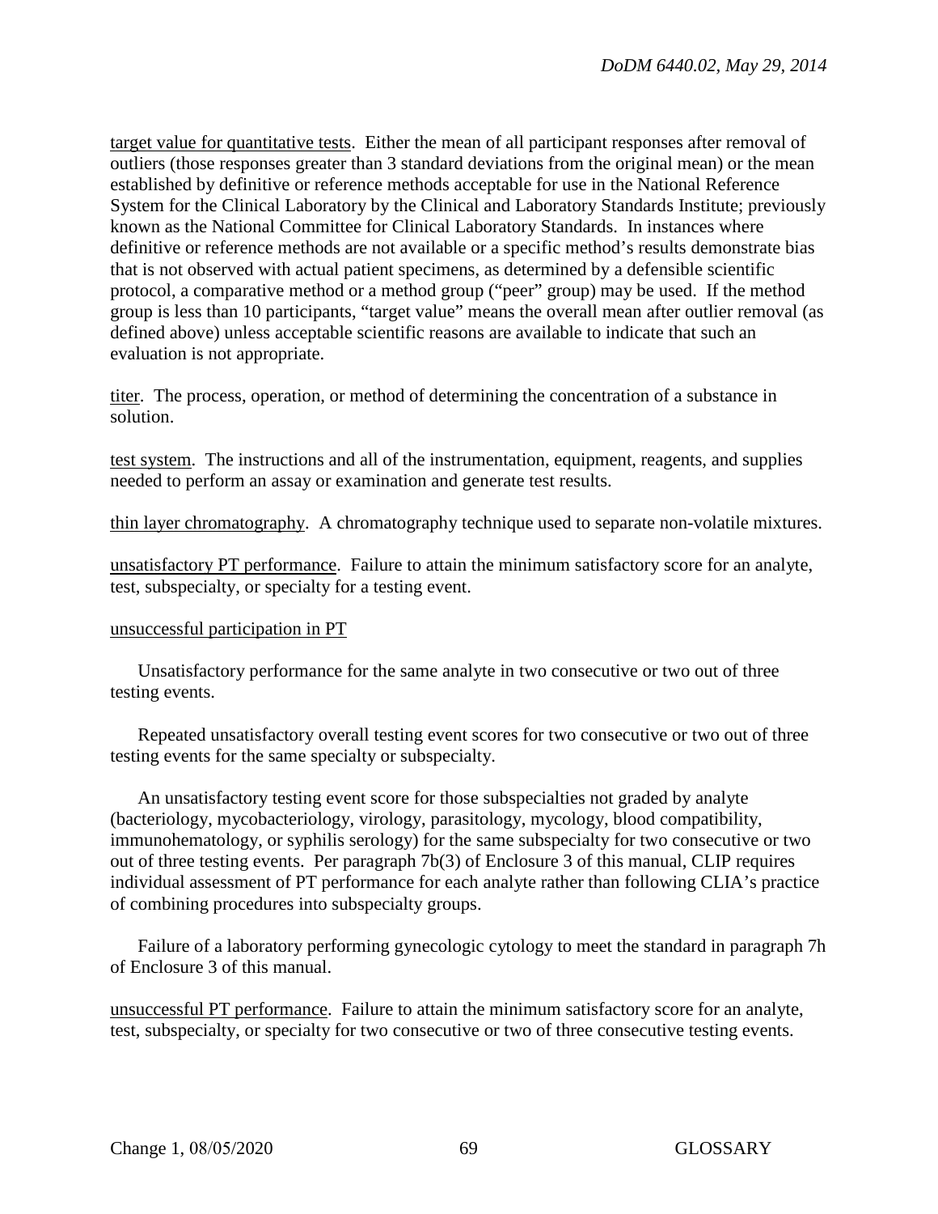<u>target value for quantitative tests</u>. Either the mean of all participant responses after removal of outliers (those responses greater than 3 standard deviations from the original mean) or the mean established by definitive or reference methods acceptable for use in the National Reference System for the Clinical Laboratory by the Clinical and Laboratory Standards Institute; previously known as the National Committee for Clinical Laboratory Standards. In instances where definitive or reference methods are not available or a specific method's results demonstrate bias that is not observed with actual patient specimens, as determined by a defensible scientific protocol, a comparative method or a method group ("peer" group) may be used. If the method group is less than 10 participants, "target value" means the overall mean after outlier removal (as defined above) unless acceptable scientific reasons are available to indicate that such an evaluation is not appropriate.

<u>titer</u>. The process, operation, or method of determining the concentration of a substance in solution.

<u>test system</u>. The instructions and all of the instrumentation, equipment, reagents, and supplies needed to perform an assay or examination and generate test results.

<u>thin layer chromatography</u>. A chromatography technique used to separate non-volatile mixtures.

<u>unsatisfactory PT performance</u>. Failure to attain the minimum satisfactory score for an analyte, test, subspecialty, or specialty for a testing event.

<u>unsuccessful participation in PT</u>

Unsatisfactory performance for the same analyte in two consecutive or two out of three testing events.

Repeated unsatisfactory overall testing event scores for two consecutive or two out of three testing events for the same specialty or subspecialty.

An unsatisfactory testing event score for those subspecialties not graded by analyte (bacteriology, mycobacteriology, virology, parasitology, mycology, blood compatibility, immunohematology, or syphilis serology) for the same subspecialty for two consecutive or two out of three testing events. Per paragraph 7b(3) of Enclosure 3 of this manual, CLIP requires individual assessment of PT performance for each analyte rather than following CLIA's practice of combining procedures into subspecialty groups.

Failure of a laboratory performing gynecologic cytology to meet the standard in paragraph 7h of Enclosure 3 of this manual.

<u>unsuccessful PT performance</u>. Failure to attain the minimum satisfactory score for an analyte, test, subspecialty, or specialty for two consecutive or two of three consecutive testing events.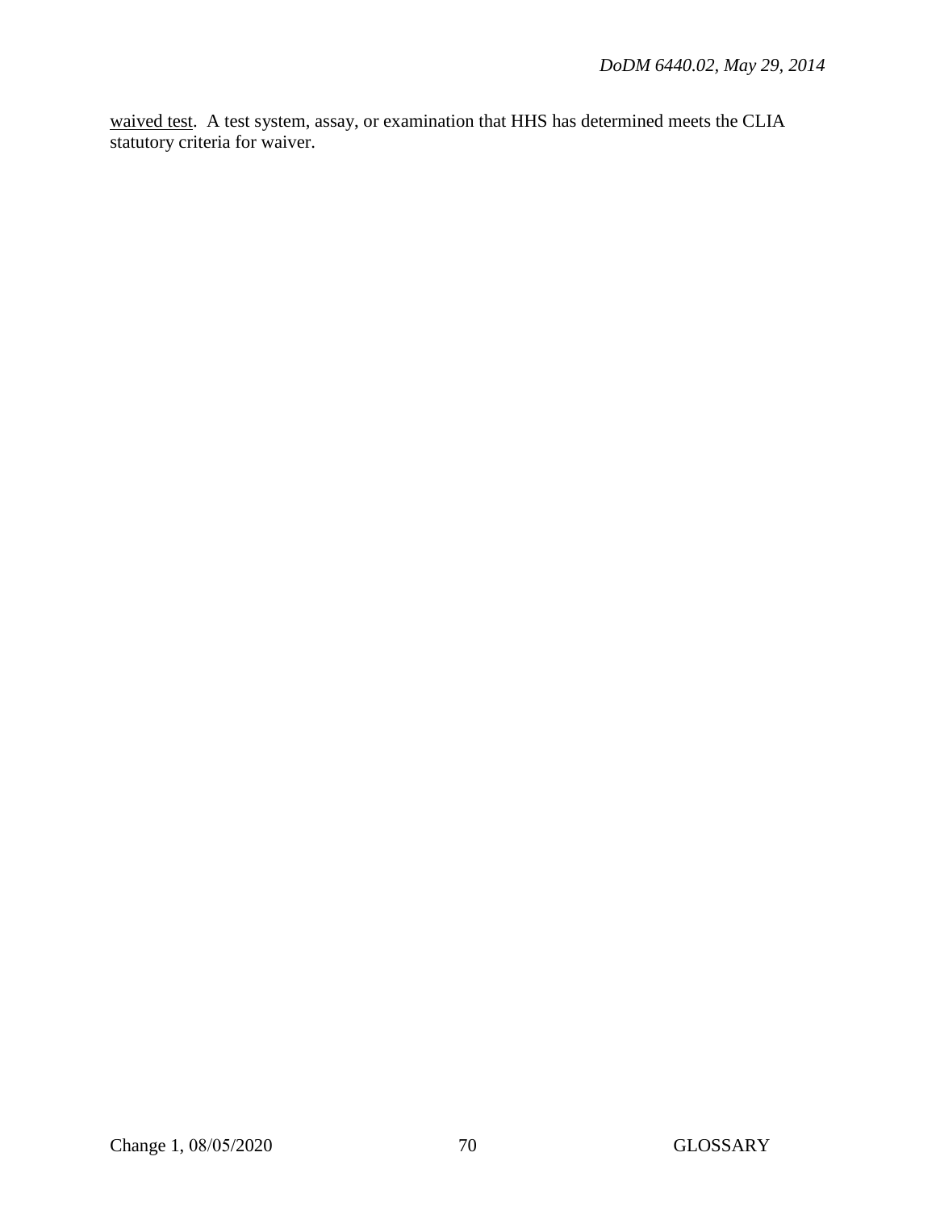<u>waived test</u>. A test system, assay, or examination that HHS has determined meets the CLIA statutory criteria for waiver.